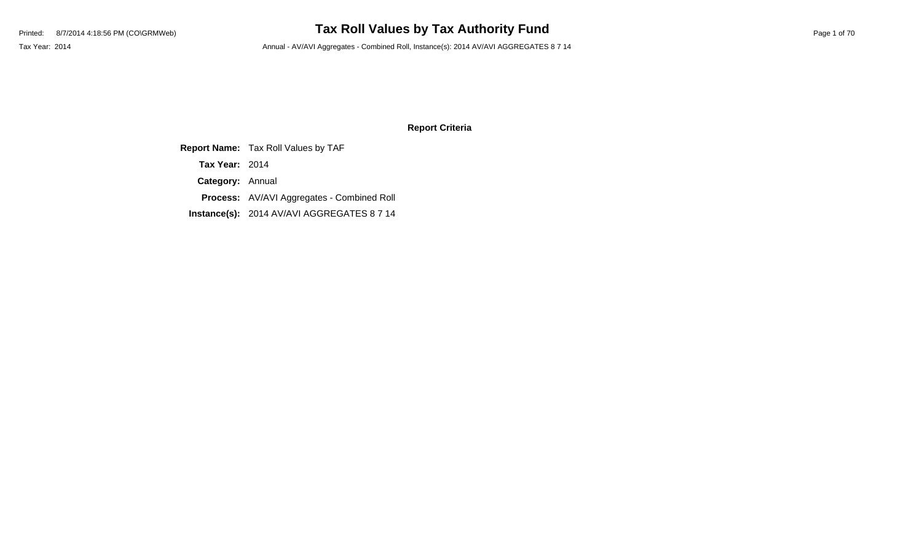# Tax Roll Values by Tax Authority Fund

Printed: 8/7/2014 4:18:56 PM (CO\GRMWeb)

Tax Year: 2014

Annual - AV/AVI Aggregates - Combined Roll, Instance(s): 2014 AV/AVI AGGREGATES 8 7 14

## Report Criteria

**Report Name:** Tax Roll Values by TAF

**Tax Year:** 2014

**Category:** Annual

**Process:** AV/AVI Aggregates - Combined Roll

**Instance(s):** 2014 AV/AVI AGGREGATES 8 7 14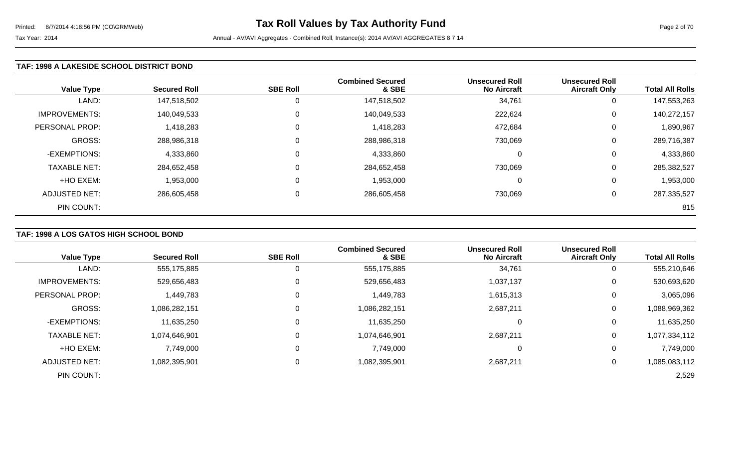### TAF: 1998 A LAKESIDE SCHOOL DISTRICT BOND

| Value Type | Secured Roll | SBE Roll | Combined Secured & SBE | Unsecured Roll No Aircraft | Unsecured Roll Aircraft Only | Total All Rolls |
|---|---|---|---|---|---|---|
| LAND: | 147,518,502 | 0 | 147,518,502 | 34,761 | 0 | 147,553,263 |
| IMPROVEMENTS: | 140,049,533 | 0 | 140,049,533 | 222,624 | 0 | 140,272,157 |
| PERSONAL PROP: | 1,418,283 | 0 | 1,418,283 | 472,684 | 0 | 1,890,967 |
| GROSS: | 288,986,318 | 0 | 288,986,318 | 730,069 | 0 | 289,716,387 |
| -EXEMPTIONS: | 4,333,860 | 0 | 4,333,860 | 0 | 0 | 4,333,860 |
| TAXABLE NET: | 284,652,458 | 0 | 284,652,458 | 730,069 | 0 | 285,382,527 |
| +HO EXEM: | 1,953,000 | 0 | 1,953,000 | 0 | 0 | 1,953,000 |
| ADJUSTED NET: | 286,605,458 | 0 | 286,605,458 | 730,069 | 0 | 287,335,527 |
| PIN COUNT: | | | | | | 815 |

### TAF: 1998 A LOS GATOS HIGH SCHOOL BOND

| Value Type | Secured Roll | SBE Roll | Combined Secured & SBE | Unsecured Roll No Aircraft | Unsecured Roll Aircraft Only | Total All Rolls |
|---|---|---|---|---|---|---|
| LAND: | 555,175,885 | 0 | 555,175,885 | 34,761 | 0 | 555,210,646 |
| IMPROVEMENTS: | 529,656,483 | 0 | 529,656,483 | 1,037,137 | 0 | 530,693,620 |
| PERSONAL PROP: | 1,449,783 | 0 | 1,449,783 | 1,615,313 | 0 | 3,065,096 |
| GROSS: | 1,086,282,151 | 0 | 1,086,282,151 | 2,687,211 | 0 | 1,088,969,362 |
| -EXEMPTIONS: | 11,635,250 | 0 | 11,635,250 | 0 | 0 | 11,635,250 |
| TAXABLE NET: | 1,074,646,901 | 0 | 1,074,646,901 | 2,687,211 | 0 | 1,077,334,112 |
| +HO EXEM: | 7,749,000 | 0 | 7,749,000 | 0 | 0 | 7,749,000 |
| ADJUSTED NET: | 1,082,395,901 | 0 | 1,082,395,901 | 2,687,211 | 0 | 1,085,083,112 |
| PIN COUNT: | | | | | | 2,529 |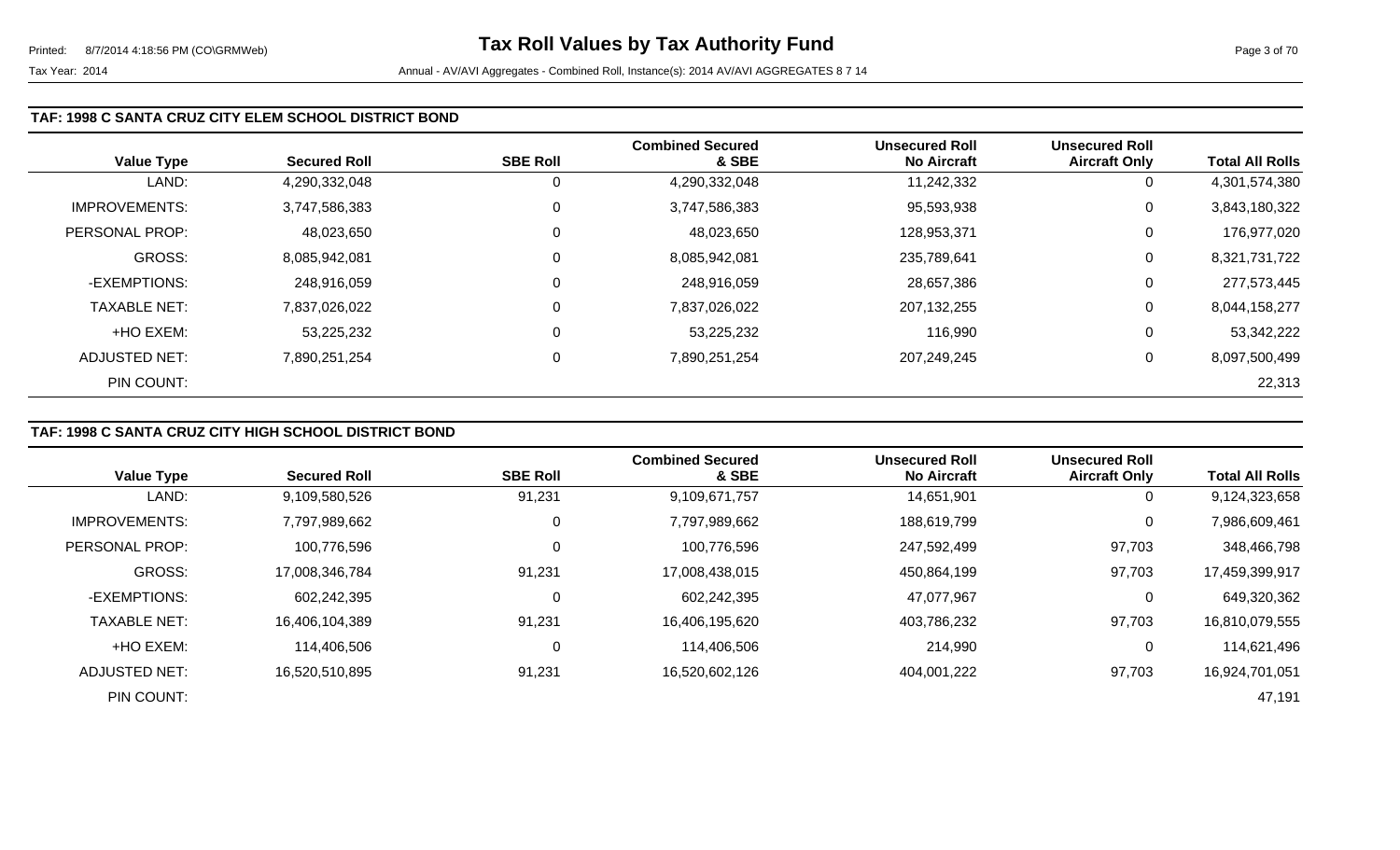## TAF: 1998 C SANTA CRUZ CITY ELEM SCHOOL DISTRICT BOND

| Value Type | Secured Roll | SBE Roll | Combined Secured & SBE | Unsecured Roll No Aircraft | Unsecured Roll Aircraft Only | Total All Rolls |
|---|---|---|---|---|---|---|
| LAND: | 4,290,332,048 | 0 | 4,290,332,048 | 11,242,332 | 0 | 4,301,574,380 |
| IMPROVEMENTS: | 3,747,586,383 | 0 | 3,747,586,383 | 95,593,938 | 0 | 3,843,180,322 |
| PERSONAL PROP: | 48,023,650 | 0 | 48,023,650 | 128,953,371 | 0 | 176,977,020 |
| GROSS: | 8,085,942,081 | 0 | 8,085,942,081 | 235,789,641 | 0 | 8,321,731,722 |
| -EXEMPTIONS: | 248,916,059 | 0 | 248,916,059 | 28,657,386 | 0 | 277,573,445 |
| TAXABLE NET: | 7,837,026,022 | 0 | 7,837,026,022 | 207,132,255 | 0 | 8,044,158,277 |
| +HO EXEM: | 53,225,232 | 0 | 53,225,232 | 116,990 | 0 | 53,342,222 |
| ADJUSTED NET: | 7,890,251,254 | 0 | 7,890,251,254 | 207,249,245 | 0 | 8,097,500,499 |
| PIN COUNT: | | | | | | 22,313 |

## TAF: 1998 C SANTA CRUZ CITY HIGH SCHOOL DISTRICT BOND

| Value Type | Secured Roll | SBE Roll | Combined Secured & SBE | Unsecured Roll No Aircraft | Unsecured Roll Aircraft Only | Total All Rolls |
|---|---|---|---|---|---|---|
| LAND: | 9,109,580,526 | 91,231 | 9,109,671,757 | 14,651,901 | 0 | 9,124,323,658 |
| IMPROVEMENTS: | 7,797,989,662 | 0 | 7,797,989,662 | 188,619,799 | 0 | 7,986,609,461 |
| PERSONAL PROP: | 100,776,596 | 0 | 100,776,596 | 247,592,499 | 97,703 | 348,466,798 |
| GROSS: | 17,008,346,784 | 91,231 | 17,008,438,015 | 450,864,199 | 97,703 | 17,459,399,917 |
| -EXEMPTIONS: | 602,242,395 | 0 | 602,242,395 | 47,077,967 | 0 | 649,320,362 |
| TAXABLE NET: | 16,406,104,389 | 91,231 | 16,406,195,620 | 403,786,232 | 97,703 | 16,810,079,555 |
| +HO EXEM: | 114,406,506 | 0 | 114,406,506 | 214,990 | 0 | 114,621,496 |
| ADJUSTED NET: | 16,520,510,895 | 91,231 | 16,520,602,126 | 404,001,222 | 97,703 | 16,924,701,051 |
| PIN COUNT: | | | | | | 47,191 |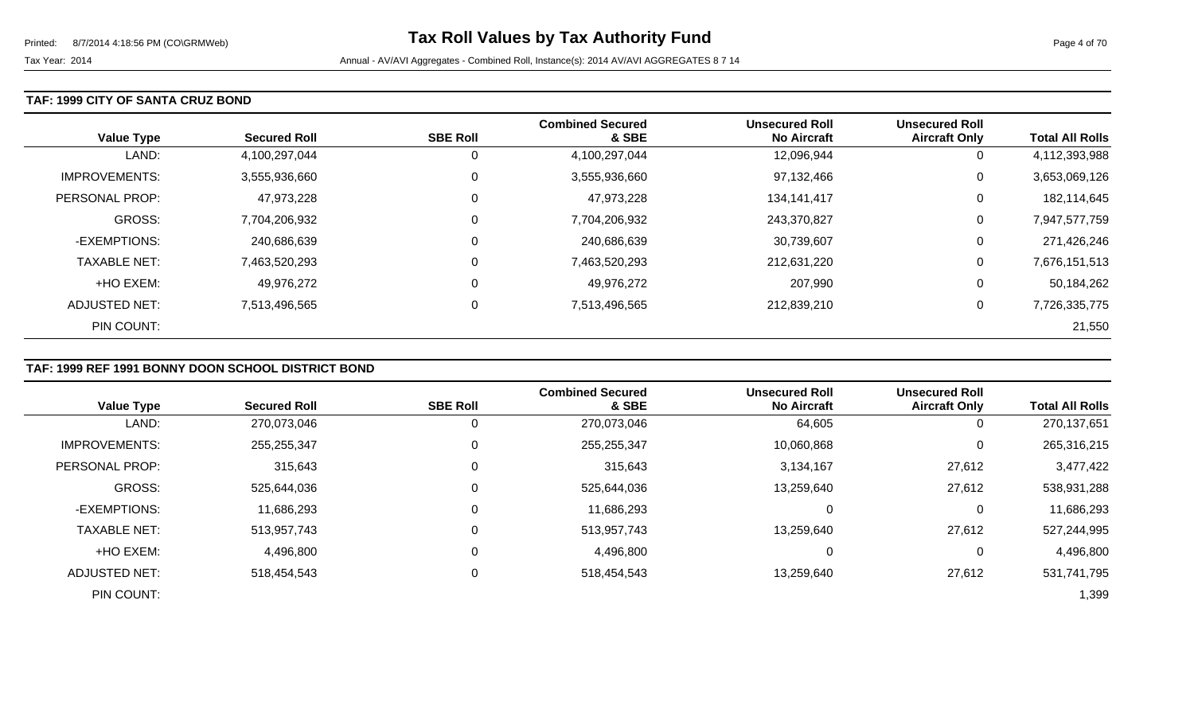## TAF: 1999 CITY OF SANTA CRUZ BOND

| Value Type | Secured Roll | SBE Roll | Combined Secured & SBE | Unsecured Roll No Aircraft | Unsecured Roll Aircraft Only | Total All Rolls |
|---|---|---|---|---|---|---|
| LAND: | 4,100,297,044 | 0 | 4,100,297,044 | 12,096,944 | 0 | 4,112,393,988 |
| IMPROVEMENTS: | 3,555,936,660 | 0 | 3,555,936,660 | 97,132,466 | 0 | 3,653,069,126 |
| PERSONAL PROP: | 47,973,228 | 0 | 47,973,228 | 134,141,417 | 0 | 182,114,645 |
| GROSS: | 7,704,206,932 | 0 | 7,704,206,932 | 243,370,827 | 0 | 7,947,577,759 |
| -EXEMPTIONS: | 240,686,639 | 0 | 240,686,639 | 30,739,607 | 0 | 271,426,246 |
| TAXABLE NET: | 7,463,520,293 | 0 | 7,463,520,293 | 212,631,220 | 0 | 7,676,151,513 |
| +HO EXEM: | 49,976,272 | 0 | 49,976,272 | 207,990 | 0 | 50,184,262 |
| ADJUSTED NET: | 7,513,496,565 | 0 | 7,513,496,565 | 212,839,210 | 0 | 7,726,335,775 |
| PIN COUNT: | | | | | | 21,550 |

## TAF: 1999 REF 1991 BONNY DOON SCHOOL DISTRICT BOND

| Value Type | Secured Roll | SBE Roll | Combined Secured & SBE | Unsecured Roll No Aircraft | Unsecured Roll Aircraft Only | Total All Rolls |
|---|---|---|---|---|---|---|
| LAND: | 270,073,046 | 0 | 270,073,046 | 64,605 | 0 | 270,137,651 |
| IMPROVEMENTS: | 255,255,347 | 0 | 255,255,347 | 10,060,868 | 0 | 265,316,215 |
| PERSONAL PROP: | 315,643 | 0 | 315,643 | 3,134,167 | 27,612 | 3,477,422 |
| GROSS: | 525,644,036 | 0 | 525,644,036 | 13,259,640 | 27,612 | 538,931,288 |
| -EXEMPTIONS: | 11,686,293 | 0 | 11,686,293 | 0 | 0 | 11,686,293 |
| TAXABLE NET: | 513,957,743 | 0 | 513,957,743 | 13,259,640 | 27,612 | 527,244,995 |
| +HO EXEM: | 4,496,800 | 0 | 4,496,800 | 0 | 0 | 4,496,800 |
| ADJUSTED NET: | 518,454,543 | 0 | 518,454,543 | 13,259,640 | 27,612 | 531,741,795 |
| PIN COUNT: | | | | | | 1,399 |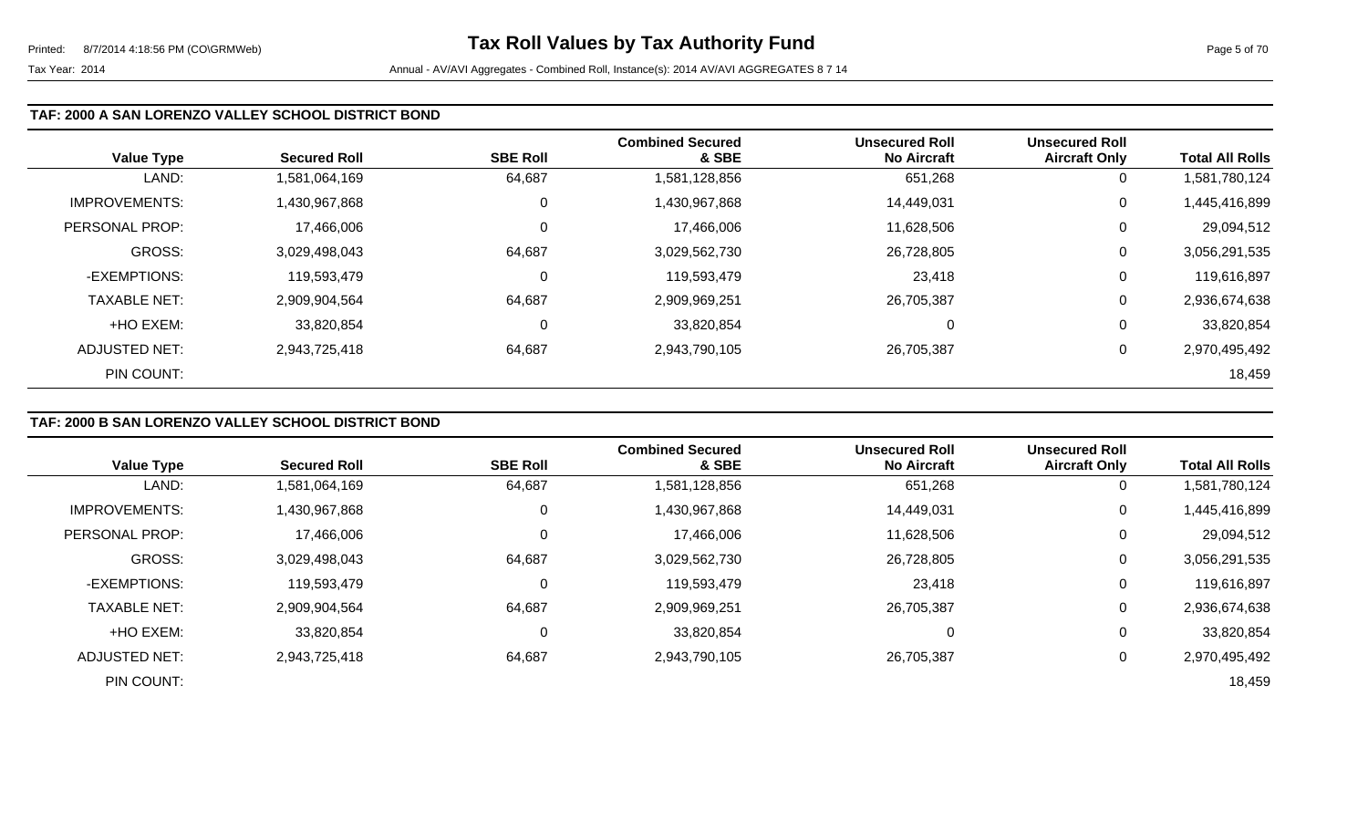## TAF: 2000 A SAN LORENZO VALLEY SCHOOL DISTRICT BOND

| Value Type | Secured Roll | SBE Roll | Combined Secured & SBE | Unsecured Roll No Aircraft | Unsecured Roll Aircraft Only | Total All Rolls |
|---|---|---|---|---|---|---|
| LAND: | 1,581,064,169 | 64,687 | 1,581,128,856 | 651,268 | 0 | 1,581,780,124 |
| IMPROVEMENTS: | 1,430,967,868 | 0 | 1,430,967,868 | 14,449,031 | 0 | 1,445,416,899 |
| PERSONAL PROP: | 17,466,006 | 0 | 17,466,006 | 11,628,506 | 0 | 29,094,512 |
| GROSS: | 3,029,498,043 | 64,687 | 3,029,562,730 | 26,728,805 | 0 | 3,056,291,535 |
| -EXEMPTIONS: | 119,593,479 | 0 | 119,593,479 | 23,418 | 0 | 119,616,897 |
| TAXABLE NET: | 2,909,904,564 | 64,687 | 2,909,969,251 | 26,705,387 | 0 | 2,936,674,638 |
| +HO EXEM: | 33,820,854 | 0 | 33,820,854 | 0 | 0 | 33,820,854 |
| ADJUSTED NET: | 2,943,725,418 | 64,687 | 2,943,790,105 | 26,705,387 | 0 | 2,970,495,492 |
| PIN COUNT: | | | | | | 18,459 |

## TAF: 2000 B SAN LORENZO VALLEY SCHOOL DISTRICT BOND

| Value Type | Secured Roll | SBE Roll | Combined Secured & SBE | Unsecured Roll No Aircraft | Unsecured Roll Aircraft Only | Total All Rolls |
|---|---|---|---|---|---|---|
| LAND: | 1,581,064,169 | 64,687 | 1,581,128,856 | 651,268 | 0 | 1,581,780,124 |
| IMPROVEMENTS: | 1,430,967,868 | 0 | 1,430,967,868 | 14,449,031 | 0 | 1,445,416,899 |
| PERSONAL PROP: | 17,466,006 | 0 | 17,466,006 | 11,628,506 | 0 | 29,094,512 |
| GROSS: | 3,029,498,043 | 64,687 | 3,029,562,730 | 26,728,805 | 0 | 3,056,291,535 |
| -EXEMPTIONS: | 119,593,479 | 0 | 119,593,479 | 23,418 | 0 | 119,616,897 |
| TAXABLE NET: | 2,909,904,564 | 64,687 | 2,909,969,251 | 26,705,387 | 0 | 2,936,674,638 |
| +HO EXEM: | 33,820,854 | 0 | 33,820,854 | 0 | 0 | 33,820,854 |
| ADJUSTED NET: | 2,943,725,418 | 64,687 | 2,943,790,105 | 26,705,387 | 0 | 2,970,495,492 |
| PIN COUNT: | | | | | | 18,459 |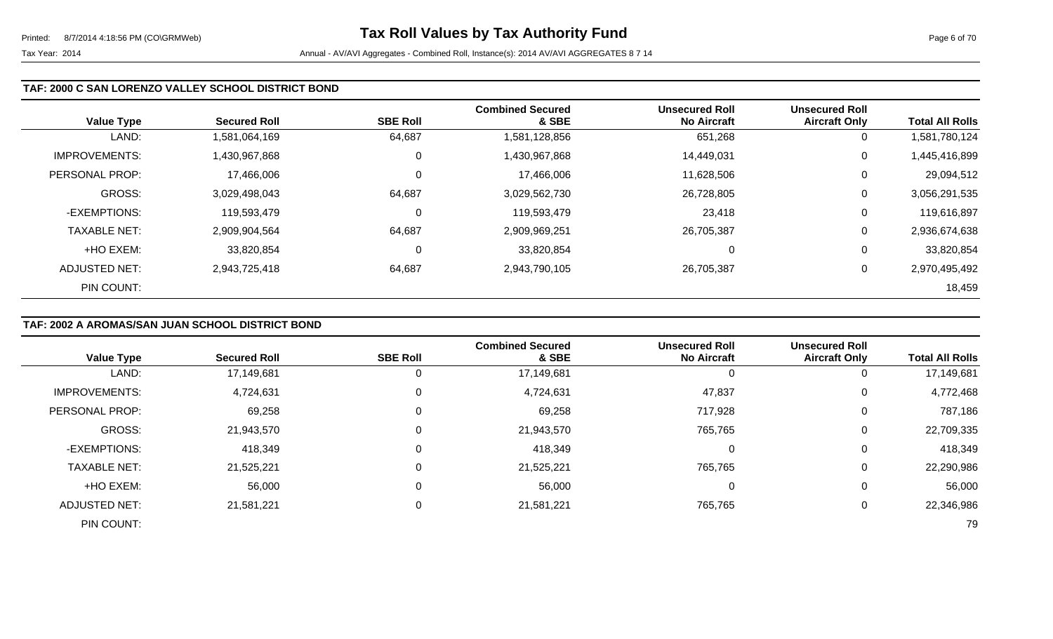### TAF: 2000 C SAN LORENZO VALLEY SCHOOL DISTRICT BOND

| Value Type | Secured Roll | SBE Roll | Combined Secured & SBE | Unsecured Roll No Aircraft | Unsecured Roll Aircraft Only | Total All Rolls |
|---|---|---|---|---|---|---|
| LAND: | 1,581,064,169 | 64,687 | 1,581,128,856 | 651,268 | 0 | 1,581,780,124 |
| IMPROVEMENTS: | 1,430,967,868 | 0 | 1,430,967,868 | 14,449,031 | 0 | 1,445,416,899 |
| PERSONAL PROP: | 17,466,006 | 0 | 17,466,006 | 11,628,506 | 0 | 29,094,512 |
| GROSS: | 3,029,498,043 | 64,687 | 3,029,562,730 | 26,728,805 | 0 | 3,056,291,535 |
| -EXEMPTIONS: | 119,593,479 | 0 | 119,593,479 | 23,418 | 0 | 119,616,897 |
| TAXABLE NET: | 2,909,904,564 | 64,687 | 2,909,969,251 | 26,705,387 | 0 | 2,936,674,638 |
| +HO EXEM: | 33,820,854 | 0 | 33,820,854 | 0 | 0 | 33,820,854 |
| ADJUSTED NET: | 2,943,725,418 | 64,687 | 2,943,790,105 | 26,705,387 | 0 | 2,970,495,492 |
| PIN COUNT: | | | | | | 18,459 |

### TAF: 2002 A AROMAS/SAN JUAN SCHOOL DISTRICT BOND

| Value Type | Secured Roll | SBE Roll | Combined Secured & SBE | Unsecured Roll No Aircraft | Unsecured Roll Aircraft Only | Total All Rolls |
|---|---|---|---|---|---|---|
| LAND: | 17,149,681 | 0 | 17,149,681 | 0 | 0 | 17,149,681 |
| IMPROVEMENTS: | 4,724,631 | 0 | 4,724,631 | 47,837 | 0 | 4,772,468 |
| PERSONAL PROP: | 69,258 | 0 | 69,258 | 717,928 | 0 | 787,186 |
| GROSS: | 21,943,570 | 0 | 21,943,570 | 765,765 | 0 | 22,709,335 |
| -EXEMPTIONS: | 418,349 | 0 | 418,349 | 0 | 0 | 418,349 |
| TAXABLE NET: | 21,525,221 | 0 | 21,525,221 | 765,765 | 0 | 22,290,986 |
| +HO EXEM: | 56,000 | 0 | 56,000 | 0 | 0 | 56,000 |
| ADJUSTED NET: | 21,581,221 | 0 | 21,581,221 | 765,765 | 0 | 22,346,986 |
| PIN COUNT: | | | | | | 79 |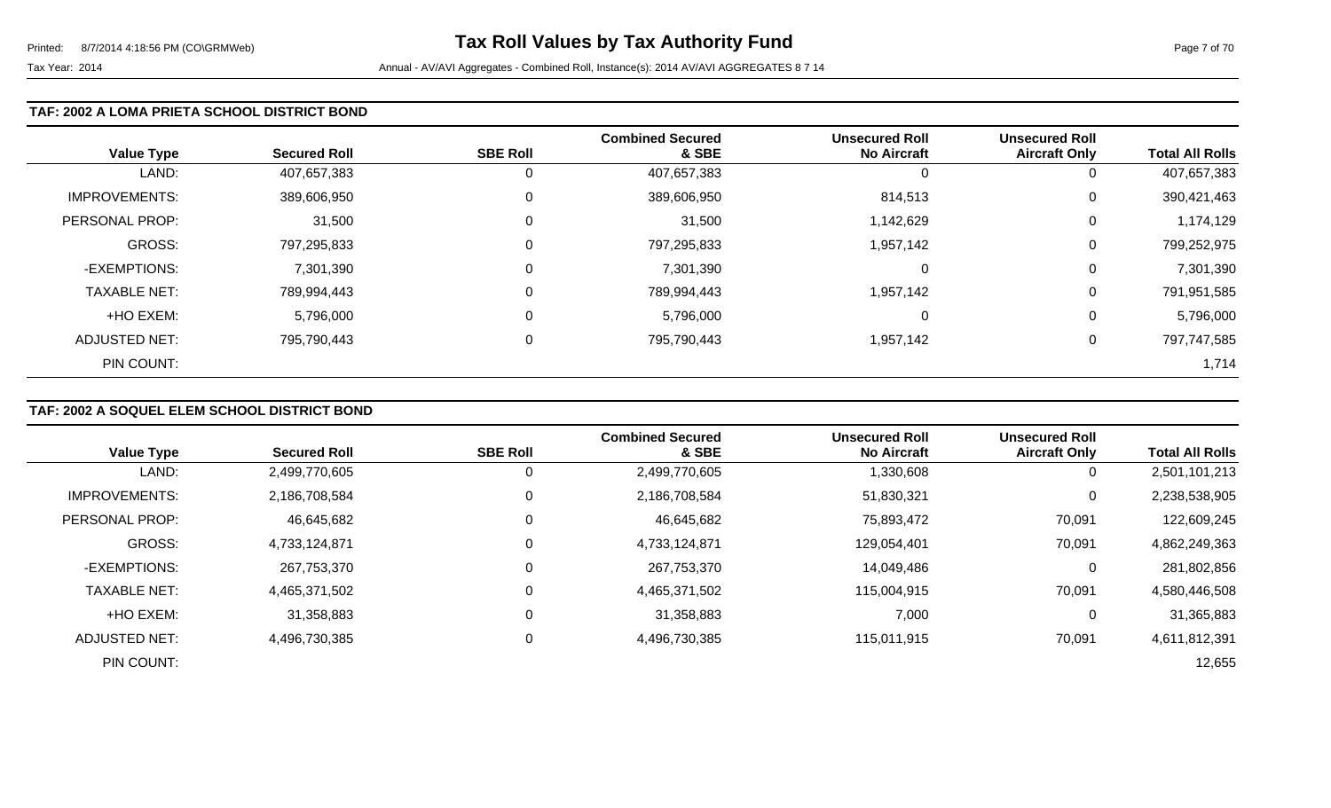### TAF: 2002 A LOMA PRIETA SCHOOL DISTRICT BOND

| Value Type | Secured Roll | SBE Roll | Combined Secured & SBE | Unsecured Roll No Aircraft | Unsecured Roll Aircraft Only | Total All Rolls |
|---|---|---|---|---|---|---|
| LAND: | 407,657,383 | 0 | 407,657,383 | 0 | 0 | 407,657,383 |
| IMPROVEMENTS: | 389,606,950 | 0 | 389,606,950 | 814,513 | 0 | 390,421,463 |
| PERSONAL PROP: | 31,500 | 0 | 31,500 | 1,142,629 | 0 | 1,174,129 |
| GROSS: | 797,295,833 | 0 | 797,295,833 | 1,957,142 | 0 | 799,252,975 |
| -EXEMPTIONS: | 7,301,390 | 0 | 7,301,390 | 0 | 0 | 7,301,390 |
| TAXABLE NET: | 789,994,443 | 0 | 789,994,443 | 1,957,142 | 0 | 791,951,585 |
| +HO EXEM: | 5,796,000 | 0 | 5,796,000 | 0 | 0 | 5,796,000 |
| ADJUSTED NET: | 795,790,443 | 0 | 795,790,443 | 1,957,142 | 0 | 797,747,585 |
| PIN COUNT: | | | | | | 1,714 |

### TAF: 2002 A SOQUEL ELEM SCHOOL DISTRICT BOND

| Value Type | Secured Roll | SBE Roll | Combined Secured & SBE | Unsecured Roll No Aircraft | Unsecured Roll Aircraft Only | Total All Rolls |
|---|---|---|---|---|---|---|
| LAND: | 2,499,770,605 | 0 | 2,499,770,605 | 1,330,608 | 0 | 2,501,101,213 |
| IMPROVEMENTS: | 2,186,708,584 | 0 | 2,186,708,584 | 51,830,321 | 0 | 2,238,538,905 |
| PERSONAL PROP: | 46,645,682 | 0 | 46,645,682 | 75,893,472 | 70,091 | 122,609,245 |
| GROSS: | 4,733,124,871 | 0 | 4,733,124,871 | 129,054,401 | 70,091 | 4,862,249,363 |
| -EXEMPTIONS: | 267,753,370 | 0 | 267,753,370 | 14,049,486 | 0 | 281,802,856 |
| TAXABLE NET: | 4,465,371,502 | 0 | 4,465,371,502 | 115,004,915 | 70,091 | 4,580,446,508 |
| +HO EXEM: | 31,358,883 | 0 | 31,358,883 | 7,000 | 0 | 31,365,883 |
| ADJUSTED NET: | 4,496,730,385 | 0 | 4,496,730,385 | 115,011,915 | 70,091 | 4,611,812,391 |
| PIN COUNT: | | | | | | 12,655 |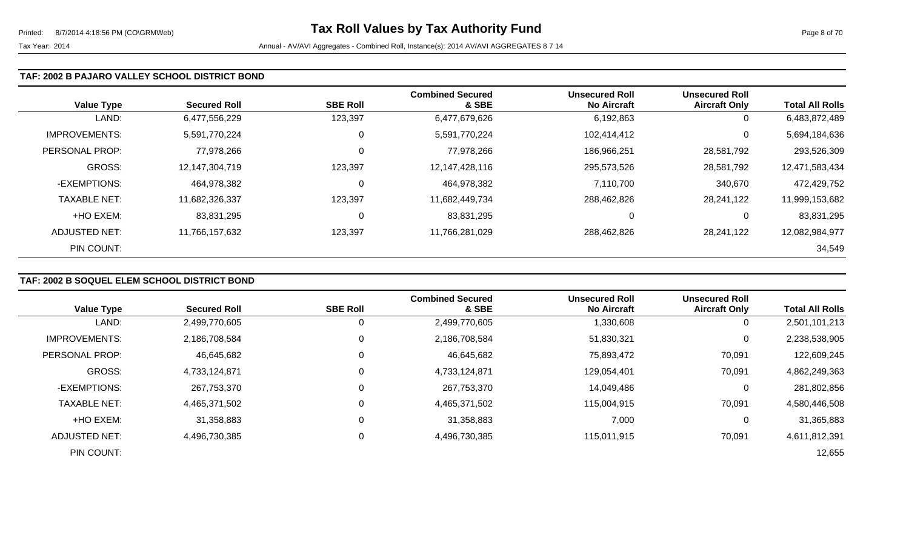Tax Roll Values by Tax Authority Fund

Tax Year: 2014

Annual - AV/AVI Aggregates - Combined Roll, Instance(s): 2014 AV/AVI AGGREGATES 8 7 14

### TAF: 2002 B PAJARO VALLEY SCHOOL DISTRICT BOND

| Value Type | Secured Roll | SBE Roll | Combined Secured & SBE | Unsecured Roll No Aircraft | Unsecured Roll Aircraft Only | Total All Rolls |
|---|---|---|---|---|---|---|
| LAND: | 6,477,556,229 | 123,397 | 6,477,679,626 | 6,192,863 | 0 | 6,483,872,489 |
| IMPROVEMENTS: | 5,591,770,224 | 0 | 5,591,770,224 | 102,414,412 | 0 | 5,694,184,636 |
| PERSONAL PROP: | 77,978,266 | 0 | 77,978,266 | 186,966,251 | 28,581,792 | 293,526,309 |
| GROSS: | 12,147,304,719 | 123,397 | 12,147,428,116 | 295,573,526 | 28,581,792 | 12,471,583,434 |
| -EXEMPTIONS: | 464,978,382 | 0 | 464,978,382 | 7,110,700 | 340,670 | 472,429,752 |
| TAXABLE NET: | 11,682,326,337 | 123,397 | 11,682,449,734 | 288,462,826 | 28,241,122 | 11,999,153,682 |
| +HO EXEM: | 83,831,295 | 0 | 83,831,295 | 0 | 0 | 83,831,295 |
| ADJUSTED NET: | 11,766,157,632 | 123,397 | 11,766,281,029 | 288,462,826 | 28,241,122 | 12,082,984,977 |
| PIN COUNT: | | | | | | 34,549 |

### TAF: 2002 B SOQUEL ELEM SCHOOL DISTRICT BOND

| Value Type | Secured Roll | SBE Roll | Combined Secured & SBE | Unsecured Roll No Aircraft | Unsecured Roll Aircraft Only | Total All Rolls |
|---|---|---|---|---|---|---|
| LAND: | 2,499,770,605 | 0 | 2,499,770,605 | 1,330,608 | 0 | 2,501,101,213 |
| IMPROVEMENTS: | 2,186,708,584 | 0 | 2,186,708,584 | 51,830,321 | 0 | 2,238,538,905 |
| PERSONAL PROP: | 46,645,682 | 0 | 46,645,682 | 75,893,472 | 70,091 | 122,609,245 |
| GROSS: | 4,733,124,871 | 0 | 4,733,124,871 | 129,054,401 | 70,091 | 4,862,249,363 |
| -EXEMPTIONS: | 267,753,370 | 0 | 267,753,370 | 14,049,486 | 0 | 281,802,856 |
| TAXABLE NET: | 4,465,371,502 | 0 | 4,465,371,502 | 115,004,915 | 70,091 | 4,580,446,508 |
| +HO EXEM: | 31,358,883 | 0 | 31,358,883 | 7,000 | 0 | 31,365,883 |
| ADJUSTED NET: | 4,496,730,385 | 0 | 4,496,730,385 | 115,011,915 | 70,091 | 4,611,812,391 |
| PIN COUNT: | | | | | | 12,655 |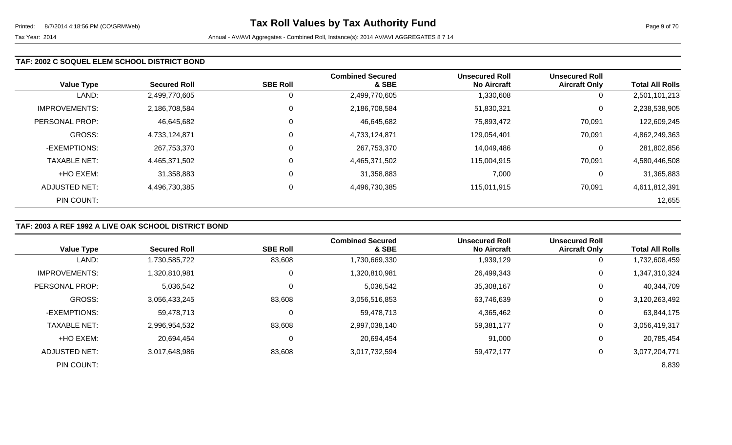### TAF: 2002 C SOQUEL ELEM SCHOOL DISTRICT BOND

| Value Type | Secured Roll | SBE Roll | Combined Secured & SBE | Unsecured Roll No Aircraft | Unsecured Roll Aircraft Only | Total All Rolls |
|---|---|---|---|---|---|---|
| LAND: | 2,499,770,605 | 0 | 2,499,770,605 | 1,330,608 | 0 | 2,501,101,213 |
| IMPROVEMENTS: | 2,186,708,584 | 0 | 2,186,708,584 | 51,830,321 | 0 | 2,238,538,905 |
| PERSONAL PROP: | 46,645,682 | 0 | 46,645,682 | 75,893,472 | 70,091 | 122,609,245 |
| GROSS: | 4,733,124,871 | 0 | 4,733,124,871 | 129,054,401 | 70,091 | 4,862,249,363 |
| -EXEMPTIONS: | 267,753,370 | 0 | 267,753,370 | 14,049,486 | 0 | 281,802,856 |
| TAXABLE NET: | 4,465,371,502 | 0 | 4,465,371,502 | 115,004,915 | 70,091 | 4,580,446,508 |
| +HO EXEM: | 31,358,883 | 0 | 31,358,883 | 7,000 | 0 | 31,365,883 |
| ADJUSTED NET: | 4,496,730,385 | 0 | 4,496,730,385 | 115,011,915 | 70,091 | 4,611,812,391 |
| PIN COUNT: | | | | | | 12,655 |

### TAF: 2003 A REF 1992 A LIVE OAK SCHOOL DISTRICT BOND

| Value Type | Secured Roll | SBE Roll | Combined Secured & SBE | Unsecured Roll No Aircraft | Unsecured Roll Aircraft Only | Total All Rolls |
|---|---|---|---|---|---|---|
| LAND: | 1,730,585,722 | 83,608 | 1,730,669,330 | 1,939,129 | 0 | 1,732,608,459 |
| IMPROVEMENTS: | 1,320,810,981 | 0 | 1,320,810,981 | 26,499,343 | 0 | 1,347,310,324 |
| PERSONAL PROP: | 5,036,542 | 0 | 5,036,542 | 35,308,167 | 0 | 40,344,709 |
| GROSS: | 3,056,433,245 | 83,608 | 3,056,516,853 | 63,746,639 | 0 | 3,120,263,492 |
| -EXEMPTIONS: | 59,478,713 | 0 | 59,478,713 | 4,365,462 | 0 | 63,844,175 |
| TAXABLE NET: | 2,996,954,532 | 83,608 | 2,997,038,140 | 59,381,177 | 0 | 3,056,419,317 |
| +HO EXEM: | 20,694,454 | 0 | 20,694,454 | 91,000 | 0 | 20,785,454 |
| ADJUSTED NET: | 3,017,648,986 | 83,608 | 3,017,732,594 | 59,472,177 | 0 | 3,077,204,771 |
| PIN COUNT: | | | | | | 8,839 |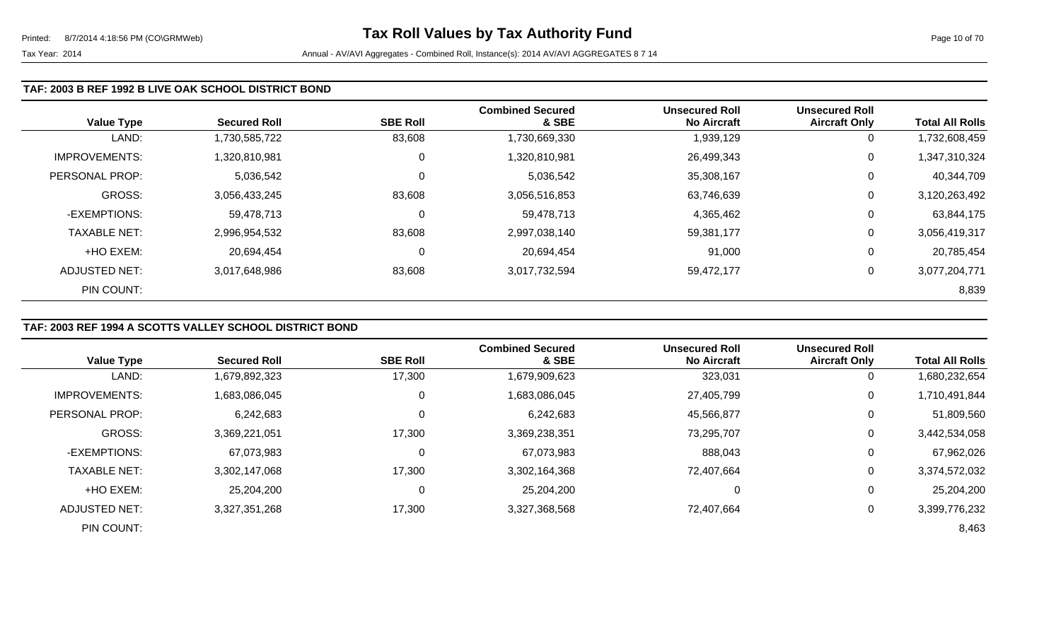### TAF: 2003 B REF 1992 B LIVE OAK SCHOOL DISTRICT BOND

| Value Type | Secured Roll | SBE Roll | Combined Secured & SBE | Unsecured Roll No Aircraft | Unsecured Roll Aircraft Only | Total All Rolls |
|---|---|---|---|---|---|---|
| LAND: | 1,730,585,722 | 83,608 | 1,730,669,330 | 1,939,129 | 0 | 1,732,608,459 |
| IMPROVEMENTS: | 1,320,810,981 | 0 | 1,320,810,981 | 26,499,343 | 0 | 1,347,310,324 |
| PERSONAL PROP: | 5,036,542 | 0 | 5,036,542 | 35,308,167 | 0 | 40,344,709 |
| GROSS: | 3,056,433,245 | 83,608 | 3,056,516,853 | 63,746,639 | 0 | 3,120,263,492 |
| -EXEMPTIONS: | 59,478,713 | 0 | 59,478,713 | 4,365,462 | 0 | 63,844,175 |
| TAXABLE NET: | 2,996,954,532 | 83,608 | 2,997,038,140 | 59,381,177 | 0 | 3,056,419,317 |
| +HO EXEM: | 20,694,454 | 0 | 20,694,454 | 91,000 | 0 | 20,785,454 |
| ADJUSTED NET: | 3,017,648,986 | 83,608 | 3,017,732,594 | 59,472,177 | 0 | 3,077,204,771 |
| PIN COUNT: | | | | | | 8,839 |

### TAF: 2003 REF 1994 A SCOTTS VALLEY SCHOOL DISTRICT BOND

| Value Type | Secured Roll | SBE Roll | Combined Secured & SBE | Unsecured Roll No Aircraft | Unsecured Roll Aircraft Only | Total All Rolls |
|---|---|---|---|---|---|---|
| LAND: | 1,679,892,323 | 17,300 | 1,679,909,623 | 323,031 | 0 | 1,680,232,654 |
| IMPROVEMENTS: | 1,683,086,045 | 0 | 1,683,086,045 | 27,405,799 | 0 | 1,710,491,844 |
| PERSONAL PROP: | 6,242,683 | 0 | 6,242,683 | 45,566,877 | 0 | 51,809,560 |
| GROSS: | 3,369,221,051 | 17,300 | 3,369,238,351 | 73,295,707 | 0 | 3,442,534,058 |
| -EXEMPTIONS: | 67,073,983 | 0 | 67,073,983 | 888,043 | 0 | 67,962,026 |
| TAXABLE NET: | 3,302,147,068 | 17,300 | 3,302,164,368 | 72,407,664 | 0 | 3,374,572,032 |
| +HO EXEM: | 25,204,200 | 0 | 25,204,200 | 0 | 0 | 25,204,200 |
| ADJUSTED NET: | 3,327,351,268 | 17,300 | 3,327,368,568 | 72,407,664 | 0 | 3,399,776,232 |
| PIN COUNT: | | | | | | 8,463 |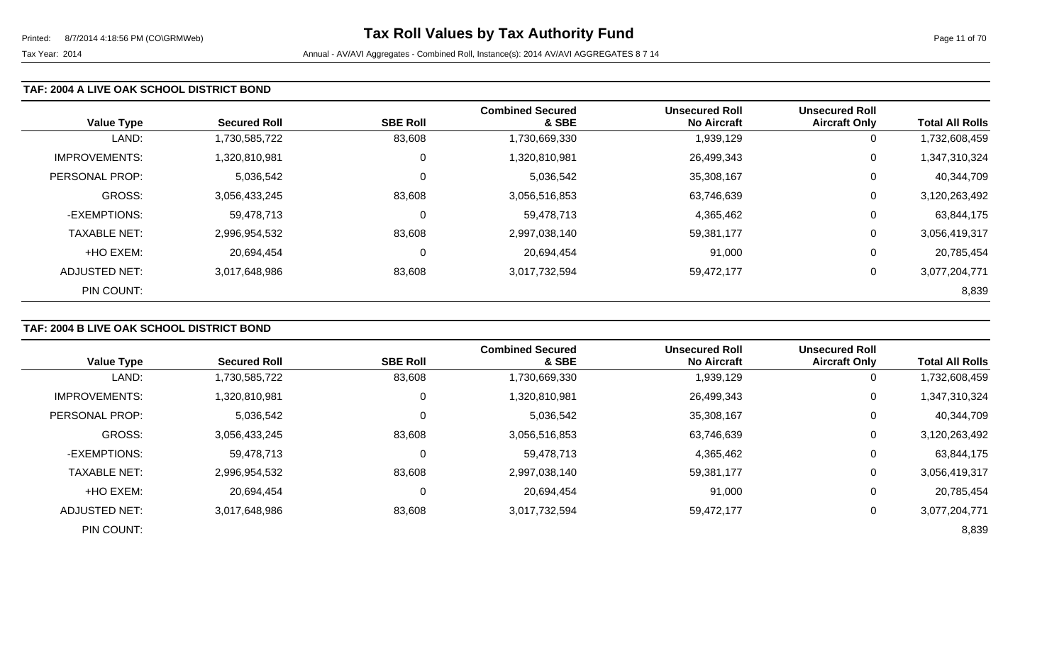## TAF: 2004 A LIVE OAK SCHOOL DISTRICT BOND

| Value Type | Secured Roll | SBE Roll | Combined Secured & SBE | Unsecured Roll No Aircraft | Unsecured Roll Aircraft Only | Total All Rolls |
|---|---|---|---|---|---|---|
| LAND: | 1,730,585,722 | 83,608 | 1,730,669,330 | 1,939,129 | 0 | 1,732,608,459 |
| IMPROVEMENTS: | 1,320,810,981 | 0 | 1,320,810,981 | 26,499,343 | 0 | 1,347,310,324 |
| PERSONAL PROP: | 5,036,542 | 0 | 5,036,542 | 35,308,167 | 0 | 40,344,709 |
| GROSS: | 3,056,433,245 | 83,608 | 3,056,516,853 | 63,746,639 | 0 | 3,120,263,492 |
| -EXEMPTIONS: | 59,478,713 | 0 | 59,478,713 | 4,365,462 | 0 | 63,844,175 |
| TAXABLE NET: | 2,996,954,532 | 83,608 | 2,997,038,140 | 59,381,177 | 0 | 3,056,419,317 |
| +HO EXEM: | 20,694,454 | 0 | 20,694,454 | 91,000 | 0 | 20,785,454 |
| ADJUSTED NET: | 3,017,648,986 | 83,608 | 3,017,732,594 | 59,472,177 | 0 | 3,077,204,771 |
| PIN COUNT: | | | | | | 8,839 |

## TAF: 2004 B LIVE OAK SCHOOL DISTRICT BOND

| Value Type | Secured Roll | SBE Roll | Combined Secured & SBE | Unsecured Roll No Aircraft | Unsecured Roll Aircraft Only | Total All Rolls |
|---|---|---|---|---|---|---|
| LAND: | 1,730,585,722 | 83,608 | 1,730,669,330 | 1,939,129 | 0 | 1,732,608,459 |
| IMPROVEMENTS: | 1,320,810,981 | 0 | 1,320,810,981 | 26,499,343 | 0 | 1,347,310,324 |
| PERSONAL PROP: | 5,036,542 | 0 | 5,036,542 | 35,308,167 | 0 | 40,344,709 |
| GROSS: | 3,056,433,245 | 83,608 | 3,056,516,853 | 63,746,639 | 0 | 3,120,263,492 |
| -EXEMPTIONS: | 59,478,713 | 0 | 59,478,713 | 4,365,462 | 0 | 63,844,175 |
| TAXABLE NET: | 2,996,954,532 | 83,608 | 2,997,038,140 | 59,381,177 | 0 | 3,056,419,317 |
| +HO EXEM: | 20,694,454 | 0 | 20,694,454 | 91,000 | 0 | 20,785,454 |
| ADJUSTED NET: | 3,017,648,986 | 83,608 | 3,017,732,594 | 59,472,177 | 0 | 3,077,204,771 |
| PIN COUNT: | | | | | | 8,839 |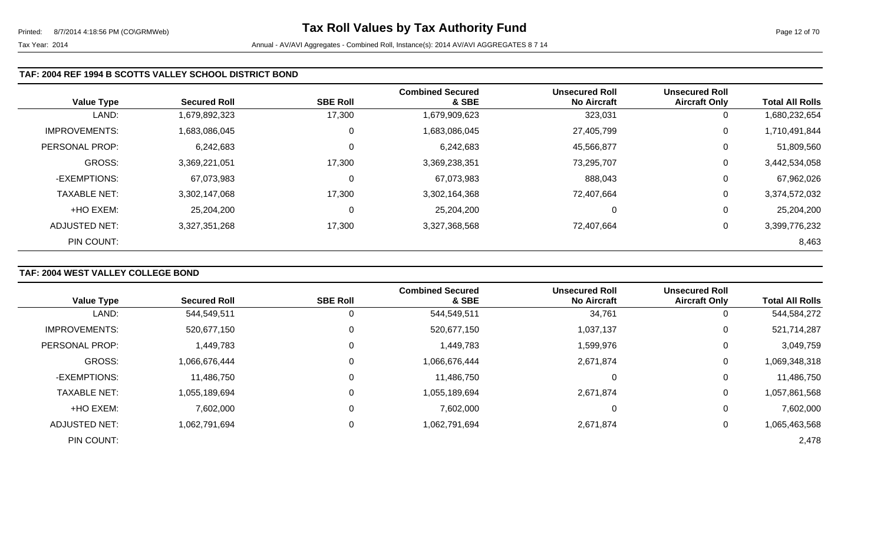### TAF: 2004 REF 1994 B SCOTTS VALLEY SCHOOL DISTRICT BOND

| Value Type | Secured Roll | SBE Roll | Combined Secured & SBE | Unsecured Roll No Aircraft | Unsecured Roll Aircraft Only | Total All Rolls |
|---|---|---|---|---|---|---|
| LAND: | 1,679,892,323 | 17,300 | 1,679,909,623 | 323,031 | 0 | 1,680,232,654 |
| IMPROVEMENTS: | 1,683,086,045 | 0 | 1,683,086,045 | 27,405,799 | 0 | 1,710,491,844 |
| PERSONAL PROP: | 6,242,683 | 0 | 6,242,683 | 45,566,877 | 0 | 51,809,560 |
| GROSS: | 3,369,221,051 | 17,300 | 3,369,238,351 | 73,295,707 | 0 | 3,442,534,058 |
| -EXEMPTIONS: | 67,073,983 | 0 | 67,073,983 | 888,043 | 0 | 67,962,026 |
| TAXABLE NET: | 3,302,147,068 | 17,300 | 3,302,164,368 | 72,407,664 | 0 | 3,374,572,032 |
| +HO EXEM: | 25,204,200 | 0 | 25,204,200 | 0 | 0 | 25,204,200 |
| ADJUSTED NET: | 3,327,351,268 | 17,300 | 3,327,368,568 | 72,407,664 | 0 | 3,399,776,232 |
| PIN COUNT: | | | | | | 8,463 |

### TAF: 2004 WEST VALLEY COLLEGE BOND

| Value Type | Secured Roll | SBE Roll | Combined Secured & SBE | Unsecured Roll No Aircraft | Unsecured Roll Aircraft Only | Total All Rolls |
|---|---|---|---|---|---|---|
| LAND: | 544,549,511 | 0 | 544,549,511 | 34,761 | 0 | 544,584,272 |
| IMPROVEMENTS: | 520,677,150 | 0 | 520,677,150 | 1,037,137 | 0 | 521,714,287 |
| PERSONAL PROP: | 1,449,783 | 0 | 1,449,783 | 1,599,976 | 0 | 3,049,759 |
| GROSS: | 1,066,676,444 | 0 | 1,066,676,444 | 2,671,874 | 0 | 1,069,348,318 |
| -EXEMPTIONS: | 11,486,750 | 0 | 11,486,750 | 0 | 0 | 11,486,750 |
| TAXABLE NET: | 1,055,189,694 | 0 | 1,055,189,694 | 2,671,874 | 0 | 1,057,861,568 |
| +HO EXEM: | 7,602,000 | 0 | 7,602,000 | 0 | 0 | 7,602,000 |
| ADJUSTED NET: | 1,062,791,694 | 0 | 1,062,791,694 | 2,671,874 | 0 | 1,065,463,568 |
| PIN COUNT: | | | | | | 2,478 |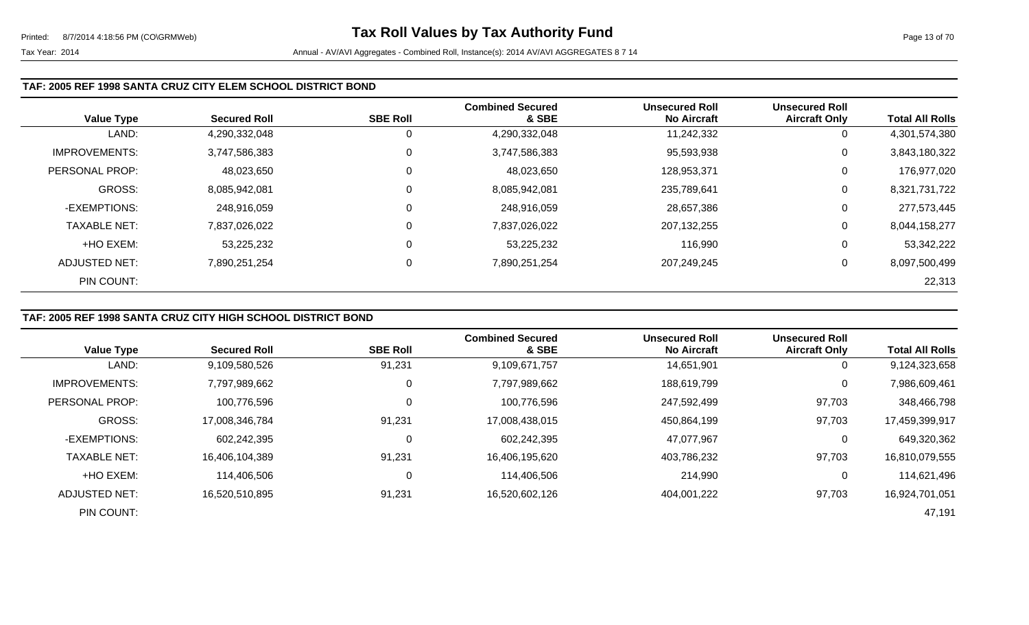# Tax Roll Values by Tax Authority Fund

Tax Year: 2014

Annual - AV/AVI Aggregates - Combined Roll, Instance(s): 2014 AV/AVI AGGREGATES 8 7 14

### TAF: 2005 REF 1998 SANTA CRUZ CITY ELEM SCHOOL DISTRICT BOND

| Value Type | Secured Roll | SBE Roll | Combined Secured & SBE | Unsecured Roll No Aircraft | Unsecured Roll Aircraft Only | Total All Rolls |
|---|---|---|---|---|---|---|
| LAND: | 4,290,332,048 | 0 | 4,290,332,048 | 11,242,332 | 0 | 4,301,574,380 |
| IMPROVEMENTS: | 3,747,586,383 | 0 | 3,747,586,383 | 95,593,938 | 0 | 3,843,180,322 |
| PERSONAL PROP: | 48,023,650 | 0 | 48,023,650 | 128,953,371 | 0 | 176,977,020 |
| GROSS: | 8,085,942,081 | 0 | 8,085,942,081 | 235,789,641 | 0 | 8,321,731,722 |
| -EXEMPTIONS: | 248,916,059 | 0 | 248,916,059 | 28,657,386 | 0 | 277,573,445 |
| TAXABLE NET: | 7,837,026,022 | 0 | 7,837,026,022 | 207,132,255 | 0 | 8,044,158,277 |
| +HO EXEM: | 53,225,232 | 0 | 53,225,232 | 116,990 | 0 | 53,342,222 |
| ADJUSTED NET: | 7,890,251,254 | 0 | 7,890,251,254 | 207,249,245 | 0 | 8,097,500,499 |
| PIN COUNT: | | | | | | 22,313 |

### TAF: 2005 REF 1998 SANTA CRUZ CITY HIGH SCHOOL DISTRICT BOND

| Value Type | Secured Roll | SBE Roll | Combined Secured & SBE | Unsecured Roll No Aircraft | Unsecured Roll Aircraft Only | Total All Rolls |
|---|---|---|---|---|---|---|
| LAND: | 9,109,580,526 | 91,231 | 9,109,671,757 | 14,651,901 | 0 | 9,124,323,658 |
| IMPROVEMENTS: | 7,797,989,662 | 0 | 7,797,989,662 | 188,619,799 | 0 | 7,986,609,461 |
| PERSONAL PROP: | 100,776,596 | 0 | 100,776,596 | 247,592,499 | 97,703 | 348,466,798 |
| GROSS: | 17,008,346,784 | 91,231 | 17,008,438,015 | 450,864,199 | 97,703 | 17,459,399,917 |
| -EXEMPTIONS: | 602,242,395 | 0 | 602,242,395 | 47,077,967 | 0 | 649,320,362 |
| TAXABLE NET: | 16,406,104,389 | 91,231 | 16,406,195,620 | 403,786,232 | 97,703 | 16,810,079,555 |
| +HO EXEM: | 114,406,506 | 0 | 114,406,506 | 214,990 | 0 | 114,621,496 |
| ADJUSTED NET: | 16,520,510,895 | 91,231 | 16,520,602,126 | 404,001,222 | 97,703 | 16,924,701,051 |
| PIN COUNT: | | | | | | 47,191 |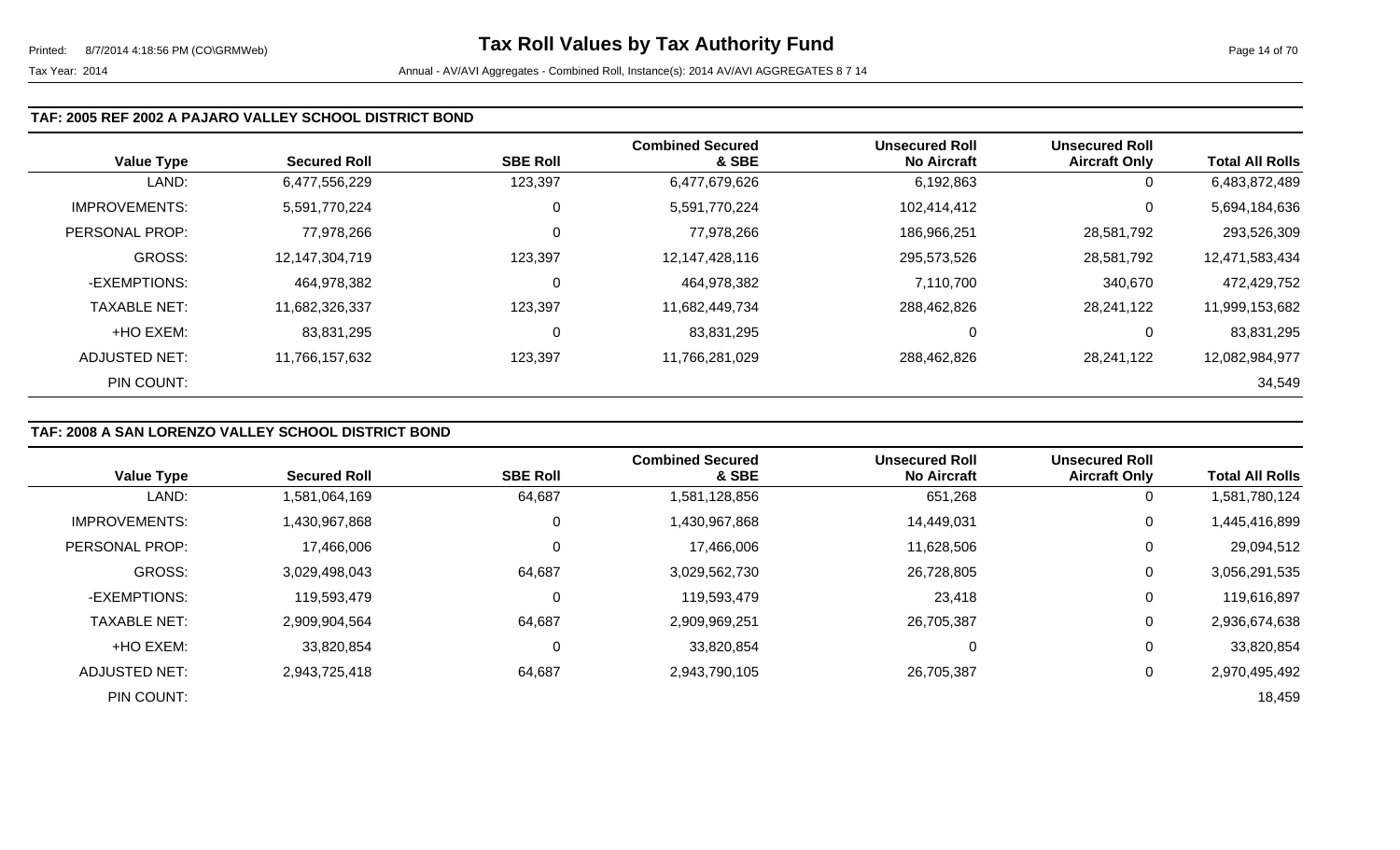### TAF: 2005 REF 2002 A PAJARO VALLEY SCHOOL DISTRICT BOND

| Value Type | Secured Roll | SBE Roll | Combined Secured & SBE | Unsecured Roll No Aircraft | Unsecured Roll Aircraft Only | Total All Rolls |
|---|---|---|---|---|---|---|
| LAND: | 6,477,556,229 | 123,397 | 6,477,679,626 | 6,192,863 | 0 | 6,483,872,489 |
| IMPROVEMENTS: | 5,591,770,224 | 0 | 5,591,770,224 | 102,414,412 | 0 | 5,694,184,636 |
| PERSONAL PROP: | 77,978,266 | 0 | 77,978,266 | 186,966,251 | 28,581,792 | 293,526,309 |
| GROSS: | 12,147,304,719 | 123,397 | 12,147,428,116 | 295,573,526 | 28,581,792 | 12,471,583,434 |
| -EXEMPTIONS: | 464,978,382 | 0 | 464,978,382 | 7,110,700 | 340,670 | 472,429,752 |
| TAXABLE NET: | 11,682,326,337 | 123,397 | 11,682,449,734 | 288,462,826 | 28,241,122 | 11,999,153,682 |
| +HO EXEM: | 83,831,295 | 0 | 83,831,295 | 0 | 0 | 83,831,295 |
| ADJUSTED NET: | 11,766,157,632 | 123,397 | 11,766,281,029 | 288,462,826 | 28,241,122 | 12,082,984,977 |
| PIN COUNT: | | | | | | 34,549 |

### TAF: 2008 A SAN LORENZO VALLEY SCHOOL DISTRICT BOND

| Value Type | Secured Roll | SBE Roll | Combined Secured & SBE | Unsecured Roll No Aircraft | Unsecured Roll Aircraft Only | Total All Rolls |
|---|---|---|---|---|---|---|
| LAND: | 1,581,064,169 | 64,687 | 1,581,128,856 | 651,268 | 0 | 1,581,780,124 |
| IMPROVEMENTS: | 1,430,967,868 | 0 | 1,430,967,868 | 14,449,031 | 0 | 1,445,416,899 |
| PERSONAL PROP: | 17,466,006 | 0 | 17,466,006 | 11,628,506 | 0 | 29,094,512 |
| GROSS: | 3,029,498,043 | 64,687 | 3,029,562,730 | 26,728,805 | 0 | 3,056,291,535 |
| -EXEMPTIONS: | 119,593,479 | 0 | 119,593,479 | 23,418 | 0 | 119,616,897 |
| TAXABLE NET: | 2,909,904,564 | 64,687 | 2,909,969,251 | 26,705,387 | 0 | 2,936,674,638 |
| +HO EXEM: | 33,820,854 | 0 | 33,820,854 | 0 | 0 | 33,820,854 |
| ADJUSTED NET: | 2,943,725,418 | 64,687 | 2,943,790,105 | 26,705,387 | 0 | 2,970,495,492 |
| PIN COUNT: | | | | | | 18,459 |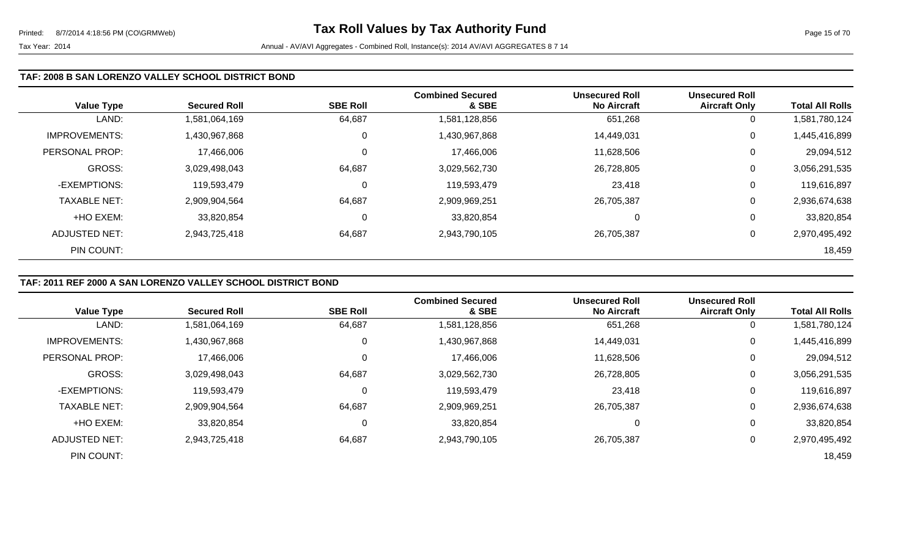### TAF: 2008 B SAN LORENZO VALLEY SCHOOL DISTRICT BOND

| Value Type | Secured Roll | SBE Roll | Combined Secured & SBE | Unsecured Roll No Aircraft | Unsecured Roll Aircraft Only | Total All Rolls |
|---|---|---|---|---|---|---|
| LAND: | 1,581,064,169 | 64,687 | 1,581,128,856 | 651,268 | 0 | 1,581,780,124 |
| IMPROVEMENTS: | 1,430,967,868 | 0 | 1,430,967,868 | 14,449,031 | 0 | 1,445,416,899 |
| PERSONAL PROP: | 17,466,006 | 0 | 17,466,006 | 11,628,506 | 0 | 29,094,512 |
| GROSS: | 3,029,498,043 | 64,687 | 3,029,562,730 | 26,728,805 | 0 | 3,056,291,535 |
| -EXEMPTIONS: | 119,593,479 | 0 | 119,593,479 | 23,418 | 0 | 119,616,897 |
| TAXABLE NET: | 2,909,904,564 | 64,687 | 2,909,969,251 | 26,705,387 | 0 | 2,936,674,638 |
| +HO EXEM: | 33,820,854 | 0 | 33,820,854 | 0 | 0 | 33,820,854 |
| ADJUSTED NET: | 2,943,725,418 | 64,687 | 2,943,790,105 | 26,705,387 | 0 | 2,970,495,492 |
| PIN COUNT: | | | | | | 18,459 |

### TAF: 2011 REF 2000 A SAN LORENZO VALLEY SCHOOL DISTRICT BOND

| Value Type | Secured Roll | SBE Roll | Combined Secured & SBE | Unsecured Roll No Aircraft | Unsecured Roll Aircraft Only | Total All Rolls |
|---|---|---|---|---|---|---|
| LAND: | 1,581,064,169 | 64,687 | 1,581,128,856 | 651,268 | 0 | 1,581,780,124 |
| IMPROVEMENTS: | 1,430,967,868 | 0 | 1,430,967,868 | 14,449,031 | 0 | 1,445,416,899 |
| PERSONAL PROP: | 17,466,006 | 0 | 17,466,006 | 11,628,506 | 0 | 29,094,512 |
| GROSS: | 3,029,498,043 | 64,687 | 3,029,562,730 | 26,728,805 | 0 | 3,056,291,535 |
| -EXEMPTIONS: | 119,593,479 | 0 | 119,593,479 | 23,418 | 0 | 119,616,897 |
| TAXABLE NET: | 2,909,904,564 | 64,687 | 2,909,969,251 | 26,705,387 | 0 | 2,936,674,638 |
| +HO EXEM: | 33,820,854 | 0 | 33,820,854 | 0 | 0 | 33,820,854 |
| ADJUSTED NET: | 2,943,725,418 | 64,687 | 2,943,790,105 | 26,705,387 | 0 | 2,970,495,492 |
| PIN COUNT: | | | | | | 18,459 |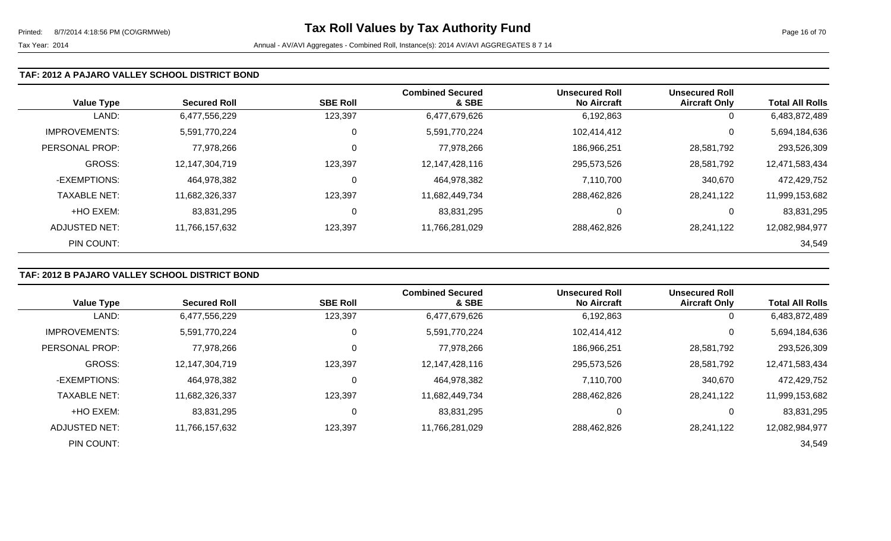### TAF: 2012 A PAJARO VALLEY SCHOOL DISTRICT BOND

| Value Type | Secured Roll | SBE Roll | Combined Secured & SBE | Unsecured Roll No Aircraft | Unsecured Roll Aircraft Only | Total All Rolls |
|---|---|---|---|---|---|---|
| LAND: | 6,477,556,229 | 123,397 | 6,477,679,626 | 6,192,863 | 0 | 6,483,872,489 |
| IMPROVEMENTS: | 5,591,770,224 | 0 | 5,591,770,224 | 102,414,412 | 0 | 5,694,184,636 |
| PERSONAL PROP: | 77,978,266 | 0 | 77,978,266 | 186,966,251 | 28,581,792 | 293,526,309 |
| GROSS: | 12,147,304,719 | 123,397 | 12,147,428,116 | 295,573,526 | 28,581,792 | 12,471,583,434 |
| -EXEMPTIONS: | 464,978,382 | 0 | 464,978,382 | 7,110,700 | 340,670 | 472,429,752 |
| TAXABLE NET: | 11,682,326,337 | 123,397 | 11,682,449,734 | 288,462,826 | 28,241,122 | 11,999,153,682 |
| +HO EXEM: | 83,831,295 | 0 | 83,831,295 | 0 | 0 | 83,831,295 |
| ADJUSTED NET: | 11,766,157,632 | 123,397 | 11,766,281,029 | 288,462,826 | 28,241,122 | 12,082,984,977 |
| PIN COUNT: | | | | | | 34,549 |

### TAF: 2012 B PAJARO VALLEY SCHOOL DISTRICT BOND

| Value Type | Secured Roll | SBE Roll | Combined Secured & SBE | Unsecured Roll No Aircraft | Unsecured Roll Aircraft Only | Total All Rolls |
|---|---|---|---|---|---|---|
| LAND: | 6,477,556,229 | 123,397 | 6,477,679,626 | 6,192,863 | 0 | 6,483,872,489 |
| IMPROVEMENTS: | 5,591,770,224 | 0 | 5,591,770,224 | 102,414,412 | 0 | 5,694,184,636 |
| PERSONAL PROP: | 77,978,266 | 0 | 77,978,266 | 186,966,251 | 28,581,792 | 293,526,309 |
| GROSS: | 12,147,304,719 | 123,397 | 12,147,428,116 | 295,573,526 | 28,581,792 | 12,471,583,434 |
| -EXEMPTIONS: | 464,978,382 | 0 | 464,978,382 | 7,110,700 | 340,670 | 472,429,752 |
| TAXABLE NET: | 11,682,326,337 | 123,397 | 11,682,449,734 | 288,462,826 | 28,241,122 | 11,999,153,682 |
| +HO EXEM: | 83,831,295 | 0 | 83,831,295 | 0 | 0 | 83,831,295 |
| ADJUSTED NET: | 11,766,157,632 | 123,397 | 11,766,281,029 | 288,462,826 | 28,241,122 | 12,082,984,977 |
| PIN COUNT: | | | | | | 34,549 |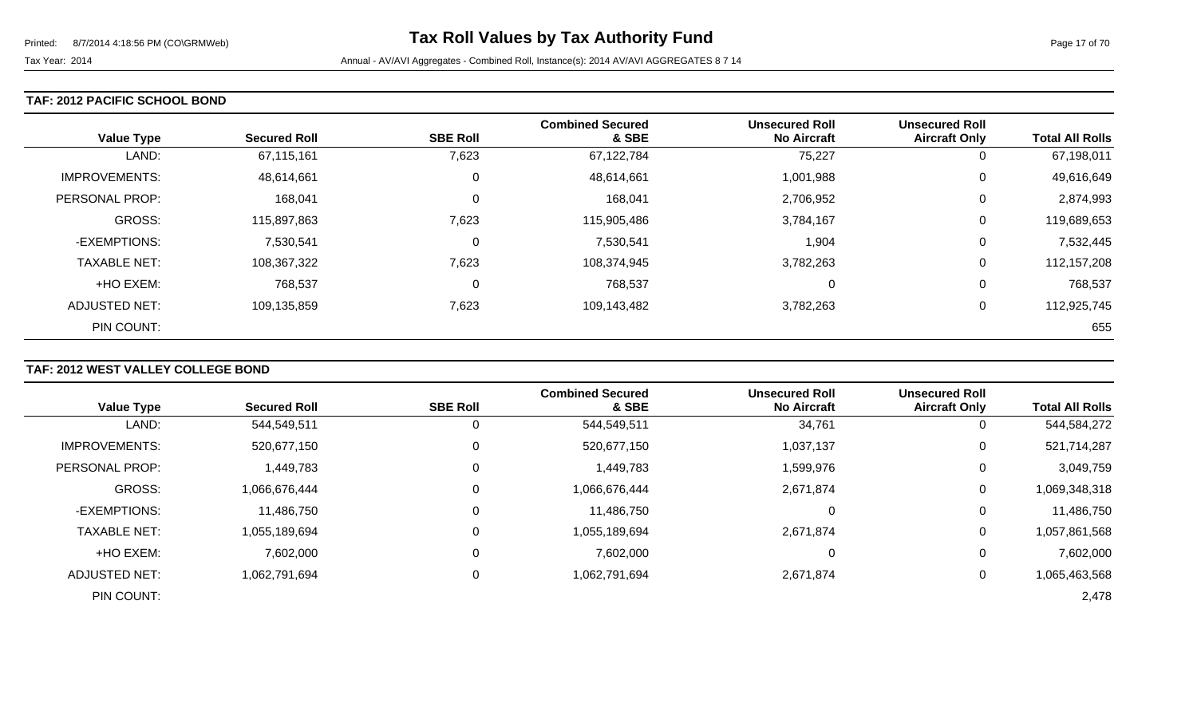# Tax Roll Values by Tax Authority Fund

Tax Year: 2014

Annual - AV/AVI Aggregates - Combined Roll, Instance(s): 2014 AV/AVI AGGREGATES 8 7 14

### TAF: 2012 PACIFIC SCHOOL BOND

| Value Type | Secured Roll | SBE Roll | Combined Secured & SBE | Unsecured Roll No Aircraft | Unsecured Roll Aircraft Only | Total All Rolls |
|---|---|---|---|---|---|---|
| LAND: | 67,115,161 | 7,623 | 67,122,784 | 75,227 | 0 | 67,198,011 |
| IMPROVEMENTS: | 48,614,661 | 0 | 48,614,661 | 1,001,988 | 0 | 49,616,649 |
| PERSONAL PROP: | 168,041 | 0 | 168,041 | 2,706,952 | 0 | 2,874,993 |
| GROSS: | 115,897,863 | 7,623 | 115,905,486 | 3,784,167 | 0 | 119,689,653 |
| -EXEMPTIONS: | 7,530,541 | 0 | 7,530,541 | 1,904 | 0 | 7,532,445 |
| TAXABLE NET: | 108,367,322 | 7,623 | 108,374,945 | 3,782,263 | 0 | 112,157,208 |
| +HO EXEM: | 768,537 | 0 | 768,537 | 0 | 0 | 768,537 |
| ADJUSTED NET: | 109,135,859 | 7,623 | 109,143,482 | 3,782,263 | 0 | 112,925,745 |
| PIN COUNT: | | | | | | 655 |

### TAF: 2012 WEST VALLEY COLLEGE BOND

| Value Type | Secured Roll | SBE Roll | Combined Secured & SBE | Unsecured Roll No Aircraft | Unsecured Roll Aircraft Only | Total All Rolls |
|---|---|---|---|---|---|---|
| LAND: | 544,549,511 | 0 | 544,549,511 | 34,761 | 0 | 544,584,272 |
| IMPROVEMENTS: | 520,677,150 | 0 | 520,677,150 | 1,037,137 | 0 | 521,714,287 |
| PERSONAL PROP: | 1,449,783 | 0 | 1,449,783 | 1,599,976 | 0 | 3,049,759 |
| GROSS: | 1,066,676,444 | 0 | 1,066,676,444 | 2,671,874 | 0 | 1,069,348,318 |
| -EXEMPTIONS: | 11,486,750 | 0 | 11,486,750 | 0 | 0 | 11,486,750 |
| TAXABLE NET: | 1,055,189,694 | 0 | 1,055,189,694 | 2,671,874 | 0 | 1,057,861,568 |
| +HO EXEM: | 7,602,000 | 0 | 7,602,000 | 0 | 0 | 7,602,000 |
| ADJUSTED NET: | 1,062,791,694 | 0 | 1,062,791,694 | 2,671,874 | 0 | 1,065,463,568 |
| PIN COUNT: | | | | | | 2,478 |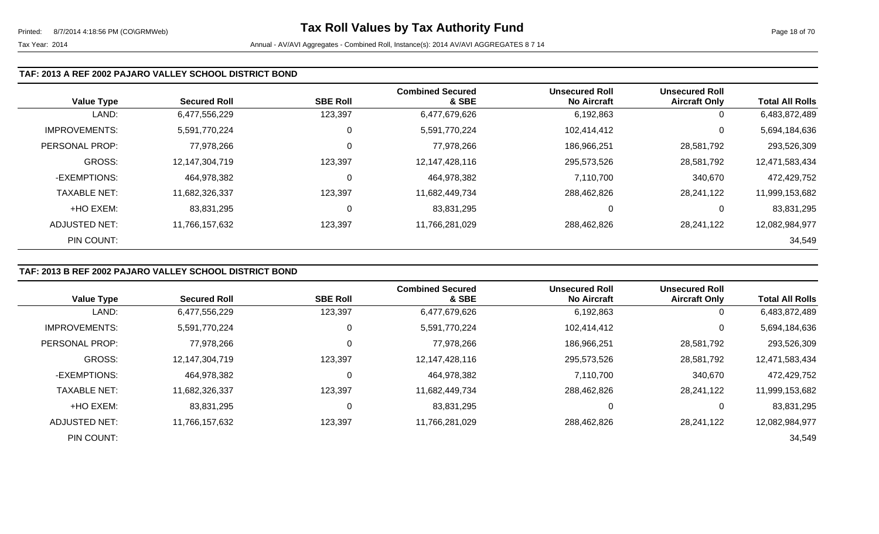### TAF: 2013 A REF 2002 PAJARO VALLEY SCHOOL DISTRICT BOND

| Value Type | Secured Roll | SBE Roll | Combined Secured & SBE | Unsecured Roll No Aircraft | Unsecured Roll Aircraft Only | Total All Rolls |
|---|---|---|---|---|---|---|
| LAND: | 6,477,556,229 | 123,397 | 6,477,679,626 | 6,192,863 | 0 | 6,483,872,489 |
| IMPROVEMENTS: | 5,591,770,224 | 0 | 5,591,770,224 | 102,414,412 | 0 | 5,694,184,636 |
| PERSONAL PROP: | 77,978,266 | 0 | 77,978,266 | 186,966,251 | 28,581,792 | 293,526,309 |
| GROSS: | 12,147,304,719 | 123,397 | 12,147,428,116 | 295,573,526 | 28,581,792 | 12,471,583,434 |
| -EXEMPTIONS: | 464,978,382 | 0 | 464,978,382 | 7,110,700 | 340,670 | 472,429,752 |
| TAXABLE NET: | 11,682,326,337 | 123,397 | 11,682,449,734 | 288,462,826 | 28,241,122 | 11,999,153,682 |
| +HO EXEM: | 83,831,295 | 0 | 83,831,295 | 0 | 0 | 83,831,295 |
| ADJUSTED NET: | 11,766,157,632 | 123,397 | 11,766,281,029 | 288,462,826 | 28,241,122 | 12,082,984,977 |
| PIN COUNT: | | | | | | 34,549 |

### TAF: 2013 B REF 2002 PAJARO VALLEY SCHOOL DISTRICT BOND

| Value Type | Secured Roll | SBE Roll | Combined Secured & SBE | Unsecured Roll No Aircraft | Unsecured Roll Aircraft Only | Total All Rolls |
|---|---|---|---|---|---|---|
| LAND: | 6,477,556,229 | 123,397 | 6,477,679,626 | 6,192,863 | 0 | 6,483,872,489 |
| IMPROVEMENTS: | 5,591,770,224 | 0 | 5,591,770,224 | 102,414,412 | 0 | 5,694,184,636 |
| PERSONAL PROP: | 77,978,266 | 0 | 77,978,266 | 186,966,251 | 28,581,792 | 293,526,309 |
| GROSS: | 12,147,304,719 | 123,397 | 12,147,428,116 | 295,573,526 | 28,581,792 | 12,471,583,434 |
| -EXEMPTIONS: | 464,978,382 | 0 | 464,978,382 | 7,110,700 | 340,670 | 472,429,752 |
| TAXABLE NET: | 11,682,326,337 | 123,397 | 11,682,449,734 | 288,462,826 | 28,241,122 | 11,999,153,682 |
| +HO EXEM: | 83,831,295 | 0 | 83,831,295 | 0 | 0 | 83,831,295 |
| ADJUSTED NET: | 11,766,157,632 | 123,397 | 11,766,281,029 | 288,462,826 | 28,241,122 | 12,082,984,977 |
| PIN COUNT: | | | | | | 34,549 |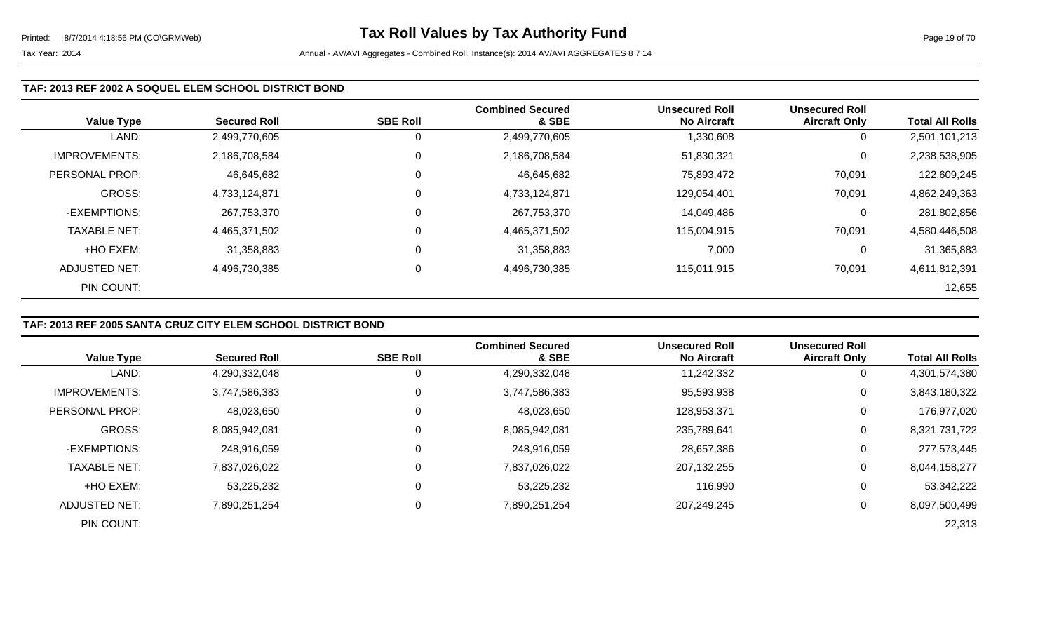### TAF: 2013 REF 2002 A SOQUEL ELEM SCHOOL DISTRICT BOND

| Value Type | Secured Roll | SBE Roll | Combined Secured & SBE | Unsecured Roll No Aircraft | Unsecured Roll Aircraft Only | Total All Rolls |
|---|---|---|---|---|---|---|
| LAND: | 2,499,770,605 | 0 | 2,499,770,605 | 1,330,608 | 0 | 2,501,101,213 |
| IMPROVEMENTS: | 2,186,708,584 | 0 | 2,186,708,584 | 51,830,321 | 0 | 2,238,538,905 |
| PERSONAL PROP: | 46,645,682 | 0 | 46,645,682 | 75,893,472 | 70,091 | 122,609,245 |
| GROSS: | 4,733,124,871 | 0 | 4,733,124,871 | 129,054,401 | 70,091 | 4,862,249,363 |
| -EXEMPTIONS: | 267,753,370 | 0 | 267,753,370 | 14,049,486 | 0 | 281,802,856 |
| TAXABLE NET: | 4,465,371,502 | 0 | 4,465,371,502 | 115,004,915 | 70,091 | 4,580,446,508 |
| +HO EXEM: | 31,358,883 | 0 | 31,358,883 | 7,000 | 0 | 31,365,883 |
| ADJUSTED NET: | 4,496,730,385 | 0 | 4,496,730,385 | 115,011,915 | 70,091 | 4,611,812,391 |
| PIN COUNT: | | | | | | 12,655 |

### TAF: 2013 REF 2005 SANTA CRUZ CITY ELEM SCHOOL DISTRICT BOND

| Value Type | Secured Roll | SBE Roll | Combined Secured & SBE | Unsecured Roll No Aircraft | Unsecured Roll Aircraft Only | Total All Rolls |
|---|---|---|---|---|---|---|
| LAND: | 4,290,332,048 | 0 | 4,290,332,048 | 11,242,332 | 0 | 4,301,574,380 |
| IMPROVEMENTS: | 3,747,586,383 | 0 | 3,747,586,383 | 95,593,938 | 0 | 3,843,180,322 |
| PERSONAL PROP: | 48,023,650 | 0 | 48,023,650 | 128,953,371 | 0 | 176,977,020 |
| GROSS: | 8,085,942,081 | 0 | 8,085,942,081 | 235,789,641 | 0 | 8,321,731,722 |
| -EXEMPTIONS: | 248,916,059 | 0 | 248,916,059 | 28,657,386 | 0 | 277,573,445 |
| TAXABLE NET: | 7,837,026,022 | 0 | 7,837,026,022 | 207,132,255 | 0 | 8,044,158,277 |
| +HO EXEM: | 53,225,232 | 0 | 53,225,232 | 116,990 | 0 | 53,342,222 |
| ADJUSTED NET: | 7,890,251,254 | 0 | 7,890,251,254 | 207,249,245 | 0 | 8,097,500,499 |
| PIN COUNT: | | | | | | 22,313 |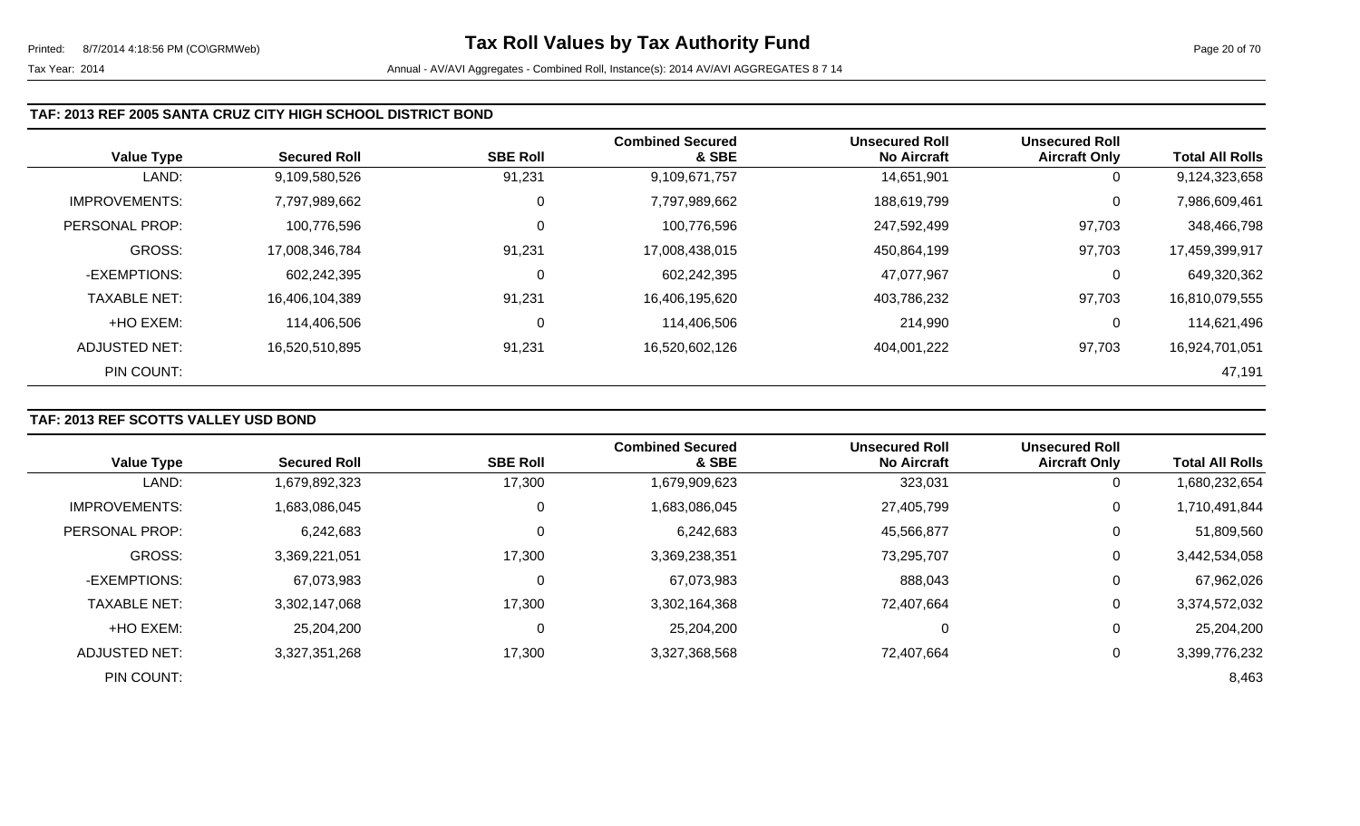### TAF: 2013 REF 2005 SANTA CRUZ CITY HIGH SCHOOL DISTRICT BOND

| Value Type | Secured Roll | SBE Roll | Combined Secured & SBE | Unsecured Roll No Aircraft | Unsecured Roll Aircraft Only | Total All Rolls |
|---|---|---|---|---|---|---|
| LAND: | 9,109,580,526 | 91,231 | 9,109,671,757 | 14,651,901 | 0 | 9,124,323,658 |
| IMPROVEMENTS: | 7,797,989,662 | 0 | 7,797,989,662 | 188,619,799 | 0 | 7,986,609,461 |
| PERSONAL PROP: | 100,776,596 | 0 | 100,776,596 | 247,592,499 | 97,703 | 348,466,798 |
| GROSS: | 17,008,346,784 | 91,231 | 17,008,438,015 | 450,864,199 | 97,703 | 17,459,399,917 |
| -EXEMPTIONS: | 602,242,395 | 0 | 602,242,395 | 47,077,967 | 0 | 649,320,362 |
| TAXABLE NET: | 16,406,104,389 | 91,231 | 16,406,195,620 | 403,786,232 | 97,703 | 16,810,079,555 |
| +HO EXEM: | 114,406,506 | 0 | 114,406,506 | 214,990 | 0 | 114,621,496 |
| ADJUSTED NET: | 16,520,510,895 | 91,231 | 16,520,602,126 | 404,001,222 | 97,703 | 16,924,701,051 |
| PIN COUNT: | | | | | | 47,191 |

### TAF: 2013 REF SCOTTS VALLEY USD BOND

| Value Type | Secured Roll | SBE Roll | Combined Secured & SBE | Unsecured Roll No Aircraft | Unsecured Roll Aircraft Only | Total All Rolls |
|---|---|---|---|---|---|---|
| LAND: | 1,679,892,323 | 17,300 | 1,679,909,623 | 323,031 | 0 | 1,680,232,654 |
| IMPROVEMENTS: | 1,683,086,045 | 0 | 1,683,086,045 | 27,405,799 | 0 | 1,710,491,844 |
| PERSONAL PROP: | 6,242,683 | 0 | 6,242,683 | 45,566,877 | 0 | 51,809,560 |
| GROSS: | 3,369,221,051 | 17,300 | 3,369,238,351 | 73,295,707 | 0 | 3,442,534,058 |
| -EXEMPTIONS: | 67,073,983 | 0 | 67,073,983 | 888,043 | 0 | 67,962,026 |
| TAXABLE NET: | 3,302,147,068 | 17,300 | 3,302,164,368 | 72,407,664 | 0 | 3,374,572,032 |
| +HO EXEM: | 25,204,200 | 0 | 25,204,200 | 0 | 0 | 25,204,200 |
| ADJUSTED NET: | 3,327,351,268 | 17,300 | 3,327,368,568 | 72,407,664 | 0 | 3,399,776,232 |
| PIN COUNT: | | | | | | 8,463 |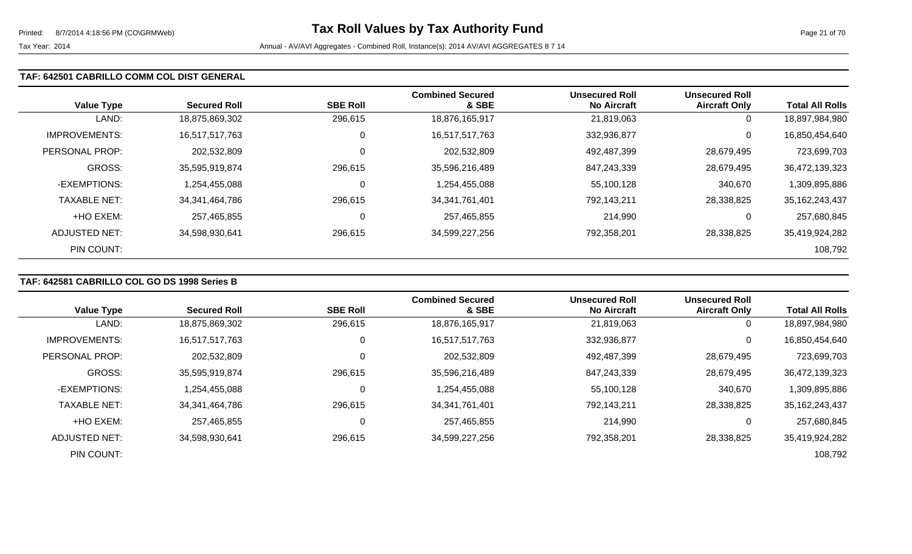### TAF: 642501 CABRILLO COMM COL DIST GENERAL

| Value Type | Secured Roll | SBE Roll | Combined Secured & SBE | Unsecured Roll No Aircraft | Unsecured Roll Aircraft Only | Total All Rolls |
|---|---|---|---|---|---|---|
| LAND: | 18,875,869,302 | 296,615 | 18,876,165,917 | 21,819,063 | 0 | 18,897,984,980 |
| IMPROVEMENTS: | 16,517,517,763 | 0 | 16,517,517,763 | 332,936,877 | 0 | 16,850,454,640 |
| PERSONAL PROP: | 202,532,809 | 0 | 202,532,809 | 492,487,399 | 28,679,495 | 723,699,703 |
| GROSS: | 35,595,919,874 | 296,615 | 35,596,216,489 | 847,243,339 | 28,679,495 | 36,472,139,323 |
| -EXEMPTIONS: | 1,254,455,088 | 0 | 1,254,455,088 | 55,100,128 | 340,670 | 1,309,895,886 |
| TAXABLE NET: | 34,341,464,786 | 296,615 | 34,341,761,401 | 792,143,211 | 28,338,825 | 35,162,243,437 |
| +HO EXEM: | 257,465,855 | 0 | 257,465,855 | 214,990 | 0 | 257,680,845 |
| ADJUSTED NET: | 34,598,930,641 | 296,615 | 34,599,227,256 | 792,358,201 | 28,338,825 | 35,419,924,282 |
| PIN COUNT: | | | | | | 108,792 |

### TAF: 642581 CABRILLO COL GO DS 1998 Series B

| Value Type | Secured Roll | SBE Roll | Combined Secured & SBE | Unsecured Roll No Aircraft | Unsecured Roll Aircraft Only | Total All Rolls |
|---|---|---|---|---|---|---|
| LAND: | 18,875,869,302 | 296,615 | 18,876,165,917 | 21,819,063 | 0 | 18,897,984,980 |
| IMPROVEMENTS: | 16,517,517,763 | 0 | 16,517,517,763 | 332,936,877 | 0 | 16,850,454,640 |
| PERSONAL PROP: | 202,532,809 | 0 | 202,532,809 | 492,487,399 | 28,679,495 | 723,699,703 |
| GROSS: | 35,595,919,874 | 296,615 | 35,596,216,489 | 847,243,339 | 28,679,495 | 36,472,139,323 |
| -EXEMPTIONS: | 1,254,455,088 | 0 | 1,254,455,088 | 55,100,128 | 340,670 | 1,309,895,886 |
| TAXABLE NET: | 34,341,464,786 | 296,615 | 34,341,761,401 | 792,143,211 | 28,338,825 | 35,162,243,437 |
| +HO EXEM: | 257,465,855 | 0 | 257,465,855 | 214,990 | 0 | 257,680,845 |
| ADJUSTED NET: | 34,598,930,641 | 296,615 | 34,599,227,256 | 792,358,201 | 28,338,825 | 35,419,924,282 |
| PIN COUNT: | | | | | | 108,792 |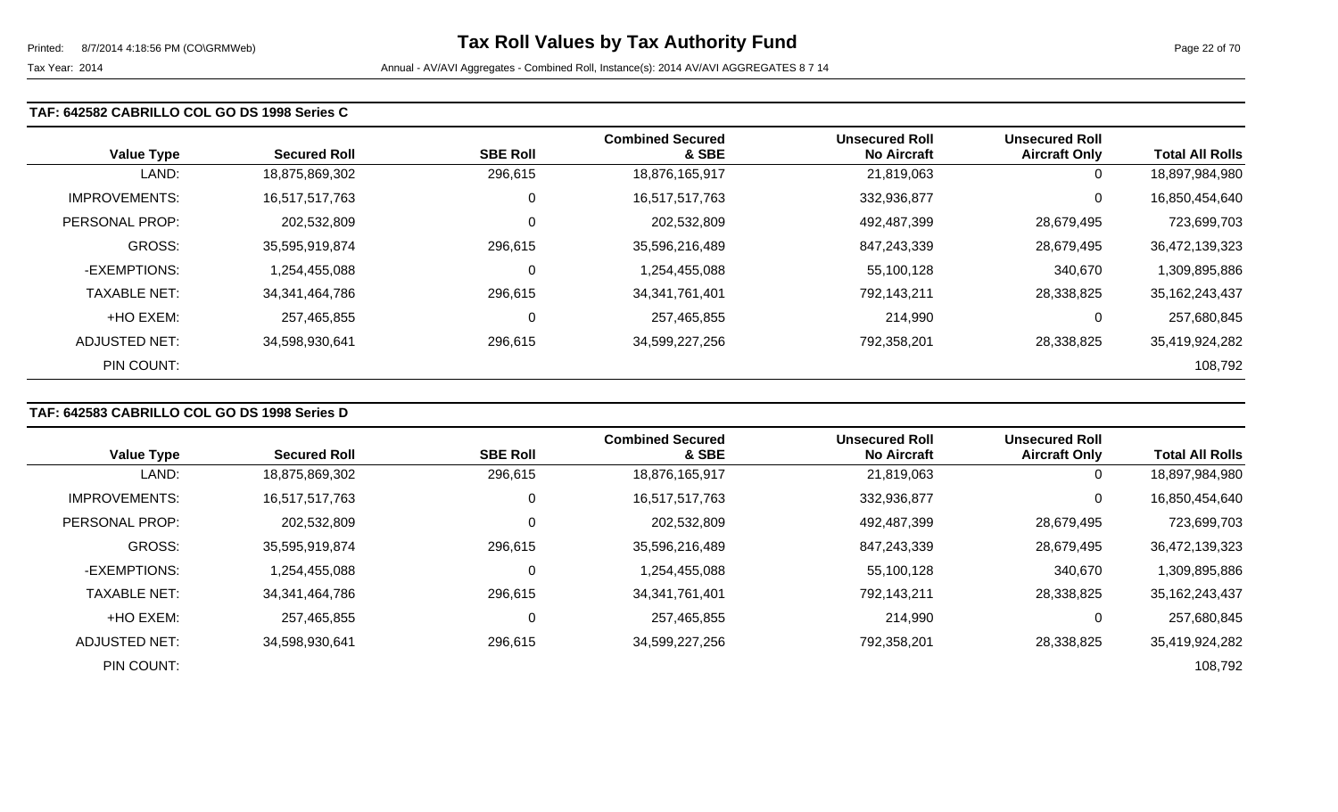### TAF: 642582 CABRILLO COL GO DS 1998 Series C

| Value Type | Secured Roll | SBE Roll | Combined Secured & SBE | Unsecured Roll No Aircraft | Unsecured Roll Aircraft Only | Total All Rolls |
|---|---|---|---|---|---|---|
| LAND: | 18,875,869,302 | 296,615 | 18,876,165,917 | 21,819,063 | 0 | 18,897,984,980 |
| IMPROVEMENTS: | 16,517,517,763 | 0 | 16,517,517,763 | 332,936,877 | 0 | 16,850,454,640 |
| PERSONAL PROP: | 202,532,809 | 0 | 202,532,809 | 492,487,399 | 28,679,495 | 723,699,703 |
| GROSS: | 35,595,919,874 | 296,615 | 35,596,216,489 | 847,243,339 | 28,679,495 | 36,472,139,323 |
| -EXEMPTIONS: | 1,254,455,088 | 0 | 1,254,455,088 | 55,100,128 | 340,670 | 1,309,895,886 |
| TAXABLE NET: | 34,341,464,786 | 296,615 | 34,341,761,401 | 792,143,211 | 28,338,825 | 35,162,243,437 |
| +HO EXEM: | 257,465,855 | 0 | 257,465,855 | 214,990 | 0 | 257,680,845 |
| ADJUSTED NET: | 34,598,930,641 | 296,615 | 34,599,227,256 | 792,358,201 | 28,338,825 | 35,419,924,282 |
| PIN COUNT: | | | | | | 108,792 |

### TAF: 642583 CABRILLO COL GO DS 1998 Series D

| Value Type | Secured Roll | SBE Roll | Combined Secured & SBE | Unsecured Roll No Aircraft | Unsecured Roll Aircraft Only | Total All Rolls |
|---|---|---|---|---|---|---|
| LAND: | 18,875,869,302 | 296,615 | 18,876,165,917 | 21,819,063 | 0 | 18,897,984,980 |
| IMPROVEMENTS: | 16,517,517,763 | 0 | 16,517,517,763 | 332,936,877 | 0 | 16,850,454,640 |
| PERSONAL PROP: | 202,532,809 | 0 | 202,532,809 | 492,487,399 | 28,679,495 | 723,699,703 |
| GROSS: | 35,595,919,874 | 296,615 | 35,596,216,489 | 847,243,339 | 28,679,495 | 36,472,139,323 |
| -EXEMPTIONS: | 1,254,455,088 | 0 | 1,254,455,088 | 55,100,128 | 340,670 | 1,309,895,886 |
| TAXABLE NET: | 34,341,464,786 | 296,615 | 34,341,761,401 | 792,143,211 | 28,338,825 | 35,162,243,437 |
| +HO EXEM: | 257,465,855 | 0 | 257,465,855 | 214,990 | 0 | 257,680,845 |
| ADJUSTED NET: | 34,598,930,641 | 296,615 | 34,599,227,256 | 792,358,201 | 28,338,825 | 35,419,924,282 |
| PIN COUNT: | | | | | | 108,792 |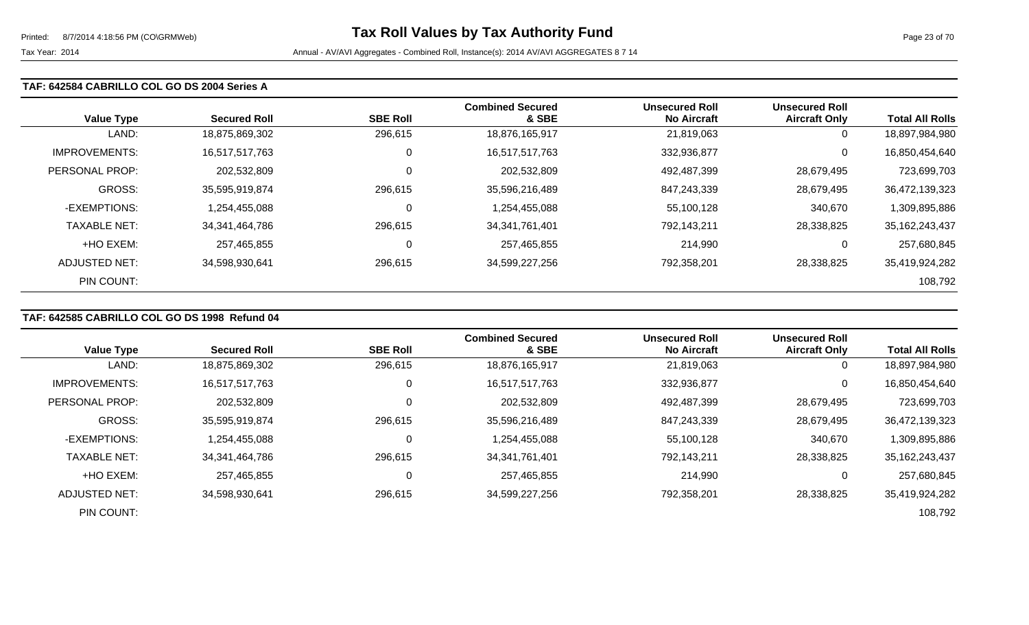### TAF: 642584 CABRILLO COL GO DS 2004 Series A

| Value Type | Secured Roll | SBE Roll | Combined Secured & SBE | Unsecured Roll No Aircraft | Unsecured Roll Aircraft Only | Total All Rolls |
|---|---|---|---|---|---|---|
| LAND: | 18,875,869,302 | 296,615 | 18,876,165,917 | 21,819,063 | 0 | 18,897,984,980 |
| IMPROVEMENTS: | 16,517,517,763 | 0 | 16,517,517,763 | 332,936,877 | 0 | 16,850,454,640 |
| PERSONAL PROP: | 202,532,809 | 0 | 202,532,809 | 492,487,399 | 28,679,495 | 723,699,703 |
| GROSS: | 35,595,919,874 | 296,615 | 35,596,216,489 | 847,243,339 | 28,679,495 | 36,472,139,323 |
| -EXEMPTIONS: | 1,254,455,088 | 0 | 1,254,455,088 | 55,100,128 | 340,670 | 1,309,895,886 |
| TAXABLE NET: | 34,341,464,786 | 296,615 | 34,341,761,401 | 792,143,211 | 28,338,825 | 35,162,243,437 |
| +HO EXEM: | 257,465,855 | 0 | 257,465,855 | 214,990 | 0 | 257,680,845 |
| ADJUSTED NET: | 34,598,930,641 | 296,615 | 34,599,227,256 | 792,358,201 | 28,338,825 | 35,419,924,282 |
| PIN COUNT: | | | | | | 108,792 |

### TAF: 642585 CABRILLO COL GO DS 1998 Refund 04

| Value Type | Secured Roll | SBE Roll | Combined Secured & SBE | Unsecured Roll No Aircraft | Unsecured Roll Aircraft Only | Total All Rolls |
|---|---|---|---|---|---|---|
| LAND: | 18,875,869,302 | 296,615 | 18,876,165,917 | 21,819,063 | 0 | 18,897,984,980 |
| IMPROVEMENTS: | 16,517,517,763 | 0 | 16,517,517,763 | 332,936,877 | 0 | 16,850,454,640 |
| PERSONAL PROP: | 202,532,809 | 0 | 202,532,809 | 492,487,399 | 28,679,495 | 723,699,703 |
| GROSS: | 35,595,919,874 | 296,615 | 35,596,216,489 | 847,243,339 | 28,679,495 | 36,472,139,323 |
| -EXEMPTIONS: | 1,254,455,088 | 0 | 1,254,455,088 | 55,100,128 | 340,670 | 1,309,895,886 |
| TAXABLE NET: | 34,341,464,786 | 296,615 | 34,341,761,401 | 792,143,211 | 28,338,825 | 35,162,243,437 |
| +HO EXEM: | 257,465,855 | 0 | 257,465,855 | 214,990 | 0 | 257,680,845 |
| ADJUSTED NET: | 34,598,930,641 | 296,615 | 34,599,227,256 | 792,358,201 | 28,338,825 | 35,419,924,282 |
| PIN COUNT: | | | | | | 108,792 |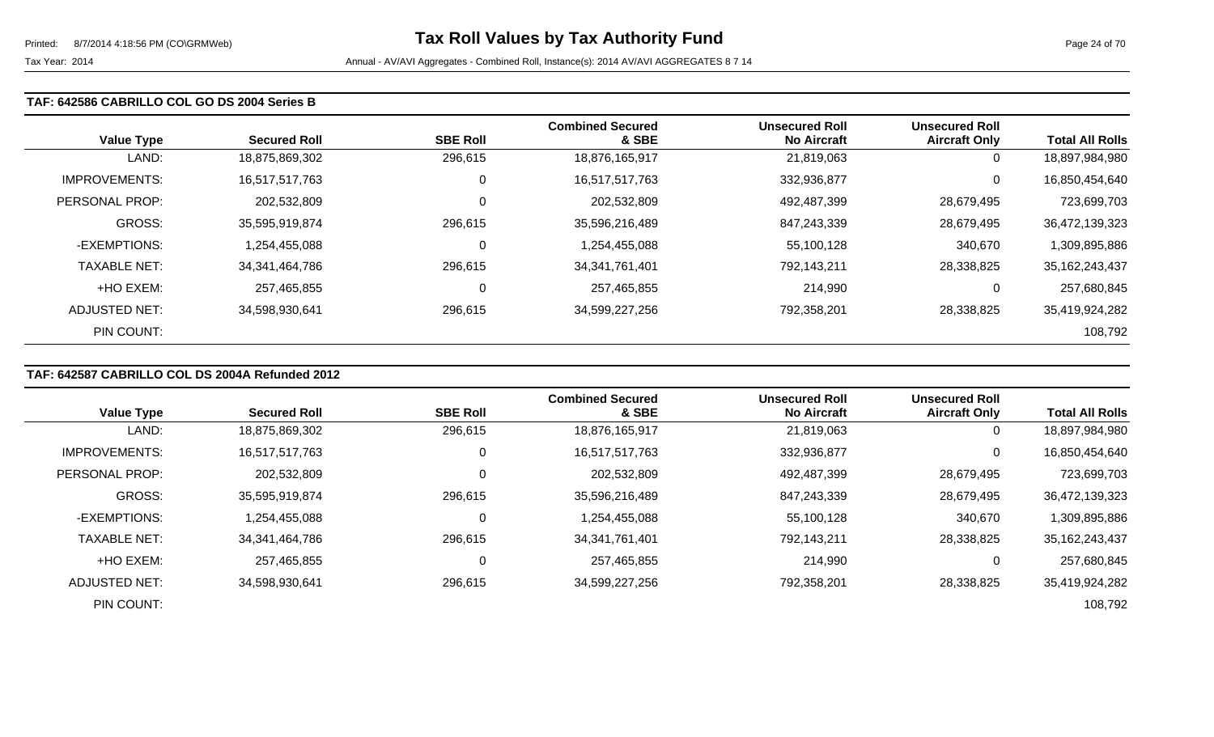**TAF: 642586 CABRILLO COL GO DS 2004 Series B**

| Value Type | Secured Roll | SBE Roll | Combined Secured & SBE | Unsecured Roll No Aircraft | Unsecured Roll Aircraft Only | Total All Rolls |
|---|---|---|---|---|---|---|
| LAND: | 18,875,869,302 | 296,615 | 18,876,165,917 | 21,819,063 | 0 | 18,897,984,980 |
| IMPROVEMENTS: | 16,517,517,763 | 0 | 16,517,517,763 | 332,936,877 | 0 | 16,850,454,640 |
| PERSONAL PROP: | 202,532,809 | 0 | 202,532,809 | 492,487,399 | 28,679,495 | 723,699,703 |
| GROSS: | 35,595,919,874 | 296,615 | 35,596,216,489 | 847,243,339 | 28,679,495 | 36,472,139,323 |
| -EXEMPTIONS: | 1,254,455,088 | 0 | 1,254,455,088 | 55,100,128 | 340,670 | 1,309,895,886 |
| TAXABLE NET: | 34,341,464,786 | 296,615 | 34,341,761,401 | 792,143,211 | 28,338,825 | 35,162,243,437 |
| +HO EXEM: | 257,465,855 | 0 | 257,465,855 | 214,990 | 0 | 257,680,845 |
| ADJUSTED NET: | 34,598,930,641 | 296,615 | 34,599,227,256 | 792,358,201 | 28,338,825 | 35,419,924,282 |
| PIN COUNT: | | | | | | 108,792 |

**TAF: 642587 CABRILLO COL DS 2004A Refunded 2012**

| Value Type | Secured Roll | SBE Roll | Combined Secured & SBE | Unsecured Roll No Aircraft | Unsecured Roll Aircraft Only | Total All Rolls |
|---|---|---|---|---|---|---|
| LAND: | 18,875,869,302 | 296,615 | 18,876,165,917 | 21,819,063 | 0 | 18,897,984,980 |
| IMPROVEMENTS: | 16,517,517,763 | 0 | 16,517,517,763 | 332,936,877 | 0 | 16,850,454,640 |
| PERSONAL PROP: | 202,532,809 | 0 | 202,532,809 | 492,487,399 | 28,679,495 | 723,699,703 |
| GROSS: | 35,595,919,874 | 296,615 | 35,596,216,489 | 847,243,339 | 28,679,495 | 36,472,139,323 |
| -EXEMPTIONS: | 1,254,455,088 | 0 | 1,254,455,088 | 55,100,128 | 340,670 | 1,309,895,886 |
| TAXABLE NET: | 34,341,464,786 | 296,615 | 34,341,761,401 | 792,143,211 | 28,338,825 | 35,162,243,437 |
| +HO EXEM: | 257,465,855 | 0 | 257,465,855 | 214,990 | 0 | 257,680,845 |
| ADJUSTED NET: | 34,598,930,641 | 296,615 | 34,599,227,256 | 792,358,201 | 28,338,825 | 35,419,924,282 |
| PIN COUNT: | | | | | | 108,792 |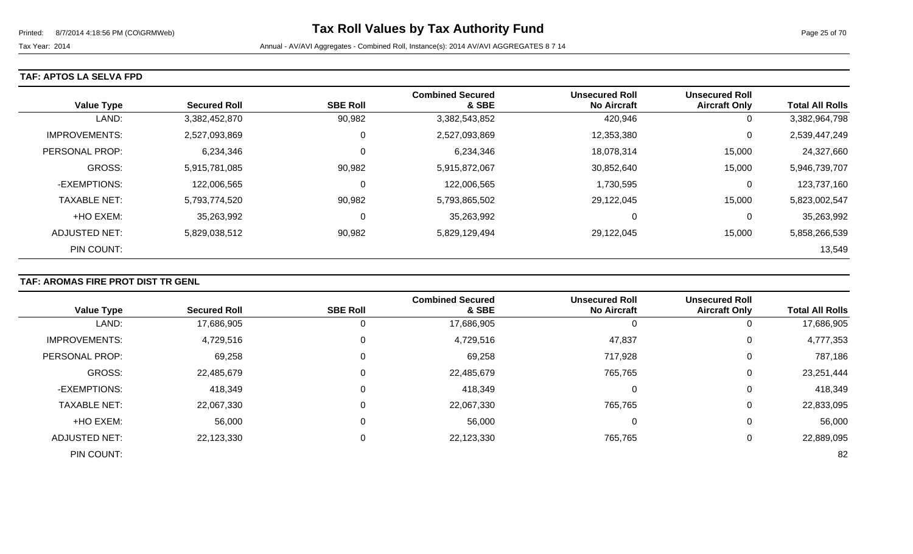# Tax Roll Values by Tax Authority Fund

Tax Year: 2014

Annual - AV/AVI Aggregates - Combined Roll, Instance(s): 2014 AV/AVI AGGREGATES 8 7 14

## TAF: APTOS LA SELVA FPD

| Value Type | Secured Roll | SBE Roll | Combined Secured & SBE | Unsecured Roll No Aircraft | Unsecured Roll Aircraft Only | Total All Rolls |
|---|---|---|---|---|---|---|
| LAND: | 3,382,452,870 | 90,982 | 3,382,543,852 | 420,946 | 0 | 3,382,964,798 |
| IMPROVEMENTS: | 2,527,093,869 | 0 | 2,527,093,869 | 12,353,380 | 0 | 2,539,447,249 |
| PERSONAL PROP: | 6,234,346 | 0 | 6,234,346 | 18,078,314 | 15,000 | 24,327,660 |
| GROSS: | 5,915,781,085 | 90,982 | 5,915,872,067 | 30,852,640 | 15,000 | 5,946,739,707 |
| -EXEMPTIONS: | 122,006,565 | 0 | 122,006,565 | 1,730,595 | 0 | 123,737,160 |
| TAXABLE NET: | 5,793,774,520 | 90,982 | 5,793,865,502 | 29,122,045 | 15,000 | 5,823,002,547 |
| +HO EXEM: | 35,263,992 | 0 | 35,263,992 | 0 | 0 | 35,263,992 |
| ADJUSTED NET: | 5,829,038,512 | 90,982 | 5,829,129,494 | 29,122,045 | 15,000 | 5,858,266,539 |
| PIN COUNT: | | | | | | 13,549 |

## TAF: AROMAS FIRE PROT DIST TR GENL

| Value Type | Secured Roll | SBE Roll | Combined Secured & SBE | Unsecured Roll No Aircraft | Unsecured Roll Aircraft Only | Total All Rolls |
|---|---|---|---|---|---|---|
| LAND: | 17,686,905 | 0 | 17,686,905 | 0 | 0 | 17,686,905 |
| IMPROVEMENTS: | 4,729,516 | 0 | 4,729,516 | 47,837 | 0 | 4,777,353 |
| PERSONAL PROP: | 69,258 | 0 | 69,258 | 717,928 | 0 | 787,186 |
| GROSS: | 22,485,679 | 0 | 22,485,679 | 765,765 | 0 | 23,251,444 |
| -EXEMPTIONS: | 418,349 | 0 | 418,349 | 0 | 0 | 418,349 |
| TAXABLE NET: | 22,067,330 | 0 | 22,067,330 | 765,765 | 0 | 22,833,095 |
| +HO EXEM: | 56,000 | 0 | 56,000 | 0 | 0 | 56,000 |
| ADJUSTED NET: | 22,123,330 | 0 | 22,123,330 | 765,765 | 0 | 22,889,095 |
| PIN COUNT: | | | | | | 82 |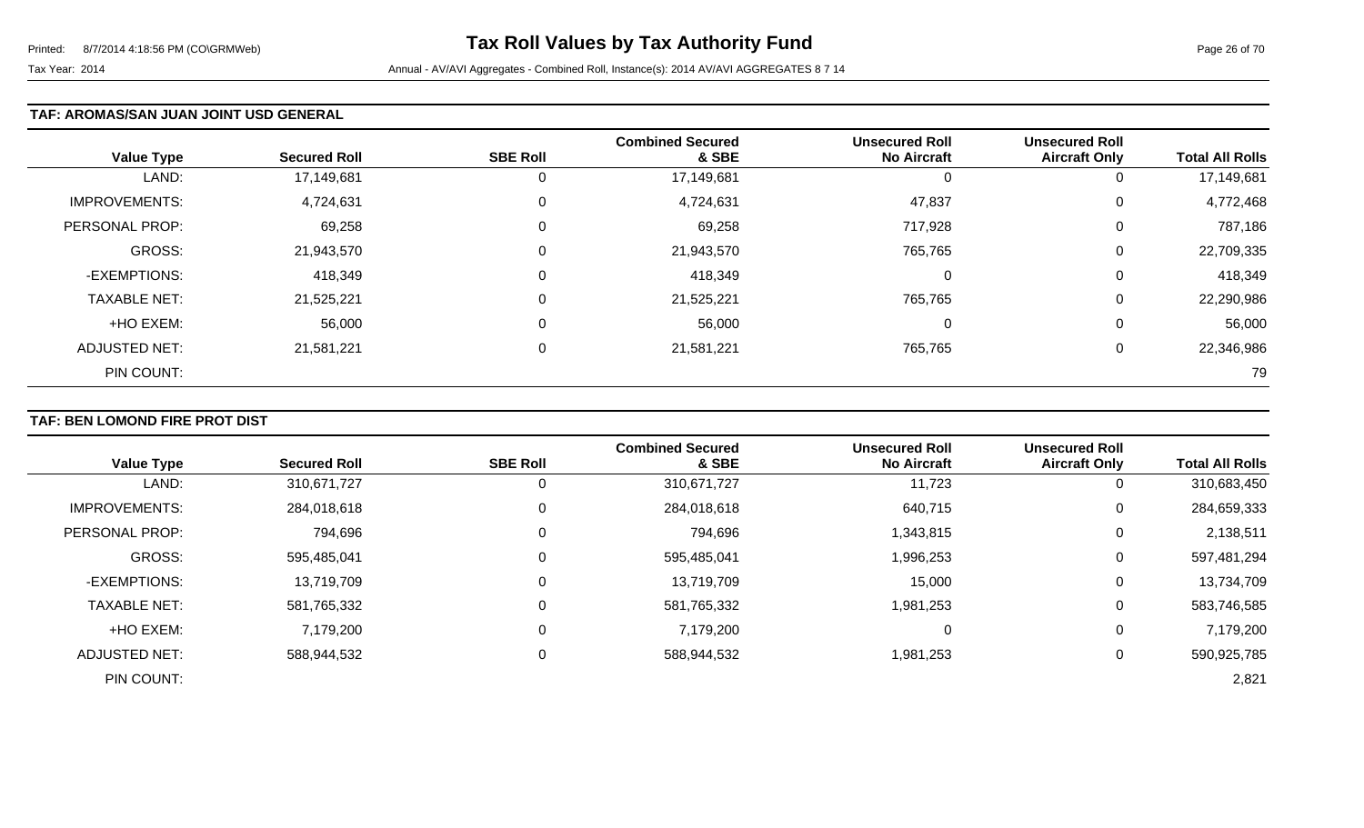**TAF: AROMAS/SAN JUAN JOINT USD GENERAL**

| Value Type | Secured Roll | SBE Roll | Combined Secured & SBE | Unsecured Roll No Aircraft | Unsecured Roll Aircraft Only | Total All Rolls |
|---|---|---|---|---|---|---|
| LAND: | 17,149,681 | 0 | 17,149,681 | 0 | 0 | 17,149,681 |
| IMPROVEMENTS: | 4,724,631 | 0 | 4,724,631 | 47,837 | 0 | 4,772,468 |
| PERSONAL PROP: | 69,258 | 0 | 69,258 | 717,928 | 0 | 787,186 |
| GROSS: | 21,943,570 | 0 | 21,943,570 | 765,765 | 0 | 22,709,335 |
| -EXEMPTIONS: | 418,349 | 0 | 418,349 | 0 | 0 | 418,349 |
| TAXABLE NET: | 21,525,221 | 0 | 21,525,221 | 765,765 | 0 | 22,290,986 |
| +HO EXEM: | 56,000 | 0 | 56,000 | 0 | 0 | 56,000 |
| ADJUSTED NET: | 21,581,221 | 0 | 21,581,221 | 765,765 | 0 | 22,346,986 |
| PIN COUNT: | | | | | | 79 |

**TAF: BEN LOMOND FIRE PROT DIST**

| Value Type | Secured Roll | SBE Roll | Combined Secured & SBE | Unsecured Roll No Aircraft | Unsecured Roll Aircraft Only | Total All Rolls |
|---|---|---|---|---|---|---|
| LAND: | 310,671,727 | 0 | 310,671,727 | 11,723 | 0 | 310,683,450 |
| IMPROVEMENTS: | 284,018,618 | 0 | 284,018,618 | 640,715 | 0 | 284,659,333 |
| PERSONAL PROP: | 794,696 | 0 | 794,696 | 1,343,815 | 0 | 2,138,511 |
| GROSS: | 595,485,041 | 0 | 595,485,041 | 1,996,253 | 0 | 597,481,294 |
| -EXEMPTIONS: | 13,719,709 | 0 | 13,719,709 | 15,000 | 0 | 13,734,709 |
| TAXABLE NET: | 581,765,332 | 0 | 581,765,332 | 1,981,253 | 0 | 583,746,585 |
| +HO EXEM: | 7,179,200 | 0 | 7,179,200 | 0 | 0 | 7,179,200 |
| ADJUSTED NET: | 588,944,532 | 0 | 588,944,532 | 1,981,253 | 0 | 590,925,785 |
| PIN COUNT: | | | | | | 2,821 |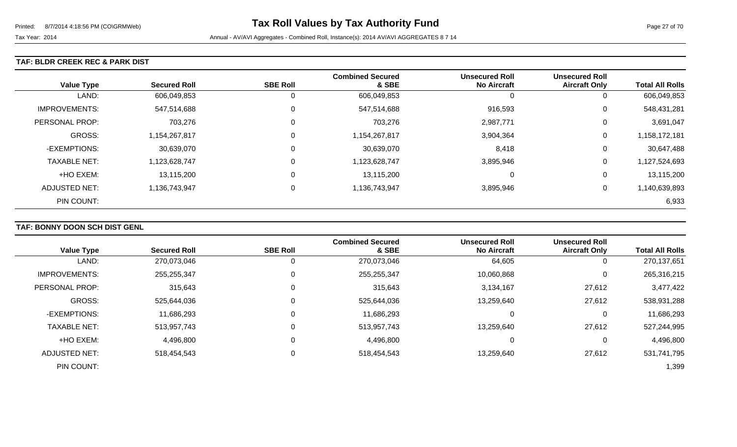## TAF: BLDR CREEK REC & PARK DIST

| Value Type | Secured Roll | SBE Roll | Combined Secured & SBE | Unsecured Roll No Aircraft | Unsecured Roll Aircraft Only | Total All Rolls |
|---|---|---|---|---|---|---|
| LAND: | 606,049,853 | 0 | 606,049,853 | 0 | 0 | 606,049,853 |
| IMPROVEMENTS: | 547,514,688 | 0 | 547,514,688 | 916,593 | 0 | 548,431,281 |
| PERSONAL PROP: | 703,276 | 0 | 703,276 | 2,987,771 | 0 | 3,691,047 |
| GROSS: | 1,154,267,817 | 0 | 1,154,267,817 | 3,904,364 | 0 | 1,158,172,181 |
| -EXEMPTIONS: | 30,639,070 | 0 | 30,639,070 | 8,418 | 0 | 30,647,488 |
| TAXABLE NET: | 1,123,628,747 | 0 | 1,123,628,747 | 3,895,946 | 0 | 1,127,524,693 |
| +HO EXEM: | 13,115,200 | 0 | 13,115,200 | 0 | 0 | 13,115,200 |
| ADJUSTED NET: | 1,136,743,947 | 0 | 1,136,743,947 | 3,895,946 | 0 | 1,140,639,893 |
| PIN COUNT: | | | | | | 6,933 |

## TAF: BONNY DOON SCH DIST GENL

| Value Type | Secured Roll | SBE Roll | Combined Secured & SBE | Unsecured Roll No Aircraft | Unsecured Roll Aircraft Only | Total All Rolls |
|---|---|---|---|---|---|---|
| LAND: | 270,073,046 | 0 | 270,073,046 | 64,605 | 0 | 270,137,651 |
| IMPROVEMENTS: | 255,255,347 | 0 | 255,255,347 | 10,060,868 | 0 | 265,316,215 |
| PERSONAL PROP: | 315,643 | 0 | 315,643 | 3,134,167 | 27,612 | 3,477,422 |
| GROSS: | 525,644,036 | 0 | 525,644,036 | 13,259,640 | 27,612 | 538,931,288 |
| -EXEMPTIONS: | 11,686,293 | 0 | 11,686,293 | 0 | 0 | 11,686,293 |
| TAXABLE NET: | 513,957,743 | 0 | 513,957,743 | 13,259,640 | 27,612 | 527,244,995 |
| +HO EXEM: | 4,496,800 | 0 | 4,496,800 | 0 | 0 | 4,496,800 |
| ADJUSTED NET: | 518,454,543 | 0 | 518,454,543 | 13,259,640 | 27,612 | 531,741,795 |
| PIN COUNT: | | | | | | 1,399 |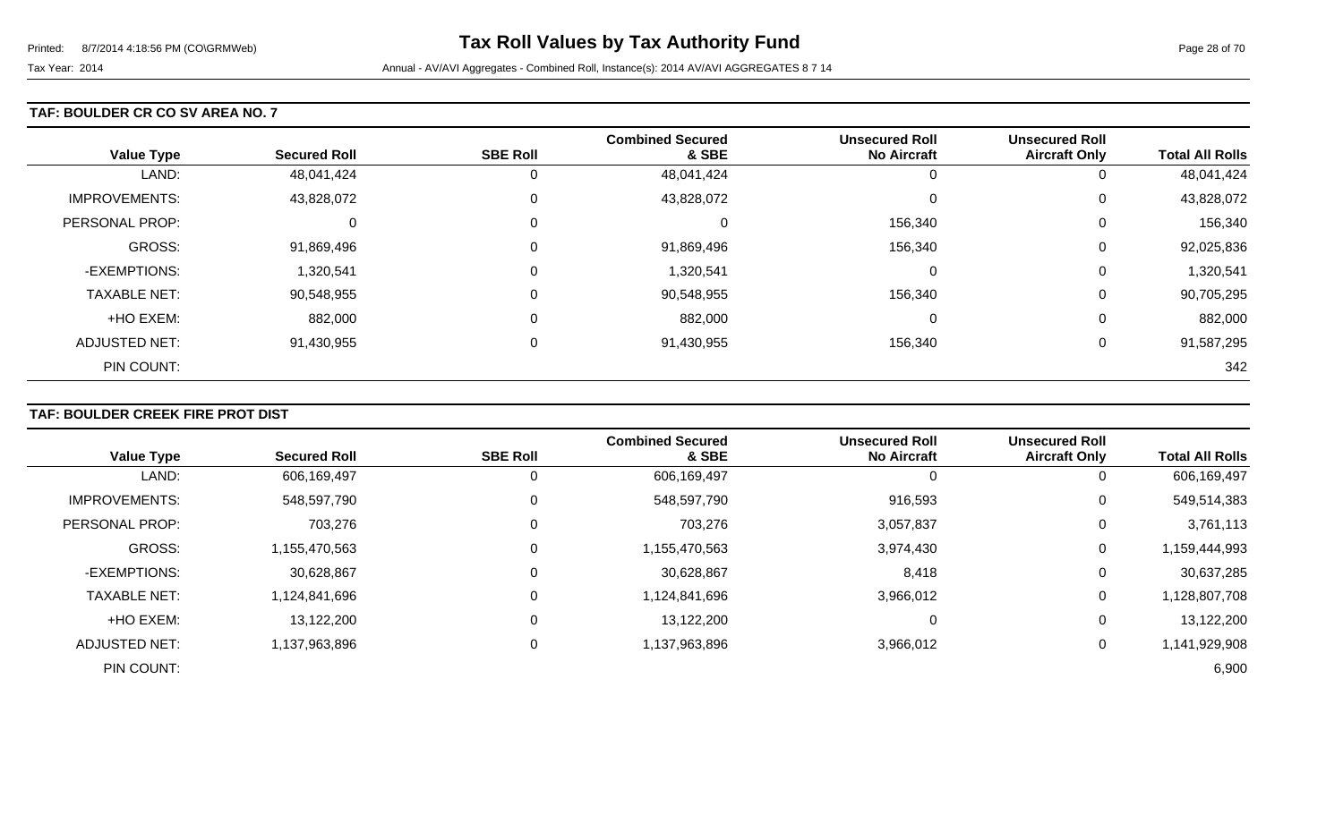# Tax Roll Values by Tax Authority Fund

Tax Year: 2014

Annual - AV/AVI Aggregates - Combined Roll, Instance(s): 2014 AV/AVI AGGREGATES 8 7 14

### TAF: BOULDER CR CO SV AREA NO. 7

| Value Type | Secured Roll | SBE Roll | Combined Secured & SBE | Unsecured Roll No Aircraft | Unsecured Roll Aircraft Only | Total All Rolls |
|---|---|---|---|---|---|---|
| LAND: | 48,041,424 | 0 | 48,041,424 | 0 | 0 | 48,041,424 |
| IMPROVEMENTS: | 43,828,072 | 0 | 43,828,072 | 0 | 0 | 43,828,072 |
| PERSONAL PROP: | 0 | 0 | 0 | 156,340 | 0 | 156,340 |
| GROSS: | 91,869,496 | 0 | 91,869,496 | 156,340 | 0 | 92,025,836 |
| -EXEMPTIONS: | 1,320,541 | 0 | 1,320,541 | 0 | 0 | 1,320,541 |
| TAXABLE NET: | 90,548,955 | 0 | 90,548,955 | 156,340 | 0 | 90,705,295 |
| +HO EXEM: | 882,000 | 0 | 882,000 | 0 | 0 | 882,000 |
| ADJUSTED NET: | 91,430,955 | 0 | 91,430,955 | 156,340 | 0 | 91,587,295 |
| PIN COUNT: | | | | | | 342 |

### TAF: BOULDER CREEK FIRE PROT DIST

| Value Type | Secured Roll | SBE Roll | Combined Secured & SBE | Unsecured Roll No Aircraft | Unsecured Roll Aircraft Only | Total All Rolls |
|---|---|---|---|---|---|---|
| LAND: | 606,169,497 | 0 | 606,169,497 | 0 | 0 | 606,169,497 |
| IMPROVEMENTS: | 548,597,790 | 0 | 548,597,790 | 916,593 | 0 | 549,514,383 |
| PERSONAL PROP: | 703,276 | 0 | 703,276 | 3,057,837 | 0 | 3,761,113 |
| GROSS: | 1,155,470,563 | 0 | 1,155,470,563 | 3,974,430 | 0 | 1,159,444,993 |
| -EXEMPTIONS: | 30,628,867 | 0 | 30,628,867 | 8,418 | 0 | 30,637,285 |
| TAXABLE NET: | 1,124,841,696 | 0 | 1,124,841,696 | 3,966,012 | 0 | 1,128,807,708 |
| +HO EXEM: | 13,122,200 | 0 | 13,122,200 | 0 | 0 | 13,122,200 |
| ADJUSTED NET: | 1,137,963,896 | 0 | 1,137,963,896 | 3,966,012 | 0 | 1,141,929,908 |
| PIN COUNT: | | | | | | 6,900 |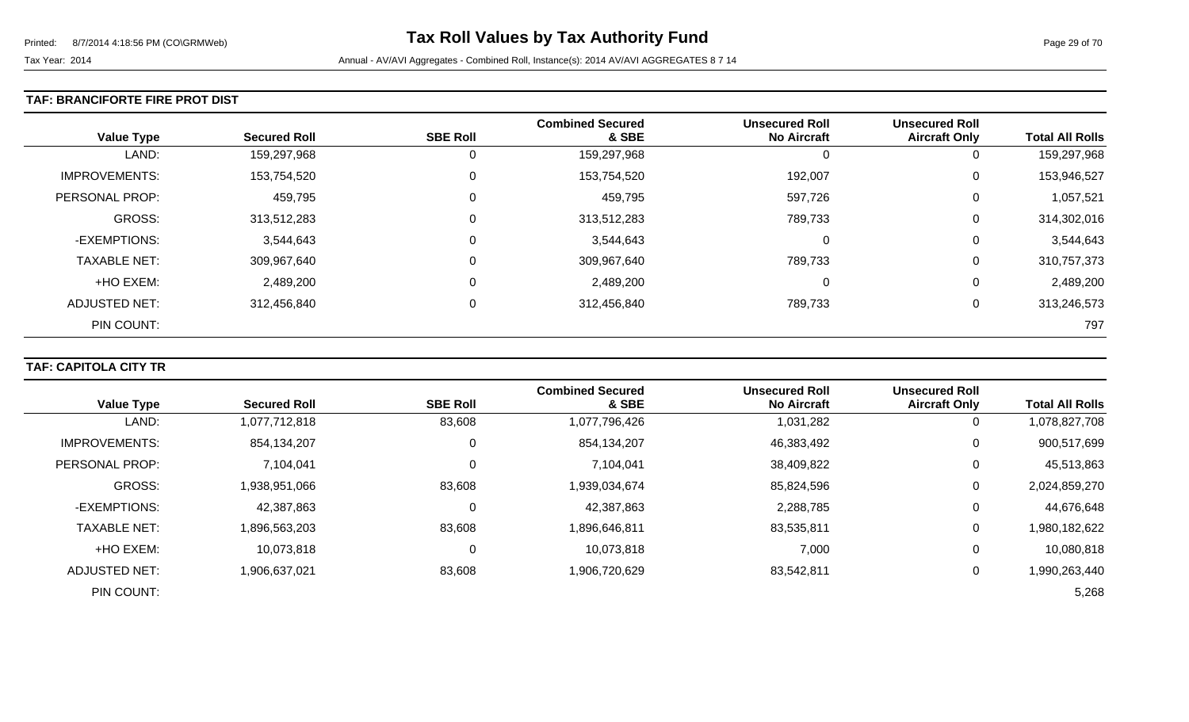### TAF: BRANCIFORTE FIRE PROT DIST

| Value Type | Secured Roll | SBE Roll | Combined Secured & SBE | Unsecured Roll No Aircraft | Unsecured Roll Aircraft Only | Total All Rolls |
|---|---|---|---|---|---|---|
| LAND: | 159,297,968 | 0 | 159,297,968 | 0 | 0 | 159,297,968 |
| IMPROVEMENTS: | 153,754,520 | 0 | 153,754,520 | 192,007 | 0 | 153,946,527 |
| PERSONAL PROP: | 459,795 | 0 | 459,795 | 597,726 | 0 | 1,057,521 |
| GROSS: | 313,512,283 | 0 | 313,512,283 | 789,733 | 0 | 314,302,016 |
| -EXEMPTIONS: | 3,544,643 | 0 | 3,544,643 | 0 | 0 | 3,544,643 |
| TAXABLE NET: | 309,967,640 | 0 | 309,967,640 | 789,733 | 0 | 310,757,373 |
| +HO EXEM: | 2,489,200 | 0 | 2,489,200 | 0 | 0 | 2,489,200 |
| ADJUSTED NET: | 312,456,840 | 0 | 312,456,840 | 789,733 | 0 | 313,246,573 |
| PIN COUNT: | | | | | | 797 |

### TAF: CAPITOLA CITY TR

| Value Type | Secured Roll | SBE Roll | Combined Secured & SBE | Unsecured Roll No Aircraft | Unsecured Roll Aircraft Only | Total All Rolls |
|---|---|---|---|---|---|---|
| LAND: | 1,077,712,818 | 83,608 | 1,077,796,426 | 1,031,282 | 0 | 1,078,827,708 |
| IMPROVEMENTS: | 854,134,207 | 0 | 854,134,207 | 46,383,492 | 0 | 900,517,699 |
| PERSONAL PROP: | 7,104,041 | 0 | 7,104,041 | 38,409,822 | 0 | 45,513,863 |
| GROSS: | 1,938,951,066 | 83,608 | 1,939,034,674 | 85,824,596 | 0 | 2,024,859,270 |
| -EXEMPTIONS: | 42,387,863 | 0 | 42,387,863 | 2,288,785 | 0 | 44,676,648 |
| TAXABLE NET: | 1,896,563,203 | 83,608 | 1,896,646,811 | 83,535,811 | 0 | 1,980,182,622 |
| +HO EXEM: | 10,073,818 | 0 | 10,073,818 | 7,000 | 0 | 10,080,818 |
| ADJUSTED NET: | 1,906,637,021 | 83,608 | 1,906,720,629 | 83,542,811 | 0 | 1,990,263,440 |
| PIN COUNT: | | | | | | 5,268 |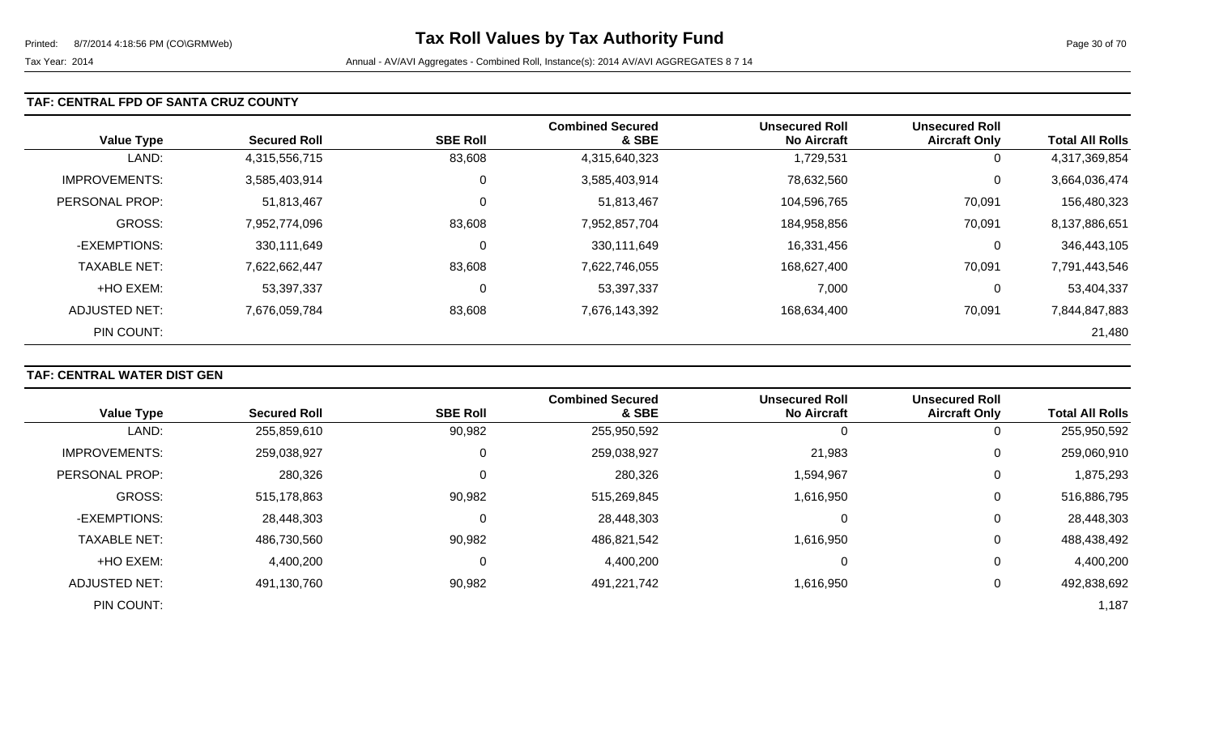### TAF: CENTRAL FPD OF SANTA CRUZ COUNTY

| Value Type | Secured Roll | SBE Roll | Combined Secured & SBE | Unsecured Roll No Aircraft | Unsecured Roll Aircraft Only | Total All Rolls |
|---|---|---|---|---|---|---|
| LAND: | 4,315,556,715 | 83,608 | 4,315,640,323 | 1,729,531 | 0 | 4,317,369,854 |
| IMPROVEMENTS: | 3,585,403,914 | 0 | 3,585,403,914 | 78,632,560 | 0 | 3,664,036,474 |
| PERSONAL PROP: | 51,813,467 | 0 | 51,813,467 | 104,596,765 | 70,091 | 156,480,323 |
| GROSS: | 7,952,774,096 | 83,608 | 7,952,857,704 | 184,958,856 | 70,091 | 8,137,886,651 |
| -EXEMPTIONS: | 330,111,649 | 0 | 330,111,649 | 16,331,456 | 0 | 346,443,105 |
| TAXABLE NET: | 7,622,662,447 | 83,608 | 7,622,746,055 | 168,627,400 | 70,091 | 7,791,443,546 |
| +HO EXEM: | 53,397,337 | 0 | 53,397,337 | 7,000 | 0 | 53,404,337 |
| ADJUSTED NET: | 7,676,059,784 | 83,608 | 7,676,143,392 | 168,634,400 | 70,091 | 7,844,847,883 |
| PIN COUNT: | | | | | | 21,480 |

### TAF: CENTRAL WATER DIST GEN

| Value Type | Secured Roll | SBE Roll | Combined Secured & SBE | Unsecured Roll No Aircraft | Unsecured Roll Aircraft Only | Total All Rolls |
|---|---|---|---|---|---|---|
| LAND: | 255,859,610 | 90,982 | 255,950,592 | 0 | 0 | 255,950,592 |
| IMPROVEMENTS: | 259,038,927 | 0 | 259,038,927 | 21,983 | 0 | 259,060,910 |
| PERSONAL PROP: | 280,326 | 0 | 280,326 | 1,594,967 | 0 | 1,875,293 |
| GROSS: | 515,178,863 | 90,982 | 515,269,845 | 1,616,950 | 0 | 516,886,795 |
| -EXEMPTIONS: | 28,448,303 | 0 | 28,448,303 | 0 | 0 | 28,448,303 |
| TAXABLE NET: | 486,730,560 | 90,982 | 486,821,542 | 1,616,950 | 0 | 488,438,492 |
| +HO EXEM: | 4,400,200 | 0 | 4,400,200 | 0 | 0 | 4,400,200 |
| ADJUSTED NET: | 491,130,760 | 90,982 | 491,221,742 | 1,616,950 | 0 | 492,838,692 |
| PIN COUNT: | | | | | | 1,187 |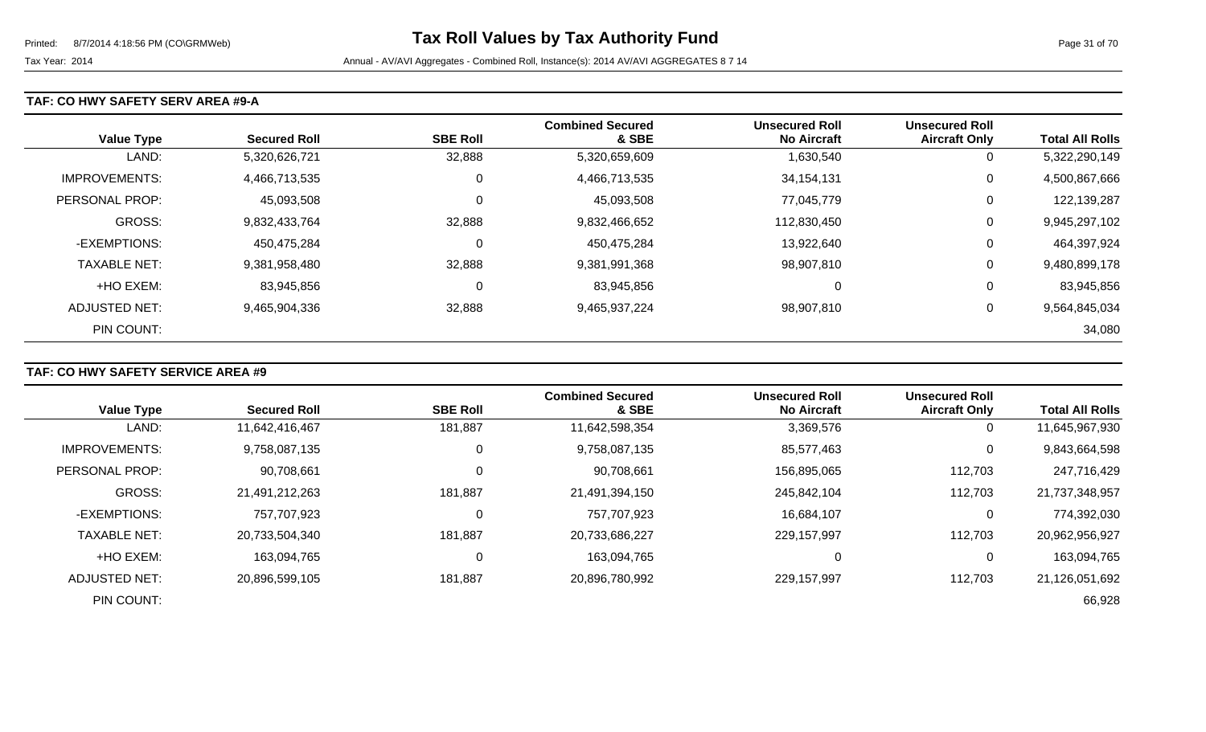# Tax Roll Values by Tax Authority Fund

Tax Year: 2014

Annual - AV/AVI Aggregates - Combined Roll, Instance(s): 2014 AV/AVI AGGREGATES 8 7 14

## TAF: CO HWY SAFETY SERV AREA #9-A

| Value Type | Secured Roll | SBE Roll | Combined Secured & SBE | Unsecured Roll No Aircraft | Unsecured Roll Aircraft Only | Total All Rolls |
|---|---|---|---|---|---|---|
| LAND: | 5,320,626,721 | 32,888 | 5,320,659,609 | 1,630,540 | 0 | 5,322,290,149 |
| IMPROVEMENTS: | 4,466,713,535 | 0 | 4,466,713,535 | 34,154,131 | 0 | 4,500,867,666 |
| PERSONAL PROP: | 45,093,508 | 0 | 45,093,508 | 77,045,779 | 0 | 122,139,287 |
| GROSS: | 9,832,433,764 | 32,888 | 9,832,466,652 | 112,830,450 | 0 | 9,945,297,102 |
| -EXEMPTIONS: | 450,475,284 | 0 | 450,475,284 | 13,922,640 | 0 | 464,397,924 |
| TAXABLE NET: | 9,381,958,480 | 32,888 | 9,381,991,368 | 98,907,810 | 0 | 9,480,899,178 |
| +HO EXEM: | 83,945,856 | 0 | 83,945,856 | 0 | 0 | 83,945,856 |
| ADJUSTED NET: | 9,465,904,336 | 32,888 | 9,465,937,224 | 98,907,810 | 0 | 9,564,845,034 |
| PIN COUNT: | | | | | | 34,080 |

## TAF: CO HWY SAFETY SERVICE AREA #9

| Value Type | Secured Roll | SBE Roll | Combined Secured & SBE | Unsecured Roll No Aircraft | Unsecured Roll Aircraft Only | Total All Rolls |
|---|---|---|---|---|---|---|
| LAND: | 11,642,416,467 | 181,887 | 11,642,598,354 | 3,369,576 | 0 | 11,645,967,930 |
| IMPROVEMENTS: | 9,758,087,135 | 0 | 9,758,087,135 | 85,577,463 | 0 | 9,843,664,598 |
| PERSONAL PROP: | 90,708,661 | 0 | 90,708,661 | 156,895,065 | 112,703 | 247,716,429 |
| GROSS: | 21,491,212,263 | 181,887 | 21,491,394,150 | 245,842,104 | 112,703 | 21,737,348,957 |
| -EXEMPTIONS: | 757,707,923 | 0 | 757,707,923 | 16,684,107 | 0 | 774,392,030 |
| TAXABLE NET: | 20,733,504,340 | 181,887 | 20,733,686,227 | 229,157,997 | 112,703 | 20,962,956,927 |
| +HO EXEM: | 163,094,765 | 0 | 163,094,765 | 0 | 0 | 163,094,765 |
| ADJUSTED NET: | 20,896,599,105 | 181,887 | 20,896,780,992 | 229,157,997 | 112,703 | 21,126,051,692 |
| PIN COUNT: | | | | | | 66,928 |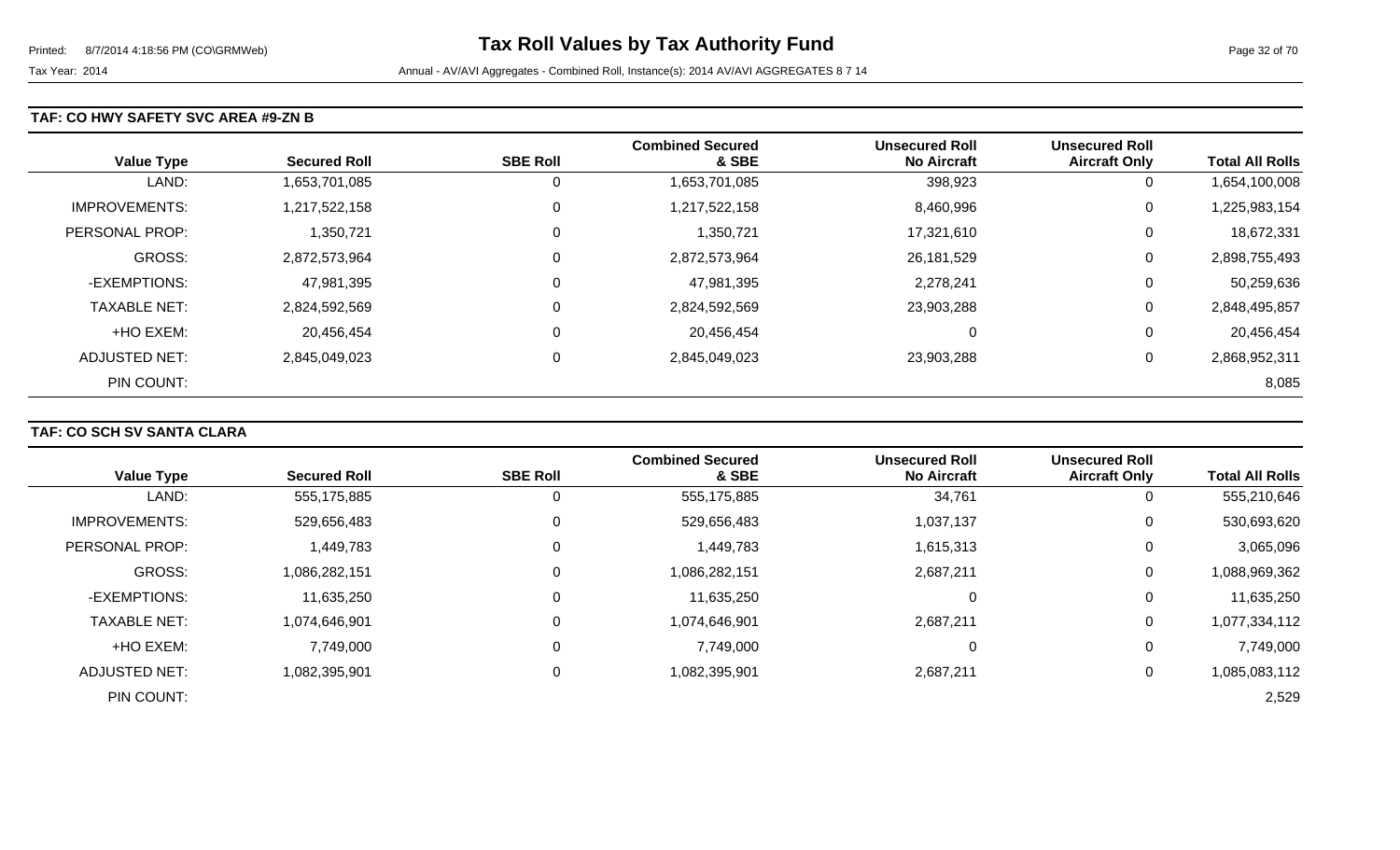**Tax Roll Values by Tax Authority Fund**

Tax Year: 2014

Annual - AV/AVI Aggregates - Combined Roll, Instance(s): 2014 AV/AVI AGGREGATES 8 7 14

### TAF: CO HWY SAFETY SVC AREA #9-ZN B

| Value Type | Secured Roll | SBE Roll | Combined Secured & SBE | Unsecured Roll No Aircraft | Unsecured Roll Aircraft Only | Total All Rolls |
|---|---|---|---|---|---|---|
| LAND: | 1,653,701,085 | 0 | 1,653,701,085 | 398,923 | 0 | 1,654,100,008 |
| IMPROVEMENTS: | 1,217,522,158 | 0 | 1,217,522,158 | 8,460,996 | 0 | 1,225,983,154 |
| PERSONAL PROP: | 1,350,721 | 0 | 1,350,721 | 17,321,610 | 0 | 18,672,331 |
| GROSS: | 2,872,573,964 | 0 | 2,872,573,964 | 26,181,529 | 0 | 2,898,755,493 |
| -EXEMPTIONS: | 47,981,395 | 0 | 47,981,395 | 2,278,241 | 0 | 50,259,636 |
| TAXABLE NET: | 2,824,592,569 | 0 | 2,824,592,569 | 23,903,288 | 0 | 2,848,495,857 |
| +HO EXEM: | 20,456,454 | 0 | 20,456,454 | 0 | 0 | 20,456,454 |
| ADJUSTED NET: | 2,845,049,023 | 0 | 2,845,049,023 | 23,903,288 | 0 | 2,868,952,311 |
| PIN COUNT: | | | | | | 8,085 |

### TAF: CO SCH SV SANTA CLARA

| Value Type | Secured Roll | SBE Roll | Combined Secured & SBE | Unsecured Roll No Aircraft | Unsecured Roll Aircraft Only | Total All Rolls |
|---|---|---|---|---|---|---|
| LAND: | 555,175,885 | 0 | 555,175,885 | 34,761 | 0 | 555,210,646 |
| IMPROVEMENTS: | 529,656,483 | 0 | 529,656,483 | 1,037,137 | 0 | 530,693,620 |
| PERSONAL PROP: | 1,449,783 | 0 | 1,449,783 | 1,615,313 | 0 | 3,065,096 |
| GROSS: | 1,086,282,151 | 0 | 1,086,282,151 | 2,687,211 | 0 | 1,088,969,362 |
| -EXEMPTIONS: | 11,635,250 | 0 | 11,635,250 | 0 | 0 | 11,635,250 |
| TAXABLE NET: | 1,074,646,901 | 0 | 1,074,646,901 | 2,687,211 | 0 | 1,077,334,112 |
| +HO EXEM: | 7,749,000 | 0 | 7,749,000 | 0 | 0 | 7,749,000 |
| ADJUSTED NET: | 1,082,395,901 | 0 | 1,082,395,901 | 2,687,211 | 0 | 1,085,083,112 |
| PIN COUNT: | | | | | | 2,529 |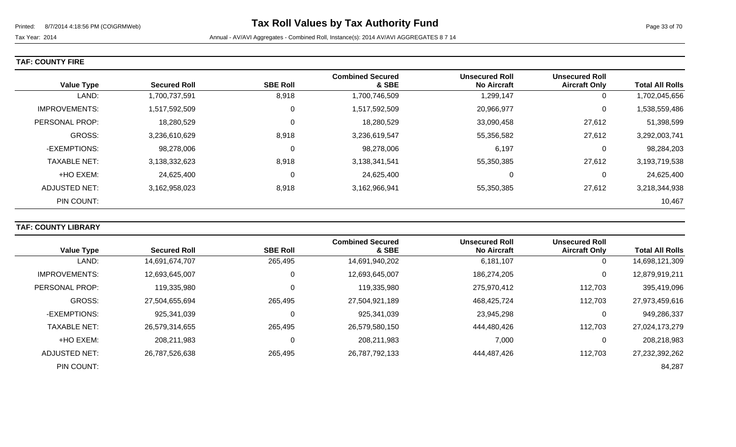# Tax Roll Values by Tax Authority Fund

Tax Year: 2014

Annual - AV/AVI Aggregates - Combined Roll, Instance(s): 2014 AV/AVI AGGREGATES 8 7 14

## TAF: COUNTY FIRE

| Value Type | Secured Roll | SBE Roll | Combined Secured & SBE | Unsecured Roll No Aircraft | Unsecured Roll Aircraft Only | Total All Rolls |
|---|---|---|---|---|---|---|
| LAND: | 1,700,737,591 | 8,918 | 1,700,746,509 | 1,299,147 | 0 | 1,702,045,656 |
| IMPROVEMENTS: | 1,517,592,509 | 0 | 1,517,592,509 | 20,966,977 | 0 | 1,538,559,486 |
| PERSONAL PROP: | 18,280,529 | 0 | 18,280,529 | 33,090,458 | 27,612 | 51,398,599 |
| GROSS: | 3,236,610,629 | 8,918 | 3,236,619,547 | 55,356,582 | 27,612 | 3,292,003,741 |
| -EXEMPTIONS: | 98,278,006 | 0 | 98,278,006 | 6,197 | 0 | 98,284,203 |
| TAXABLE NET: | 3,138,332,623 | 8,918 | 3,138,341,541 | 55,350,385 | 27,612 | 3,193,719,538 |
| +HO EXEM: | 24,625,400 | 0 | 24,625,400 | 0 | 0 | 24,625,400 |
| ADJUSTED NET: | 3,162,958,023 | 8,918 | 3,162,966,941 | 55,350,385 | 27,612 | 3,218,344,938 |
| PIN COUNT: | | | | | | 10,467 |

## TAF: COUNTY LIBRARY

| Value Type | Secured Roll | SBE Roll | Combined Secured & SBE | Unsecured Roll No Aircraft | Unsecured Roll Aircraft Only | Total All Rolls |
|---|---|---|---|---|---|---|
| LAND: | 14,691,674,707 | 265,495 | 14,691,940,202 | 6,181,107 | 0 | 14,698,121,309 |
| IMPROVEMENTS: | 12,693,645,007 | 0 | 12,693,645,007 | 186,274,205 | 0 | 12,879,919,211 |
| PERSONAL PROP: | 119,335,980 | 0 | 119,335,980 | 275,970,412 | 112,703 | 395,419,096 |
| GROSS: | 27,504,655,694 | 265,495 | 27,504,921,189 | 468,425,724 | 112,703 | 27,973,459,616 |
| -EXEMPTIONS: | 925,341,039 | 0 | 925,341,039 | 23,945,298 | 0 | 949,286,337 |
| TAXABLE NET: | 26,579,314,655 | 265,495 | 26,579,580,150 | 444,480,426 | 112,703 | 27,024,173,279 |
| +HO EXEM: | 208,211,983 | 0 | 208,211,983 | 7,000 | 0 | 208,218,983 |
| ADJUSTED NET: | 26,787,526,638 | 265,495 | 26,787,792,133 | 444,487,426 | 112,703 | 27,232,392,262 |
| PIN COUNT: | | | | | | 84,287 |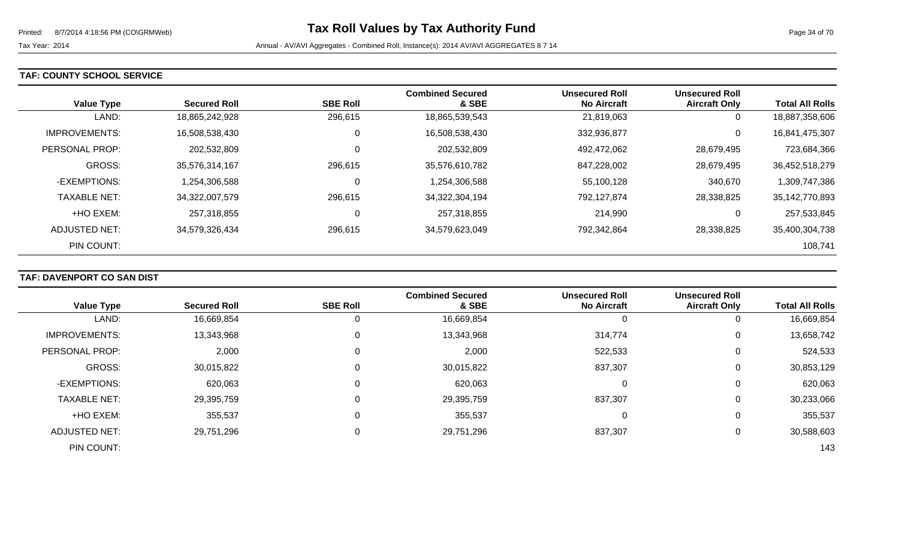## TAF: COUNTY SCHOOL SERVICE

| Value Type | Secured Roll | SBE Roll | Combined Secured & SBE | Unsecured Roll No Aircraft | Unsecured Roll Aircraft Only | Total All Rolls |
|---|---|---|---|---|---|---|
| LAND: | 18,865,242,928 | 296,615 | 18,865,539,543 | 21,819,063 | 0 | 18,887,358,606 |
| IMPROVEMENTS: | 16,508,538,430 | 0 | 16,508,538,430 | 332,936,877 | 0 | 16,841,475,307 |
| PERSONAL PROP: | 202,532,809 | 0 | 202,532,809 | 492,472,062 | 28,679,495 | 723,684,366 |
| GROSS: | 35,576,314,167 | 296,615 | 35,576,610,782 | 847,228,002 | 28,679,495 | 36,452,518,279 |
| -EXEMPTIONS: | 1,254,306,588 | 0 | 1,254,306,588 | 55,100,128 | 340,670 | 1,309,747,386 |
| TAXABLE NET: | 34,322,007,579 | 296,615 | 34,322,304,194 | 792,127,874 | 28,338,825 | 35,142,770,893 |
| +HO EXEM: | 257,318,855 | 0 | 257,318,855 | 214,990 | 0 | 257,533,845 |
| ADJUSTED NET: | 34,579,326,434 | 296,615 | 34,579,623,049 | 792,342,864 | 28,338,825 | 35,400,304,738 |
| PIN COUNT: | | | | | | 108,741 |

## TAF: DAVENPORT CO SAN DIST

| Value Type | Secured Roll | SBE Roll | Combined Secured & SBE | Unsecured Roll No Aircraft | Unsecured Roll Aircraft Only | Total All Rolls |
|---|---|---|---|---|---|---|
| LAND: | 16,669,854 | 0 | 16,669,854 | 0 | 0 | 16,669,854 |
| IMPROVEMENTS: | 13,343,968 | 0 | 13,343,968 | 314,774 | 0 | 13,658,742 |
| PERSONAL PROP: | 2,000 | 0 | 2,000 | 522,533 | 0 | 524,533 |
| GROSS: | 30,015,822 | 0 | 30,015,822 | 837,307 | 0 | 30,853,129 |
| -EXEMPTIONS: | 620,063 | 0 | 620,063 | 0 | 0 | 620,063 |
| TAXABLE NET: | 29,395,759 | 0 | 29,395,759 | 837,307 | 0 | 30,233,066 |
| +HO EXEM: | 355,537 | 0 | 355,537 | 0 | 0 | 355,537 |
| ADJUSTED NET: | 29,751,296 | 0 | 29,751,296 | 837,307 | 0 | 30,588,603 |
| PIN COUNT: | | | | | | 143 |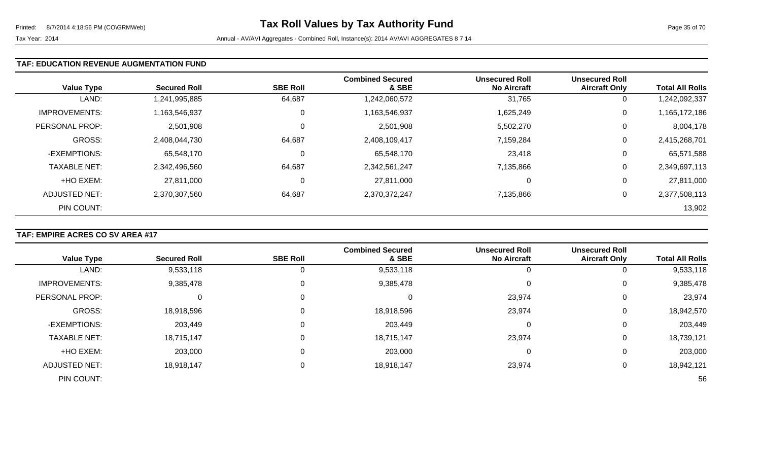## TAF: EDUCATION REVENUE AUGMENTATION FUND

| Value Type | Secured Roll | SBE Roll | Combined Secured & SBE | Unsecured Roll No Aircraft | Unsecured Roll Aircraft Only | Total All Rolls |
|---|---|---|---|---|---|---|
| LAND: | 1,241,995,885 | 64,687 | 1,242,060,572 | 31,765 | 0 | 1,242,092,337 |
| IMPROVEMENTS: | 1,163,546,937 | 0 | 1,163,546,937 | 1,625,249 | 0 | 1,165,172,186 |
| PERSONAL PROP: | 2,501,908 | 0 | 2,501,908 | 5,502,270 | 0 | 8,004,178 |
| GROSS: | 2,408,044,730 | 64,687 | 2,408,109,417 | 7,159,284 | 0 | 2,415,268,701 |
| -EXEMPTIONS: | 65,548,170 | 0 | 65,548,170 | 23,418 | 0 | 65,571,588 |
| TAXABLE NET: | 2,342,496,560 | 64,687 | 2,342,561,247 | 7,135,866 | 0 | 2,349,697,113 |
| +HO EXEM: | 27,811,000 | 0 | 27,811,000 | 0 | 0 | 27,811,000 |
| ADJUSTED NET: | 2,370,307,560 | 64,687 | 2,370,372,247 | 7,135,866 | 0 | 2,377,508,113 |
| PIN COUNT: | | | | | | 13,902 |

## TAF: EMPIRE ACRES CO SV AREA #17

| Value Type | Secured Roll | SBE Roll | Combined Secured & SBE | Unsecured Roll No Aircraft | Unsecured Roll Aircraft Only | Total All Rolls |
|---|---|---|---|---|---|---|
| LAND: | 9,533,118 | 0 | 9,533,118 | 0 | 0 | 9,533,118 |
| IMPROVEMENTS: | 9,385,478 | 0 | 9,385,478 | 0 | 0 | 9,385,478 |
| PERSONAL PROP: | 0 | 0 | 0 | 23,974 | 0 | 23,974 |
| GROSS: | 18,918,596 | 0 | 18,918,596 | 23,974 | 0 | 18,942,570 |
| -EXEMPTIONS: | 203,449 | 0 | 203,449 | 0 | 0 | 203,449 |
| TAXABLE NET: | 18,715,147 | 0 | 18,715,147 | 23,974 | 0 | 18,739,121 |
| +HO EXEM: | 203,000 | 0 | 203,000 | 0 | 0 | 203,000 |
| ADJUSTED NET: | 18,918,147 | 0 | 18,918,147 | 23,974 | 0 | 18,942,121 |
| PIN COUNT: | | | | | | 56 |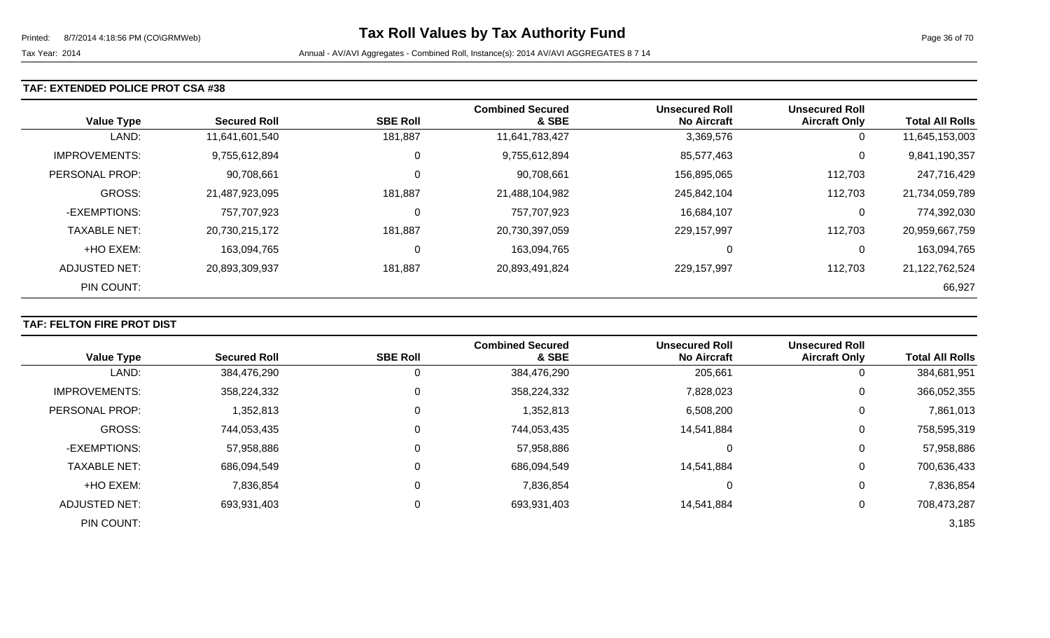# Tax Roll Values by Tax Authority Fund

Tax Year: 2014

Annual - AV/AVI Aggregates - Combined Roll, Instance(s): 2014 AV/AVI AGGREGATES 8 7 14

### TAF: EXTENDED POLICE PROT CSA #38

| Value Type | Secured Roll | SBE Roll | Combined Secured & SBE | Unsecured Roll No Aircraft | Unsecured Roll Aircraft Only | Total All Rolls |
|---|---|---|---|---|---|---|
| LAND: | 11,641,601,540 | 181,887 | 11,641,783,427 | 3,369,576 | 0 | 11,645,153,003 |
| IMPROVEMENTS: | 9,755,612,894 | 0 | 9,755,612,894 | 85,577,463 | 0 | 9,841,190,357 |
| PERSONAL PROP: | 90,708,661 | 0 | 90,708,661 | 156,895,065 | 112,703 | 247,716,429 |
| GROSS: | 21,487,923,095 | 181,887 | 21,488,104,982 | 245,842,104 | 112,703 | 21,734,059,789 |
| -EXEMPTIONS: | 757,707,923 | 0 | 757,707,923 | 16,684,107 | 0 | 774,392,030 |
| TAXABLE NET: | 20,730,215,172 | 181,887 | 20,730,397,059 | 229,157,997 | 112,703 | 20,959,667,759 |
| +HO EXEM: | 163,094,765 | 0 | 163,094,765 | 0 | 0 | 163,094,765 |
| ADJUSTED NET: | 20,893,309,937 | 181,887 | 20,893,491,824 | 229,157,997 | 112,703 | 21,122,762,524 |
| PIN COUNT: | | | | | | 66,927 |

### TAF: FELTON FIRE PROT DIST

| Value Type | Secured Roll | SBE Roll | Combined Secured & SBE | Unsecured Roll No Aircraft | Unsecured Roll Aircraft Only | Total All Rolls |
|---|---|---|---|---|---|---|
| LAND: | 384,476,290 | 0 | 384,476,290 | 205,661 | 0 | 384,681,951 |
| IMPROVEMENTS: | 358,224,332 | 0 | 358,224,332 | 7,828,023 | 0 | 366,052,355 |
| PERSONAL PROP: | 1,352,813 | 0 | 1,352,813 | 6,508,200 | 0 | 7,861,013 |
| GROSS: | 744,053,435 | 0 | 744,053,435 | 14,541,884 | 0 | 758,595,319 |
| -EXEMPTIONS: | 57,958,886 | 0 | 57,958,886 | 0 | 0 | 57,958,886 |
| TAXABLE NET: | 686,094,549 | 0 | 686,094,549 | 14,541,884 | 0 | 700,636,433 |
| +HO EXEM: | 7,836,854 | 0 | 7,836,854 | 0 | 0 | 7,836,854 |
| ADJUSTED NET: | 693,931,403 | 0 | 693,931,403 | 14,541,884 | 0 | 708,473,287 |
| PIN COUNT: | | | | | | 3,185 |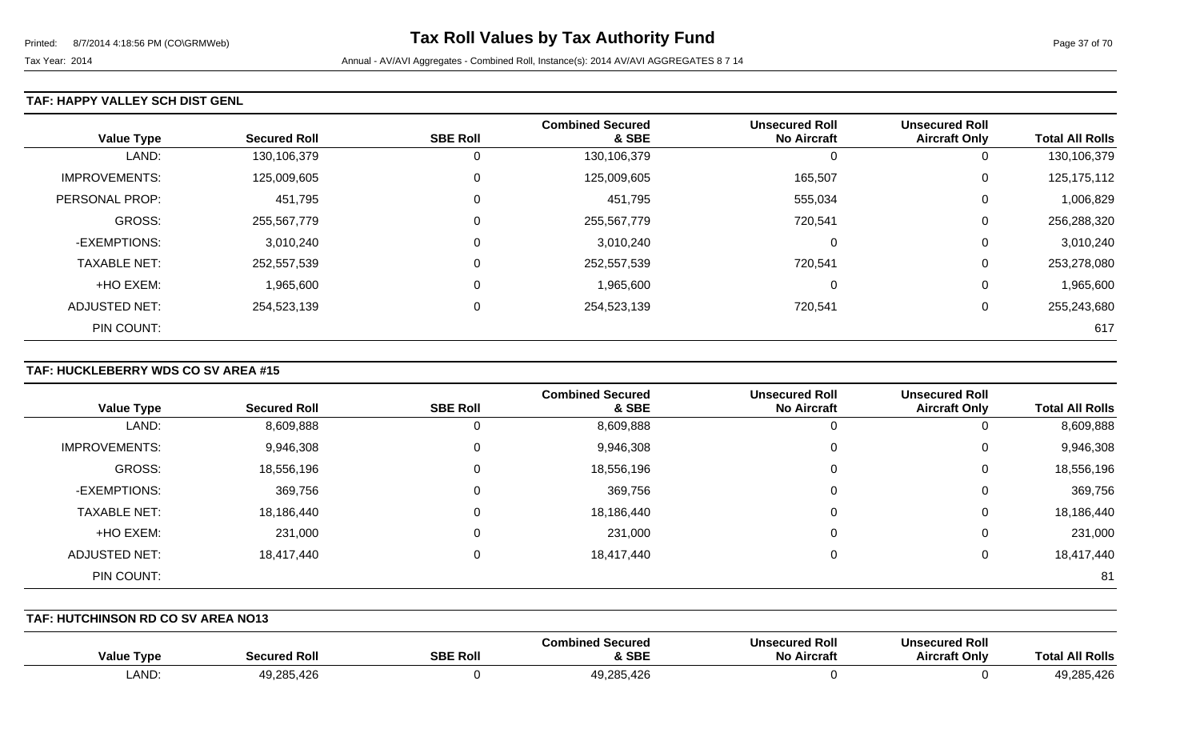# Tax Roll Values by Tax Authority Fund

Printed: 8/7/2014 4:18:56 PM (CO\GRMWeb)

Tax Year: 2014

Annual - AV/AVI Aggregates - Combined Roll, Instance(s): 2014 AV/AVI AGGREGATES 8 7 14

## TAF: HAPPY VALLEY SCH DIST GENL

| Value Type | Secured Roll | SBE Roll | Combined Secured & SBE | Unsecured Roll No Aircraft | Unsecured Roll Aircraft Only | Total All Rolls |
|---|---|---|---|---|---|---|
| LAND: | 130,106,379 | 0 | 130,106,379 | 0 | 0 | 130,106,379 |
| IMPROVEMENTS: | 125,009,605 | 0 | 125,009,605 | 165,507 | 0 | 125,175,112 |
| PERSONAL PROP: | 451,795 | 0 | 451,795 | 555,034 | 0 | 1,006,829 |
| GROSS: | 255,567,779 | 0 | 255,567,779 | 720,541 | 0 | 256,288,320 |
| -EXEMPTIONS: | 3,010,240 | 0 | 3,010,240 | 0 | 0 | 3,010,240 |
| TAXABLE NET: | 252,557,539 | 0 | 252,557,539 | 720,541 | 0 | 253,278,080 |
| +HO EXEM: | 1,965,600 | 0 | 1,965,600 | 0 | 0 | 1,965,600 |
| ADJUSTED NET: | 254,523,139 | 0 | 254,523,139 | 720,541 | 0 | 255,243,680 |
| PIN COUNT: | | | | | | 617 |

## TAF: HUCKLEBERRY WDS CO SV AREA #15

| Value Type | Secured Roll | SBE Roll | Combined Secured & SBE | Unsecured Roll No Aircraft | Unsecured Roll Aircraft Only | Total All Rolls |
|---|---|---|---|---|---|---|
| LAND: | 8,609,888 | 0 | 8,609,888 | 0 | 0 | 8,609,888 |
| IMPROVEMENTS: | 9,946,308 | 0 | 9,946,308 | 0 | 0 | 9,946,308 |
| GROSS: | 18,556,196 | 0 | 18,556,196 | 0 | 0 | 18,556,196 |
| -EXEMPTIONS: | 369,756 | 0 | 369,756 | 0 | 0 | 369,756 |
| TAXABLE NET: | 18,186,440 | 0 | 18,186,440 | 0 | 0 | 18,186,440 |
| +HO EXEM: | 231,000 | 0 | 231,000 | 0 | 0 | 231,000 |
| ADJUSTED NET: | 18,417,440 | 0 | 18,417,440 | 0 | 0 | 18,417,440 |
| PIN COUNT: | | | | | | 81 |

## TAF: HUTCHINSON RD CO SV AREA NO13

| Value Type | Secured Roll | SBE Roll | Combined Secured & SBE | Unsecured Roll No Aircraft | Unsecured Roll Aircraft Only | Total All Rolls |
|---|---|---|---|---|---|---|
| LAND: | 49,285,426 | 0 | 49,285,426 | 0 | 0 | 49,285,426 |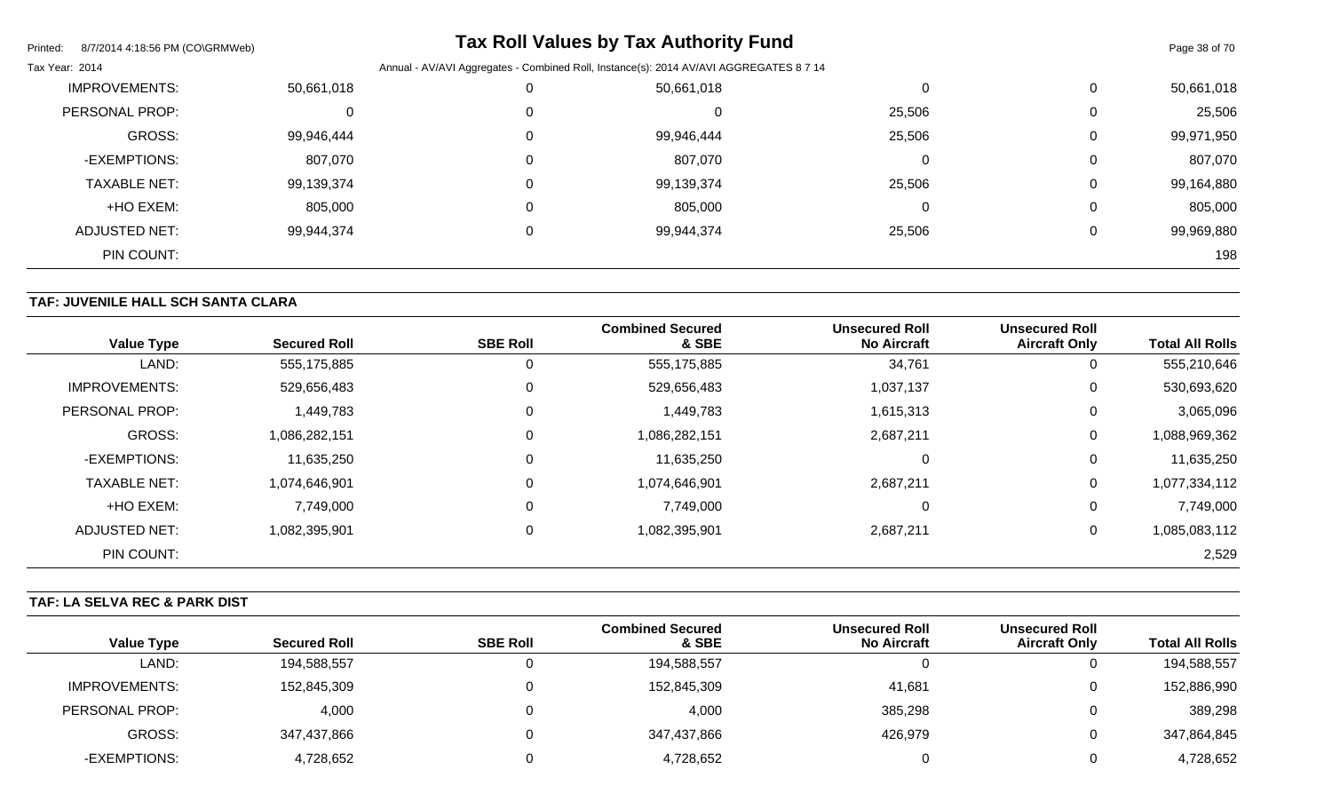| | | | | | | |
|---|---|---|---|---|---|---|
| IMPROVEMENTS: | 50,661,018 | 0 | 50,661,018 | 0 | 0 | 50,661,018 |
| PERSONAL PROP: | 0 | 0 | 0 | 25,506 | 0 | 25,506 |
| GROSS: | 99,946,444 | 0 | 99,946,444 | 25,506 | 0 | 99,971,950 |
| -EXEMPTIONS: | 807,070 | 0 | 807,070 | 0 | 0 | 807,070 |
| TAXABLE NET: | 99,139,374 | 0 | 99,139,374 | 25,506 | 0 | 99,164,880 |
| +HO EXEM: | 805,000 | 0 | 805,000 | 0 | 0 | 805,000 |
| ADJUSTED NET: | 99,944,374 | 0 | 99,944,374 | 25,506 | 0 | 99,969,880 |
| PIN COUNT: | | | | | | 198 |

### TAF: JUVENILE HALL SCH SANTA CLARA

| Value Type | Secured Roll | SBE Roll | Combined Secured & SBE | Unsecured Roll No Aircraft | Unsecured Roll Aircraft Only | Total All Rolls |
|---|---|---|---|---|---|---|
| LAND: | 555,175,885 | 0 | 555,175,885 | 34,761 | 0 | 555,210,646 |
| IMPROVEMENTS: | 529,656,483 | 0 | 529,656,483 | 1,037,137 | 0 | 530,693,620 |
| PERSONAL PROP: | 1,449,783 | 0 | 1,449,783 | 1,615,313 | 0 | 3,065,096 |
| GROSS: | 1,086,282,151 | 0 | 1,086,282,151 | 2,687,211 | 0 | 1,088,969,362 |
| -EXEMPTIONS: | 11,635,250 | 0 | 11,635,250 | 0 | 0 | 11,635,250 |
| TAXABLE NET: | 1,074,646,901 | 0 | 1,074,646,901 | 2,687,211 | 0 | 1,077,334,112 |
| +HO EXEM: | 7,749,000 | 0 | 7,749,000 | 0 | 0 | 7,749,000 |
| ADJUSTED NET: | 1,082,395,901 | 0 | 1,082,395,901 | 2,687,211 | 0 | 1,085,083,112 |
| PIN COUNT: | | | | | | 2,529 |

### TAF: LA SELVA REC & PARK DIST

| Value Type | Secured Roll | SBE Roll | Combined Secured & SBE | Unsecured Roll No Aircraft | Unsecured Roll Aircraft Only | Total All Rolls |
|---|---|---|---|---|---|---|
| LAND: | 194,588,557 | 0 | 194,588,557 | 0 | 0 | 194,588,557 |
| IMPROVEMENTS: | 152,845,309 | 0 | 152,845,309 | 41,681 | 0 | 152,886,990 |
| PERSONAL PROP: | 4,000 | 0 | 4,000 | 385,298 | 0 | 389,298 |
| GROSS: | 347,437,866 | 0 | 347,437,866 | 426,979 | 0 | 347,864,845 |
| -EXEMPTIONS: | 4,728,652 | 0 | 4,728,652 | 0 | 0 | 4,728,652 |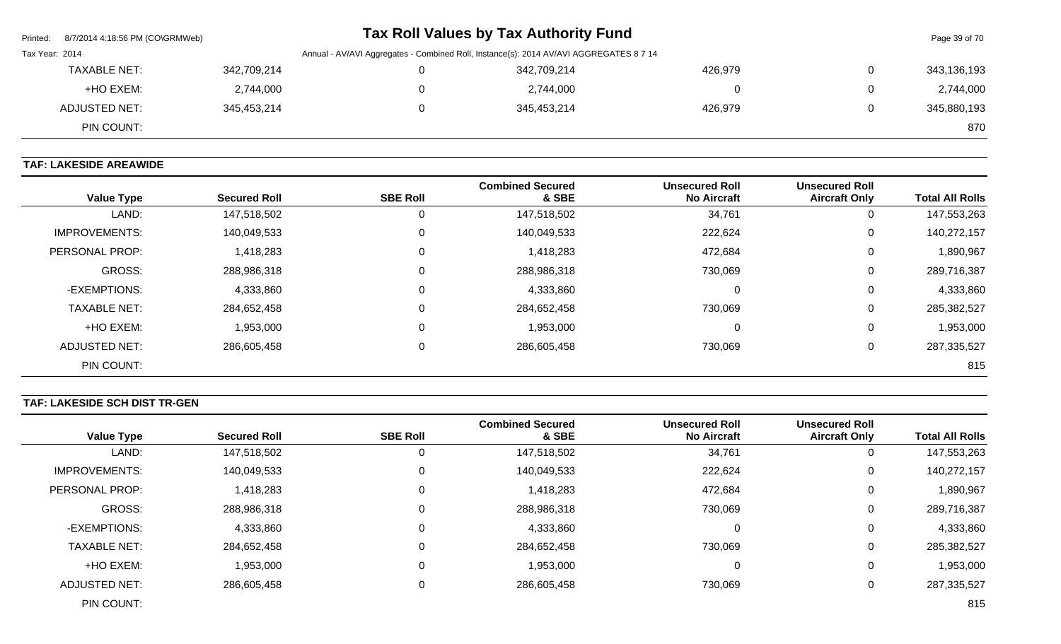| | | | | | | |
|---|---|---|---|---|---|---|
| TAXABLE NET: | 342,709,214 | 0 | 342,709,214 | 426,979 | 0 | 343,136,193 |
| +HO EXEM: | 2,744,000 | 0 | 2,744,000 | 0 | 0 | 2,744,000 |
| ADJUSTED NET: | 345,453,214 | 0 | 345,453,214 | 426,979 | 0 | 345,880,193 |
| PIN COUNT: | | | | | | 870 |

### TAF: LAKESIDE AREAWIDE

| Value Type | Secured Roll | SBE Roll | Combined Secured & SBE | Unsecured Roll No Aircraft | Unsecured Roll Aircraft Only | Total All Rolls |
|---|---|---|---|---|---|---|
| LAND: | 147,518,502 | 0 | 147,518,502 | 34,761 | 0 | 147,553,263 |
| IMPROVEMENTS: | 140,049,533 | 0 | 140,049,533 | 222,624 | 0 | 140,272,157 |
| PERSONAL PROP: | 1,418,283 | 0 | 1,418,283 | 472,684 | 0 | 1,890,967 |
| GROSS: | 288,986,318 | 0 | 288,986,318 | 730,069 | 0 | 289,716,387 |
| -EXEMPTIONS: | 4,333,860 | 0 | 4,333,860 | 0 | 0 | 4,333,860 |
| TAXABLE NET: | 284,652,458 | 0 | 284,652,458 | 730,069 | 0 | 285,382,527 |
| +HO EXEM: | 1,953,000 | 0 | 1,953,000 | 0 | 0 | 1,953,000 |
| ADJUSTED NET: | 286,605,458 | 0 | 286,605,458 | 730,069 | 0 | 287,335,527 |
| PIN COUNT: | | | | | | 815 |

### TAF: LAKESIDE SCH DIST TR-GEN

| Value Type | Secured Roll | SBE Roll | Combined Secured & SBE | Unsecured Roll No Aircraft | Unsecured Roll Aircraft Only | Total All Rolls |
|---|---|---|---|---|---|---|
| LAND: | 147,518,502 | 0 | 147,518,502 | 34,761 | 0 | 147,553,263 |
| IMPROVEMENTS: | 140,049,533 | 0 | 140,049,533 | 222,624 | 0 | 140,272,157 |
| PERSONAL PROP: | 1,418,283 | 0 | 1,418,283 | 472,684 | 0 | 1,890,967 |
| GROSS: | 288,986,318 | 0 | 288,986,318 | 730,069 | 0 | 289,716,387 |
| -EXEMPTIONS: | 4,333,860 | 0 | 4,333,860 | 0 | 0 | 4,333,860 |
| TAXABLE NET: | 284,652,458 | 0 | 284,652,458 | 730,069 | 0 | 285,382,527 |
| +HO EXEM: | 1,953,000 | 0 | 1,953,000 | 0 | 0 | 1,953,000 |
| ADJUSTED NET: | 286,605,458 | 0 | 286,605,458 | 730,069 | 0 | 287,335,527 |
| PIN COUNT: | | | | | | 815 |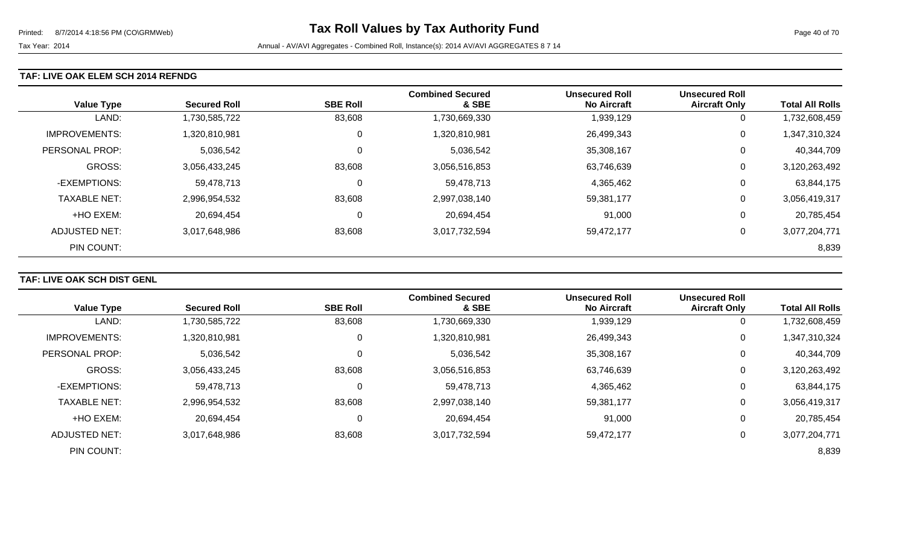### TAF: LIVE OAK ELEM SCH 2014 REFNDG

| Value Type | Secured Roll | SBE Roll | Combined Secured & SBE | Unsecured Roll No Aircraft | Unsecured Roll Aircraft Only | Total All Rolls |
|---|---|---|---|---|---|---|
| LAND: | 1,730,585,722 | 83,608 | 1,730,669,330 | 1,939,129 | 0 | 1,732,608,459 |
| IMPROVEMENTS: | 1,320,810,981 | 0 | 1,320,810,981 | 26,499,343 | 0 | 1,347,310,324 |
| PERSONAL PROP: | 5,036,542 | 0 | 5,036,542 | 35,308,167 | 0 | 40,344,709 |
| GROSS: | 3,056,433,245 | 83,608 | 3,056,516,853 | 63,746,639 | 0 | 3,120,263,492 |
| -EXEMPTIONS: | 59,478,713 | 0 | 59,478,713 | 4,365,462 | 0 | 63,844,175 |
| TAXABLE NET: | 2,996,954,532 | 83,608 | 2,997,038,140 | 59,381,177 | 0 | 3,056,419,317 |
| +HO EXEM: | 20,694,454 | 0 | 20,694,454 | 91,000 | 0 | 20,785,454 |
| ADJUSTED NET: | 3,017,648,986 | 83,608 | 3,017,732,594 | 59,472,177 | 0 | 3,077,204,771 |
| PIN COUNT: | | | | | | 8,839 |

### TAF: LIVE OAK SCH DIST GENL

| Value Type | Secured Roll | SBE Roll | Combined Secured & SBE | Unsecured Roll No Aircraft | Unsecured Roll Aircraft Only | Total All Rolls |
|---|---|---|---|---|---|---|
| LAND: | 1,730,585,722 | 83,608 | 1,730,669,330 | 1,939,129 | 0 | 1,732,608,459 |
| IMPROVEMENTS: | 1,320,810,981 | 0 | 1,320,810,981 | 26,499,343 | 0 | 1,347,310,324 |
| PERSONAL PROP: | 5,036,542 | 0 | 5,036,542 | 35,308,167 | 0 | 40,344,709 |
| GROSS: | 3,056,433,245 | 83,608 | 3,056,516,853 | 63,746,639 | 0 | 3,120,263,492 |
| -EXEMPTIONS: | 59,478,713 | 0 | 59,478,713 | 4,365,462 | 0 | 63,844,175 |
| TAXABLE NET: | 2,996,954,532 | 83,608 | 2,997,038,140 | 59,381,177 | 0 | 3,056,419,317 |
| +HO EXEM: | 20,694,454 | 0 | 20,694,454 | 91,000 | 0 | 20,785,454 |
| ADJUSTED NET: | 3,017,648,986 | 83,608 | 3,017,732,594 | 59,472,177 | 0 | 3,077,204,771 |
| PIN COUNT: | | | | | | 8,839 |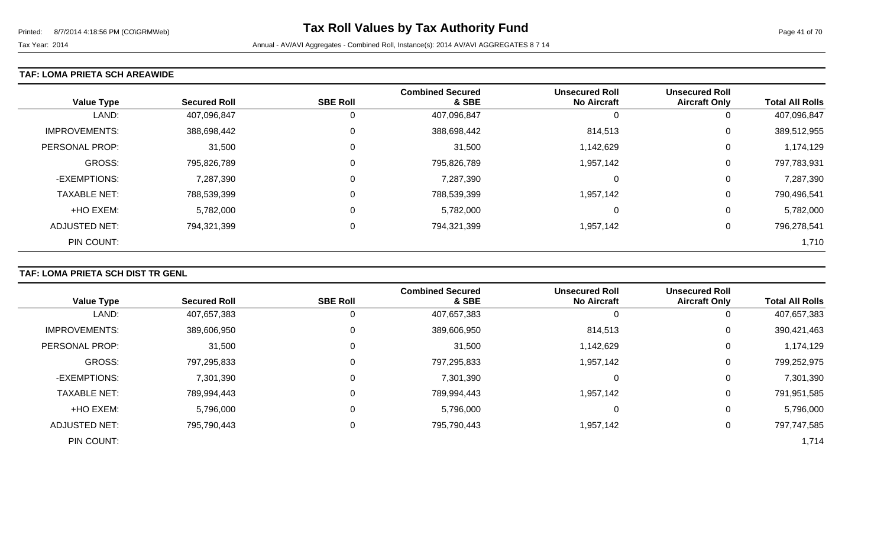# Tax Roll Values by Tax Authority Fund

Tax Year: 2014

Annual - AV/AVI Aggregates - Combined Roll, Instance(s): 2014 AV/AVI AGGREGATES 8 7 14

## TAF: LOMA PRIETA SCH AREAWIDE

| Value Type | Secured Roll | SBE Roll | Combined Secured & SBE | Unsecured Roll No Aircraft | Unsecured Roll Aircraft Only | Total All Rolls |
|---|---|---|---|---|---|---|
| LAND: | 407,096,847 | 0 | 407,096,847 | 0 | 0 | 407,096,847 |
| IMPROVEMENTS: | 388,698,442 | 0 | 388,698,442 | 814,513 | 0 | 389,512,955 |
| PERSONAL PROP: | 31,500 | 0 | 31,500 | 1,142,629 | 0 | 1,174,129 |
| GROSS: | 795,826,789 | 0 | 795,826,789 | 1,957,142 | 0 | 797,783,931 |
| -EXEMPTIONS: | 7,287,390 | 0 | 7,287,390 | 0 | 0 | 7,287,390 |
| TAXABLE NET: | 788,539,399 | 0 | 788,539,399 | 1,957,142 | 0 | 790,496,541 |
| +HO EXEM: | 5,782,000 | 0 | 5,782,000 | 0 | 0 | 5,782,000 |
| ADJUSTED NET: | 794,321,399 | 0 | 794,321,399 | 1,957,142 | 0 | 796,278,541 |
| PIN COUNT: | | | | | | 1,710 |

## TAF: LOMA PRIETA SCH DIST TR GENL

| Value Type | Secured Roll | SBE Roll | Combined Secured & SBE | Unsecured Roll No Aircraft | Unsecured Roll Aircraft Only | Total All Rolls |
|---|---|---|---|---|---|---|
| LAND: | 407,657,383 | 0 | 407,657,383 | 0 | 0 | 407,657,383 |
| IMPROVEMENTS: | 389,606,950 | 0 | 389,606,950 | 814,513 | 0 | 390,421,463 |
| PERSONAL PROP: | 31,500 | 0 | 31,500 | 1,142,629 | 0 | 1,174,129 |
| GROSS: | 797,295,833 | 0 | 797,295,833 | 1,957,142 | 0 | 799,252,975 |
| -EXEMPTIONS: | 7,301,390 | 0 | 7,301,390 | 0 | 0 | 7,301,390 |
| TAXABLE NET: | 789,994,443 | 0 | 789,994,443 | 1,957,142 | 0 | 791,951,585 |
| +HO EXEM: | 5,796,000 | 0 | 5,796,000 | 0 | 0 | 5,796,000 |
| ADJUSTED NET: | 795,790,443 | 0 | 795,790,443 | 1,957,142 | 0 | 797,747,585 |
| PIN COUNT: | | | | | | 1,714 |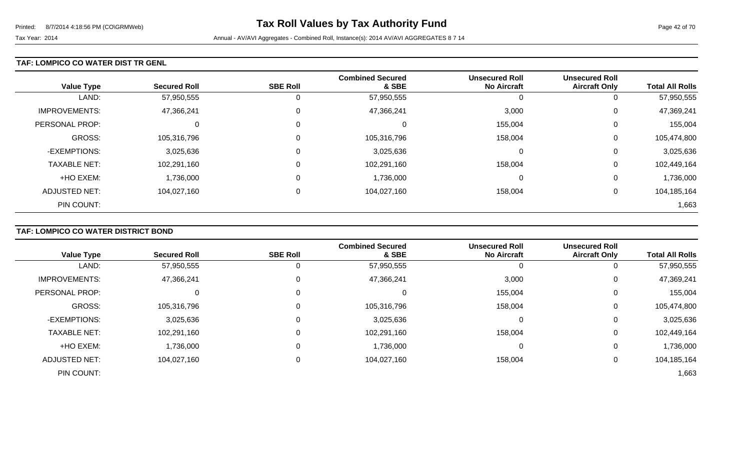## TAF: LOMPICO CO WATER DIST TR GENL

| Value Type | Secured Roll | SBE Roll | Combined Secured & SBE | Unsecured Roll No Aircraft | Unsecured Roll Aircraft Only | Total All Rolls |
|---|---|---|---|---|---|---|
| LAND: | 57,950,555 | 0 | 57,950,555 | 0 | 0 | 57,950,555 |
| IMPROVEMENTS: | 47,366,241 | 0 | 47,366,241 | 3,000 | 0 | 47,369,241 |
| PERSONAL PROP: | 0 | 0 | 0 | 155,004 | 0 | 155,004 |
| GROSS: | 105,316,796 | 0 | 105,316,796 | 158,004 | 0 | 105,474,800 |
| -EXEMPTIONS: | 3,025,636 | 0 | 3,025,636 | 0 | 0 | 3,025,636 |
| TAXABLE NET: | 102,291,160 | 0 | 102,291,160 | 158,004 | 0 | 102,449,164 |
| +HO EXEM: | 1,736,000 | 0 | 1,736,000 | 0 | 0 | 1,736,000 |
| ADJUSTED NET: | 104,027,160 | 0 | 104,027,160 | 158,004 | 0 | 104,185,164 |
| PIN COUNT: | | | | | | 1,663 |

## TAF: LOMPICO CO WATER DISTRICT BOND

| Value Type | Secured Roll | SBE Roll | Combined Secured & SBE | Unsecured Roll No Aircraft | Unsecured Roll Aircraft Only | Total All Rolls |
|---|---|---|---|---|---|---|
| LAND: | 57,950,555 | 0 | 57,950,555 | 0 | 0 | 57,950,555 |
| IMPROVEMENTS: | 47,366,241 | 0 | 47,366,241 | 3,000 | 0 | 47,369,241 |
| PERSONAL PROP: | 0 | 0 | 0 | 155,004 | 0 | 155,004 |
| GROSS: | 105,316,796 | 0 | 105,316,796 | 158,004 | 0 | 105,474,800 |
| -EXEMPTIONS: | 3,025,636 | 0 | 3,025,636 | 0 | 0 | 3,025,636 |
| TAXABLE NET: | 102,291,160 | 0 | 102,291,160 | 158,004 | 0 | 102,449,164 |
| +HO EXEM: | 1,736,000 | 0 | 1,736,000 | 0 | 0 | 1,736,000 |
| ADJUSTED NET: | 104,027,160 | 0 | 104,027,160 | 158,004 | 0 | 104,185,164 |
| PIN COUNT: | | | | | | 1,663 |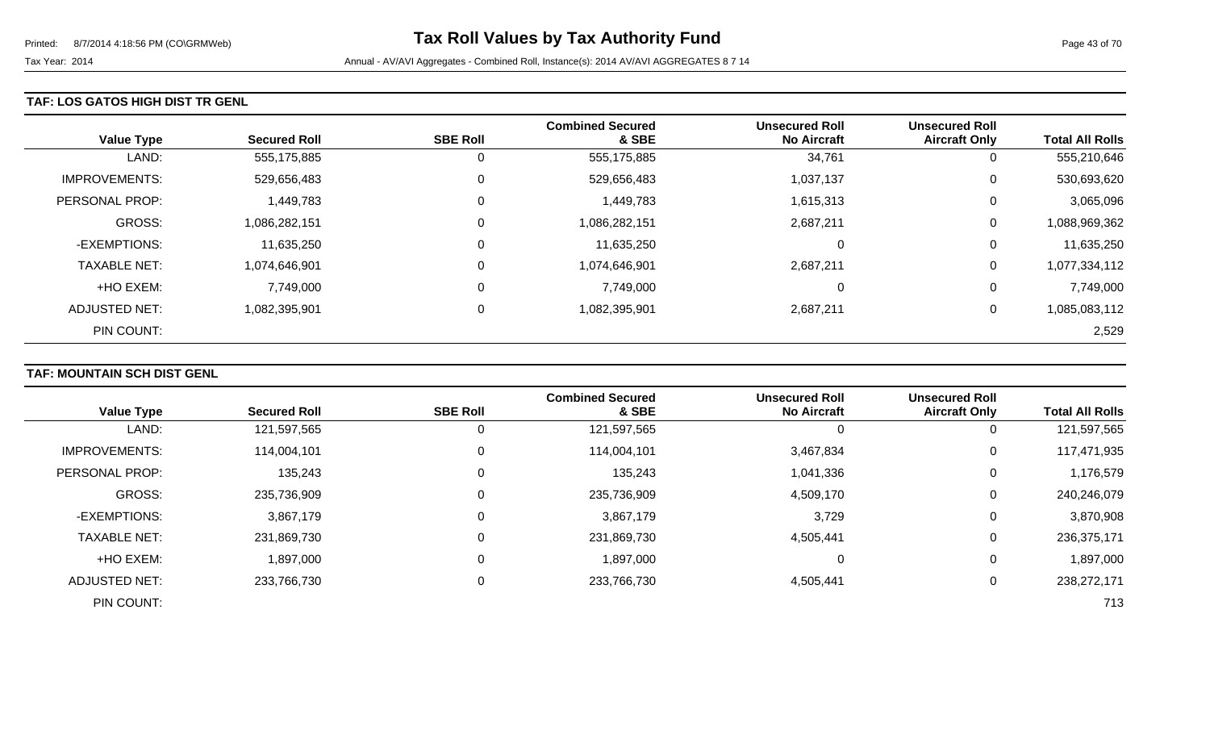**TAF: LOS GATOS HIGH DIST TR GENL**

| Value Type | Secured Roll | SBE Roll | Combined Secured & SBE | Unsecured Roll No Aircraft | Unsecured Roll Aircraft Only | Total All Rolls |
|---|---|---|---|---|---|---|
| LAND: | 555,175,885 | 0 | 555,175,885 | 34,761 | 0 | 555,210,646 |
| IMPROVEMENTS: | 529,656,483 | 0 | 529,656,483 | 1,037,137 | 0 | 530,693,620 |
| PERSONAL PROP: | 1,449,783 | 0 | 1,449,783 | 1,615,313 | 0 | 3,065,096 |
| GROSS: | 1,086,282,151 | 0 | 1,086,282,151 | 2,687,211 | 0 | 1,088,969,362 |
| -EXEMPTIONS: | 11,635,250 | 0 | 11,635,250 | 0 | 0 | 11,635,250 |
| TAXABLE NET: | 1,074,646,901 | 0 | 1,074,646,901 | 2,687,211 | 0 | 1,077,334,112 |
| +HO EXEM: | 7,749,000 | 0 | 7,749,000 | 0 | 0 | 7,749,000 |
| ADJUSTED NET: | 1,082,395,901 | 0 | 1,082,395,901 | 2,687,211 | 0 | 1,085,083,112 |
| PIN COUNT: | | | | | | 2,529 |

**TAF: MOUNTAIN SCH DIST GENL**

| Value Type | Secured Roll | SBE Roll | Combined Secured & SBE | Unsecured Roll No Aircraft | Unsecured Roll Aircraft Only | Total All Rolls |
|---|---|---|---|---|---|---|
| LAND: | 121,597,565 | 0 | 121,597,565 | 0 | 0 | 121,597,565 |
| IMPROVEMENTS: | 114,004,101 | 0 | 114,004,101 | 3,467,834 | 0 | 117,471,935 |
| PERSONAL PROP: | 135,243 | 0 | 135,243 | 1,041,336 | 0 | 1,176,579 |
| GROSS: | 235,736,909 | 0 | 235,736,909 | 4,509,170 | 0 | 240,246,079 |
| -EXEMPTIONS: | 3,867,179 | 0 | 3,867,179 | 3,729 | 0 | 3,870,908 |
| TAXABLE NET: | 231,869,730 | 0 | 231,869,730 | 4,505,441 | 0 | 236,375,171 |
| +HO EXEM: | 1,897,000 | 0 | 1,897,000 | 0 | 0 | 1,897,000 |
| ADJUSTED NET: | 233,766,730 | 0 | 233,766,730 | 4,505,441 | 0 | 238,272,171 |
| PIN COUNT: | | | | | | 713 |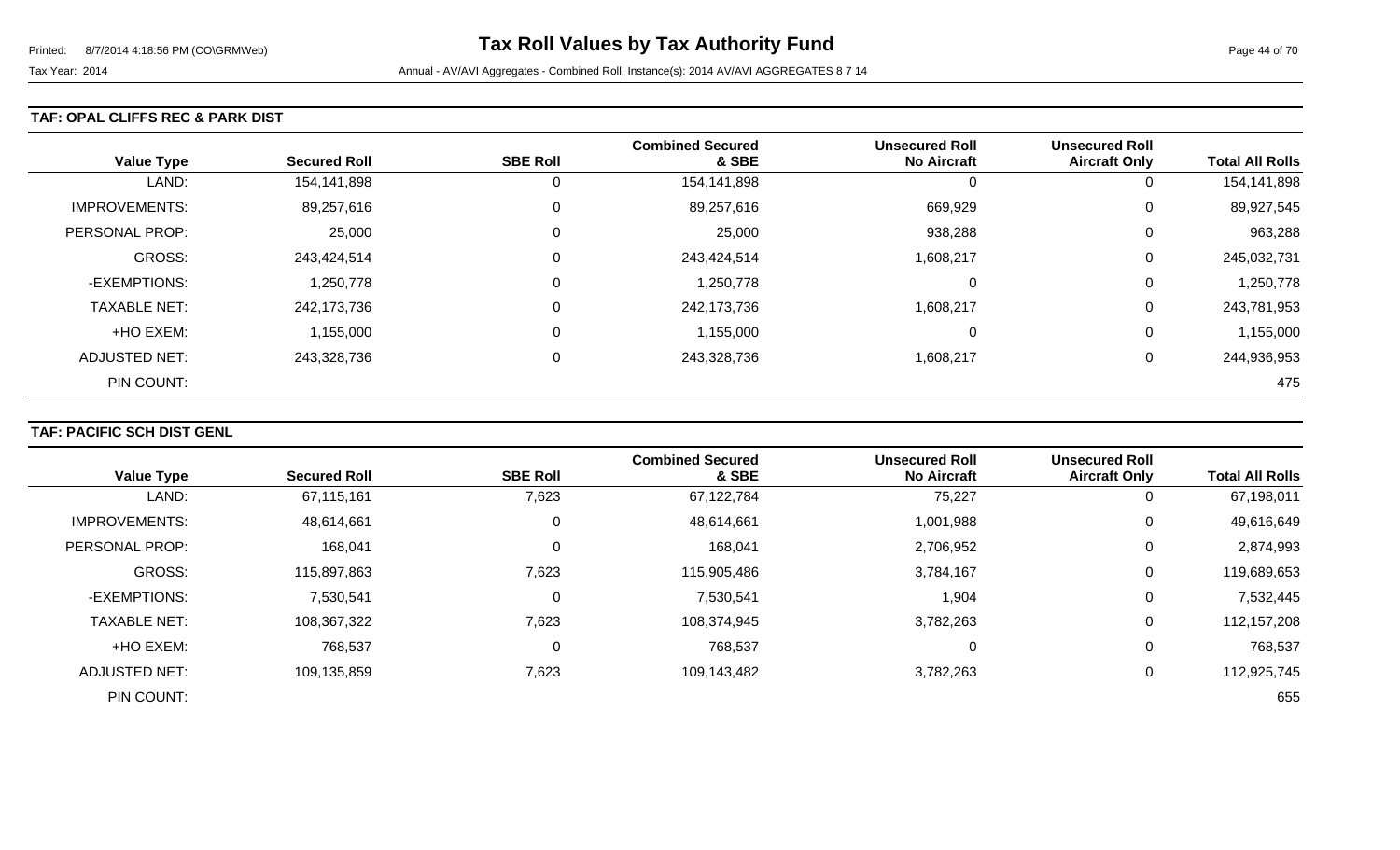**TAF: OPAL CLIFFS REC & PARK DIST**

| Value Type | Secured Roll | SBE Roll | Combined Secured & SBE | Unsecured Roll No Aircraft | Unsecured Roll Aircraft Only | Total All Rolls |
|---|---|---|---|---|---|---|
| LAND: | 154,141,898 | 0 | 154,141,898 | 0 | 0 | 154,141,898 |
| IMPROVEMENTS: | 89,257,616 | 0 | 89,257,616 | 669,929 | 0 | 89,927,545 |
| PERSONAL PROP: | 25,000 | 0 | 25,000 | 938,288 | 0 | 963,288 |
| GROSS: | 243,424,514 | 0 | 243,424,514 | 1,608,217 | 0 | 245,032,731 |
| -EXEMPTIONS: | 1,250,778 | 0 | 1,250,778 | 0 | 0 | 1,250,778 |
| TAXABLE NET: | 242,173,736 | 0 | 242,173,736 | 1,608,217 | 0 | 243,781,953 |
| +HO EXEM: | 1,155,000 | 0 | 1,155,000 | 0 | 0 | 1,155,000 |
| ADJUSTED NET: | 243,328,736 | 0 | 243,328,736 | 1,608,217 | 0 | 244,936,953 |
| PIN COUNT: | | | | | | 475 |

**TAF: PACIFIC SCH DIST GENL**

| Value Type | Secured Roll | SBE Roll | Combined Secured & SBE | Unsecured Roll No Aircraft | Unsecured Roll Aircraft Only | Total All Rolls |
|---|---|---|---|---|---|---|
| LAND: | 67,115,161 | 7,623 | 67,122,784 | 75,227 | 0 | 67,198,011 |
| IMPROVEMENTS: | 48,614,661 | 0 | 48,614,661 | 1,001,988 | 0 | 49,616,649 |
| PERSONAL PROP: | 168,041 | 0 | 168,041 | 2,706,952 | 0 | 2,874,993 |
| GROSS: | 115,897,863 | 7,623 | 115,905,486 | 3,784,167 | 0 | 119,689,653 |
| -EXEMPTIONS: | 7,530,541 | 0 | 7,530,541 | 1,904 | 0 | 7,532,445 |
| TAXABLE NET: | 108,367,322 | 7,623 | 108,374,945 | 3,782,263 | 0 | 112,157,208 |
| +HO EXEM: | 768,537 | 0 | 768,537 | 0 | 0 | 768,537 |
| ADJUSTED NET: | 109,135,859 | 7,623 | 109,143,482 | 3,782,263 | 0 | 112,925,745 |
| PIN COUNT: | | | | | | 655 |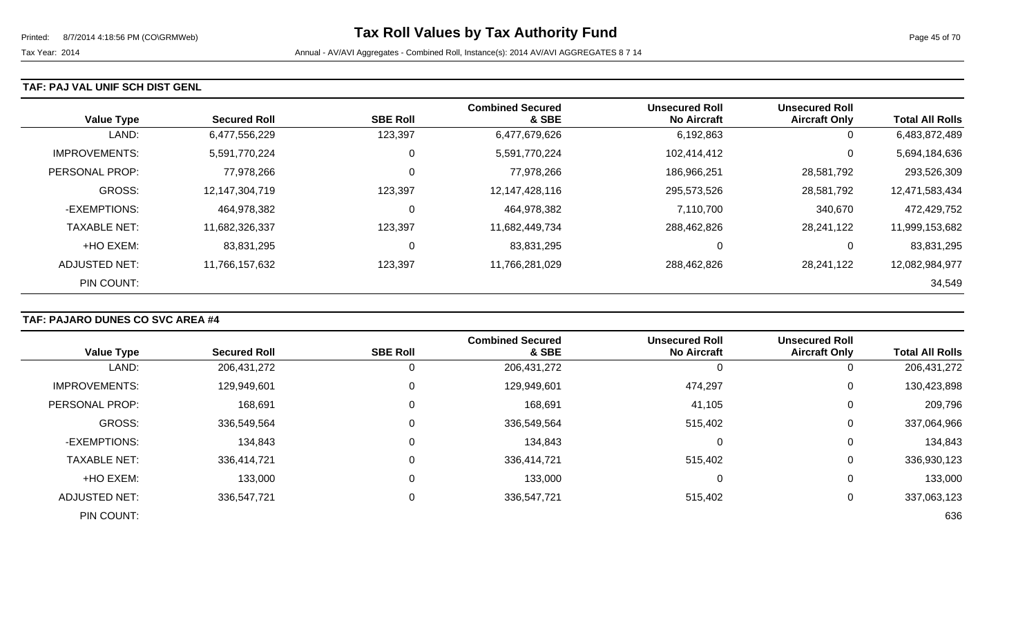### TAF: PAJ VAL UNIF SCH DIST GENL

| Value Type | Secured Roll | SBE Roll | Combined Secured & SBE | Unsecured Roll No Aircraft | Unsecured Roll Aircraft Only | Total All Rolls |
|---|---|---|---|---|---|---|
| LAND: | 6,477,556,229 | 123,397 | 6,477,679,626 | 6,192,863 | 0 | 6,483,872,489 |
| IMPROVEMENTS: | 5,591,770,224 | 0 | 5,591,770,224 | 102,414,412 | 0 | 5,694,184,636 |
| PERSONAL PROP: | 77,978,266 | 0 | 77,978,266 | 186,966,251 | 28,581,792 | 293,526,309 |
| GROSS: | 12,147,304,719 | 123,397 | 12,147,428,116 | 295,573,526 | 28,581,792 | 12,471,583,434 |
| -EXEMPTIONS: | 464,978,382 | 0 | 464,978,382 | 7,110,700 | 340,670 | 472,429,752 |
| TAXABLE NET: | 11,682,326,337 | 123,397 | 11,682,449,734 | 288,462,826 | 28,241,122 | 11,999,153,682 |
| +HO EXEM: | 83,831,295 | 0 | 83,831,295 | 0 | 0 | 83,831,295 |
| ADJUSTED NET: | 11,766,157,632 | 123,397 | 11,766,281,029 | 288,462,826 | 28,241,122 | 12,082,984,977 |
| PIN COUNT: | | | | | | 34,549 |

### TAF: PAJARO DUNES CO SVC AREA #4

| Value Type | Secured Roll | SBE Roll | Combined Secured & SBE | Unsecured Roll No Aircraft | Unsecured Roll Aircraft Only | Total All Rolls |
|---|---|---|---|---|---|---|
| LAND: | 206,431,272 | 0 | 206,431,272 | 0 | 0 | 206,431,272 |
| IMPROVEMENTS: | 129,949,601 | 0 | 129,949,601 | 474,297 | 0 | 130,423,898 |
| PERSONAL PROP: | 168,691 | 0 | 168,691 | 41,105 | 0 | 209,796 |
| GROSS: | 336,549,564 | 0 | 336,549,564 | 515,402 | 0 | 337,064,966 |
| -EXEMPTIONS: | 134,843 | 0 | 134,843 | 0 | 0 | 134,843 |
| TAXABLE NET: | 336,414,721 | 0 | 336,414,721 | 515,402 | 0 | 336,930,123 |
| +HO EXEM: | 133,000 | 0 | 133,000 | 0 | 0 | 133,000 |
| ADJUSTED NET: | 336,547,721 | 0 | 336,547,721 | 515,402 | 0 | 337,063,123 |
| PIN COUNT: | | | | | | 636 |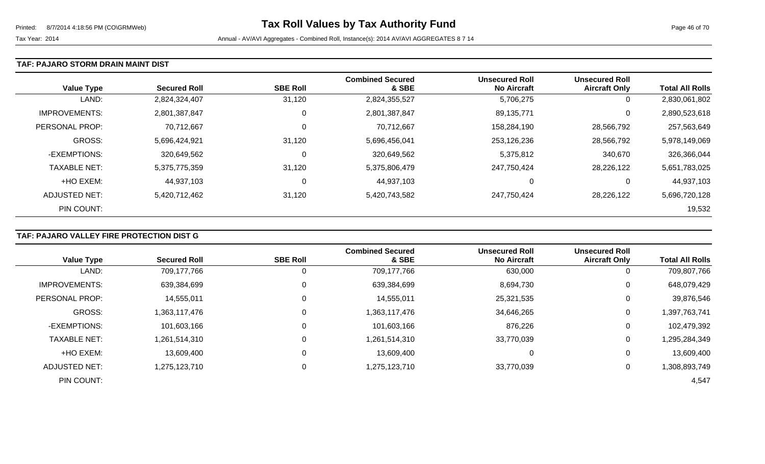### TAF: PAJARO STORM DRAIN MAINT DIST

| Value Type | Secured Roll | SBE Roll | Combined Secured & SBE | Unsecured Roll No Aircraft | Unsecured Roll Aircraft Only | Total All Rolls |
|---|---|---|---|---|---|---|
| LAND: | 2,824,324,407 | 31,120 | 2,824,355,527 | 5,706,275 | 0 | 2,830,061,802 |
| IMPROVEMENTS: | 2,801,387,847 | 0 | 2,801,387,847 | 89,135,771 | 0 | 2,890,523,618 |
| PERSONAL PROP: | 70,712,667 | 0 | 70,712,667 | 158,284,190 | 28,566,792 | 257,563,649 |
| GROSS: | 5,696,424,921 | 31,120 | 5,696,456,041 | 253,126,236 | 28,566,792 | 5,978,149,069 |
| -EXEMPTIONS: | 320,649,562 | 0 | 320,649,562 | 5,375,812 | 340,670 | 326,366,044 |
| TAXABLE NET: | 5,375,775,359 | 31,120 | 5,375,806,479 | 247,750,424 | 28,226,122 | 5,651,783,025 |
| +HO EXEM: | 44,937,103 | 0 | 44,937,103 | 0 | 0 | 44,937,103 |
| ADJUSTED NET: | 5,420,712,462 | 31,120 | 5,420,743,582 | 247,750,424 | 28,226,122 | 5,696,720,128 |
| PIN COUNT: | | | | | | 19,532 |

### TAF: PAJARO VALLEY FIRE PROTECTION DIST G

| Value Type | Secured Roll | SBE Roll | Combined Secured & SBE | Unsecured Roll No Aircraft | Unsecured Roll Aircraft Only | Total All Rolls |
|---|---|---|---|---|---|---|
| LAND: | 709,177,766 | 0 | 709,177,766 | 630,000 | 0 | 709,807,766 |
| IMPROVEMENTS: | 639,384,699 | 0 | 639,384,699 | 8,694,730 | 0 | 648,079,429 |
| PERSONAL PROP: | 14,555,011 | 0 | 14,555,011 | 25,321,535 | 0 | 39,876,546 |
| GROSS: | 1,363,117,476 | 0 | 1,363,117,476 | 34,646,265 | 0 | 1,397,763,741 |
| -EXEMPTIONS: | 101,603,166 | 0 | 101,603,166 | 876,226 | 0 | 102,479,392 |
| TAXABLE NET: | 1,261,514,310 | 0 | 1,261,514,310 | 33,770,039 | 0 | 1,295,284,349 |
| +HO EXEM: | 13,609,400 | 0 | 13,609,400 | 0 | 0 | 13,609,400 |
| ADJUSTED NET: | 1,275,123,710 | 0 | 1,275,123,710 | 33,770,039 | 0 | 1,308,893,749 |
| PIN COUNT: | | | | | | 4,547 |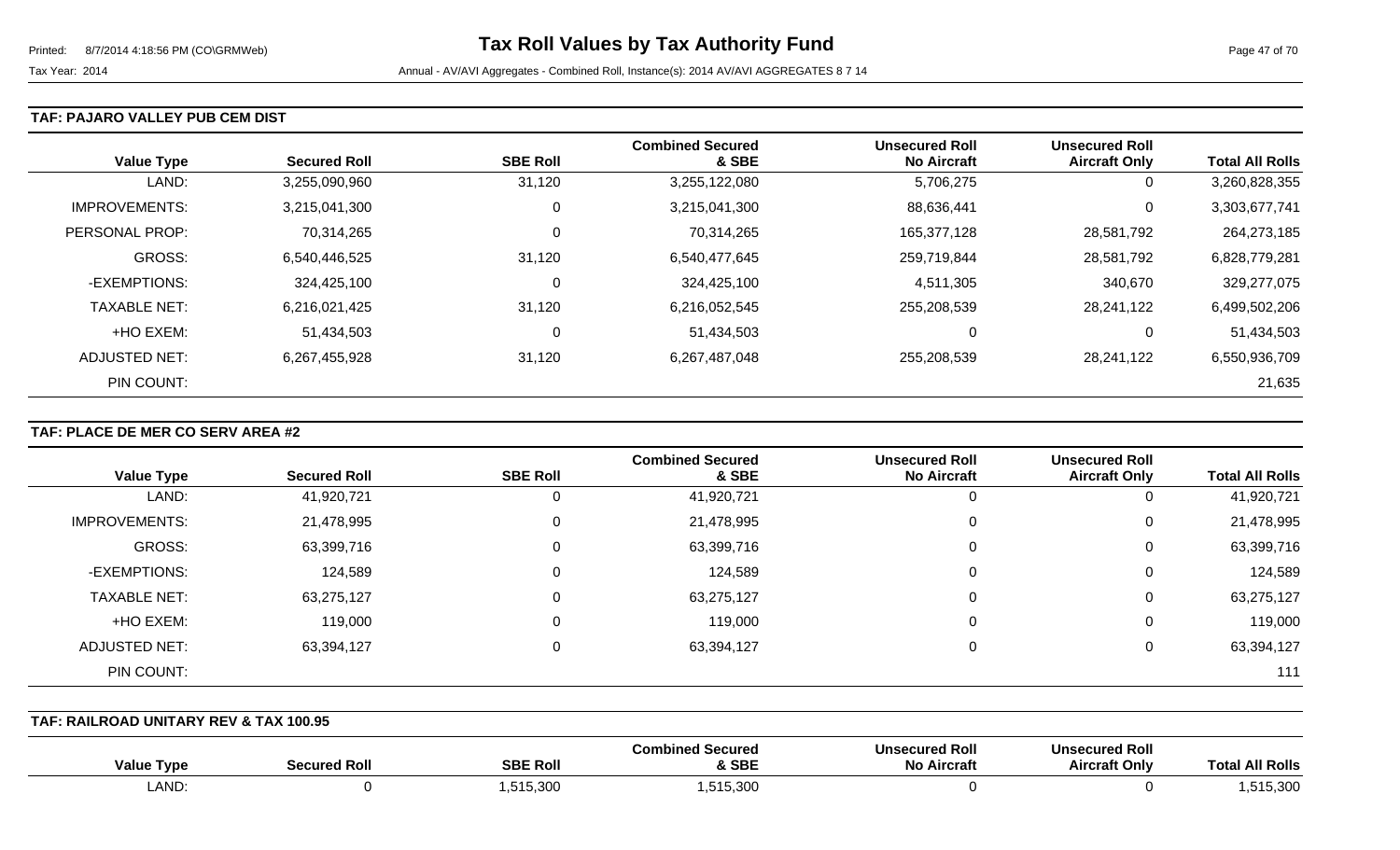### TAF: PAJARO VALLEY PUB CEM DIST

| Value Type | Secured Roll | SBE Roll | Combined Secured & SBE | Unsecured Roll No Aircraft | Unsecured Roll Aircraft Only | Total All Rolls |
|---|---|---|---|---|---|---|
| LAND: | 3,255,090,960 | 31,120 | 3,255,122,080 | 5,706,275 | 0 | 3,260,828,355 |
| IMPROVEMENTS: | 3,215,041,300 | 0 | 3,215,041,300 | 88,636,441 | 0 | 3,303,677,741 |
| PERSONAL PROP: | 70,314,265 | 0 | 70,314,265 | 165,377,128 | 28,581,792 | 264,273,185 |
| GROSS: | 6,540,446,525 | 31,120 | 6,540,477,645 | 259,719,844 | 28,581,792 | 6,828,779,281 |
| -EXEMPTIONS: | 324,425,100 | 0 | 324,425,100 | 4,511,305 | 340,670 | 329,277,075 |
| TAXABLE NET: | 6,216,021,425 | 31,120 | 6,216,052,545 | 255,208,539 | 28,241,122 | 6,499,502,206 |
| +HO EXEM: | 51,434,503 | 0 | 51,434,503 | 0 | 0 | 51,434,503 |
| ADJUSTED NET: | 6,267,455,928 | 31,120 | 6,267,487,048 | 255,208,539 | 28,241,122 | 6,550,936,709 |
| PIN COUNT: | | | | | | 21,635 |

### TAF: PLACE DE MER CO SERV AREA #2

| Value Type | Secured Roll | SBE Roll | Combined Secured & SBE | Unsecured Roll No Aircraft | Unsecured Roll Aircraft Only | Total All Rolls |
|---|---|---|---|---|---|---|
| LAND: | 41,920,721 | 0 | 41,920,721 | 0 | 0 | 41,920,721 |
| IMPROVEMENTS: | 21,478,995 | 0 | 21,478,995 | 0 | 0 | 21,478,995 |
| GROSS: | 63,399,716 | 0 | 63,399,716 | 0 | 0 | 63,399,716 |
| -EXEMPTIONS: | 124,589 | 0 | 124,589 | 0 | 0 | 124,589 |
| TAXABLE NET: | 63,275,127 | 0 | 63,275,127 | 0 | 0 | 63,275,127 |
| +HO EXEM: | 119,000 | 0 | 119,000 | 0 | 0 | 119,000 |
| ADJUSTED NET: | 63,394,127 | 0 | 63,394,127 | 0 | 0 | 63,394,127 |
| PIN COUNT: | | | | | | 111 |

### TAF: RAILROAD UNITARY REV & TAX 100.95

| Value Type | Secured Roll | SBE Roll | Combined Secured & SBE | Unsecured Roll No Aircraft | Unsecured Roll Aircraft Only | Total All Rolls |
|---|---|---|---|---|---|---|
| LAND: | 0 | 1,515,300 | 1,515,300 | 0 | 0 | 1,515,300 |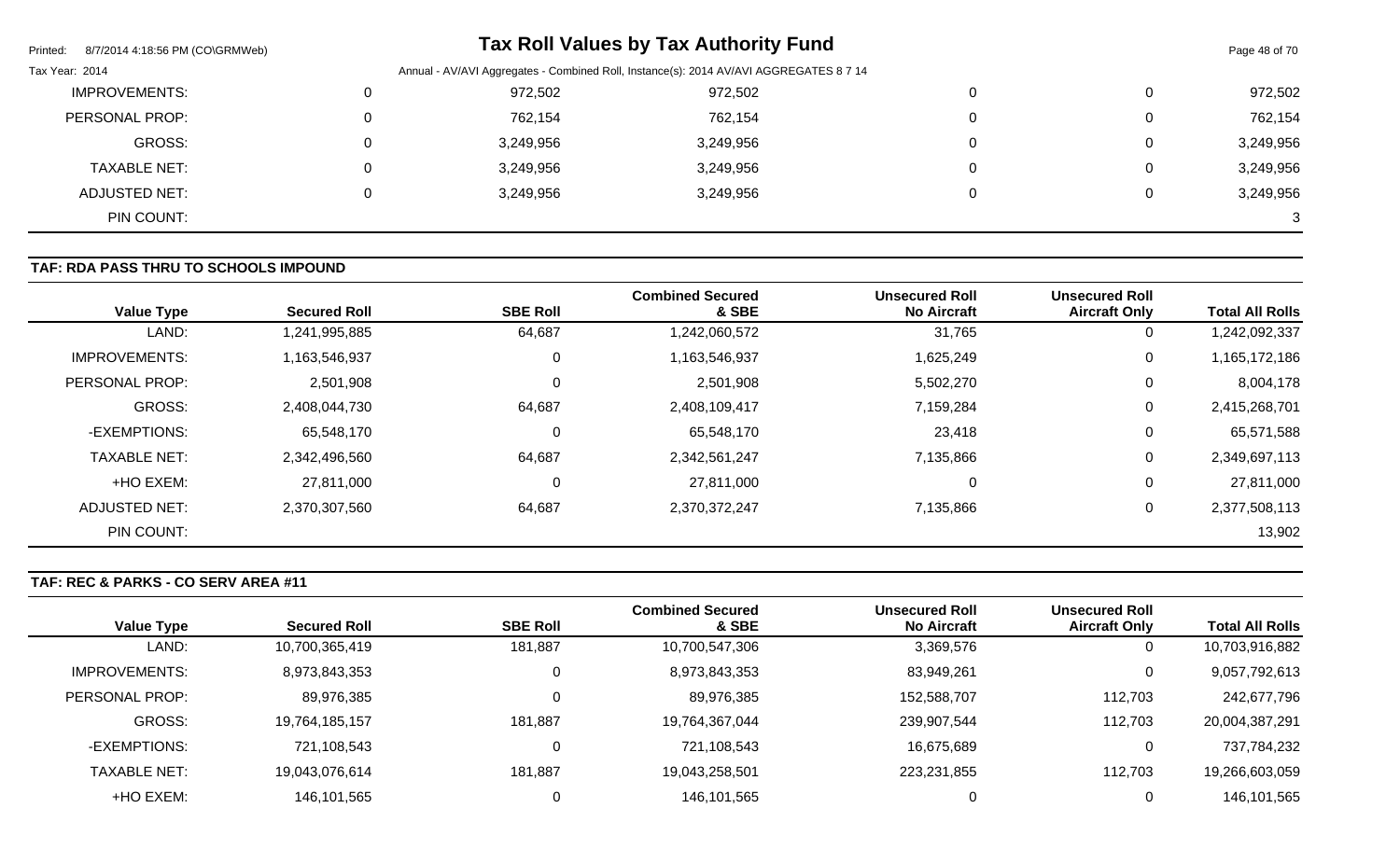| | | | | | | |
|---|---|---|---|---|---|---|
| IMPROVEMENTS: | 0 | 972,502 | 972,502 | 0 | 0 | 972,502 |
| PERSONAL PROP: | 0 | 762,154 | 762,154 | 0 | 0 | 762,154 |
| GROSS: | 0 | 3,249,956 | 3,249,956 | 0 | 0 | 3,249,956 |
| TAXABLE NET: | 0 | 3,249,956 | 3,249,956 | 0 | 0 | 3,249,956 |
| ADJUSTED NET: | 0 | 3,249,956 | 3,249,956 | 0 | 0 | 3,249,956 |
| PIN COUNT: | | | | | | 3 |

**TAF: RDA PASS THRU TO SCHOOLS IMPOUND**

| Value Type | Secured Roll | SBE Roll | Combined Secured & SBE | Unsecured Roll No Aircraft | Unsecured Roll Aircraft Only | Total All Rolls |
|---|---|---|---|---|---|---|
| LAND: | 1,241,995,885 | 64,687 | 1,242,060,572 | 31,765 | 0 | 1,242,092,337 |
| IMPROVEMENTS: | 1,163,546,937 | 0 | 1,163,546,937 | 1,625,249 | 0 | 1,165,172,186 |
| PERSONAL PROP: | 2,501,908 | 0 | 2,501,908 | 5,502,270 | 0 | 8,004,178 |
| GROSS: | 2,408,044,730 | 64,687 | 2,408,109,417 | 7,159,284 | 0 | 2,415,268,701 |
| -EXEMPTIONS: | 65,548,170 | 0 | 65,548,170 | 23,418 | 0 | 65,571,588 |
| TAXABLE NET: | 2,342,496,560 | 64,687 | 2,342,561,247 | 7,135,866 | 0 | 2,349,697,113 |
| +HO EXEM: | 27,811,000 | 0 | 27,811,000 | 0 | 0 | 27,811,000 |
| ADJUSTED NET: | 2,370,307,560 | 64,687 | 2,370,372,247 | 7,135,866 | 0 | 2,377,508,113 |
| PIN COUNT: | | | | | | 13,902 |

**TAF: REC & PARKS - CO SERV AREA #11**

| Value Type | Secured Roll | SBE Roll | Combined Secured & SBE | Unsecured Roll No Aircraft | Unsecured Roll Aircraft Only | Total All Rolls |
|---|---|---|---|---|---|---|
| LAND: | 10,700,365,419 | 181,887 | 10,700,547,306 | 3,369,576 | 0 | 10,703,916,882 |
| IMPROVEMENTS: | 8,973,843,353 | 0 | 8,973,843,353 | 83,949,261 | 0 | 9,057,792,613 |
| PERSONAL PROP: | 89,976,385 | 0 | 89,976,385 | 152,588,707 | 112,703 | 242,677,796 |
| GROSS: | 19,764,185,157 | 181,887 | 19,764,367,044 | 239,907,544 | 112,703 | 20,004,387,291 |
| -EXEMPTIONS: | 721,108,543 | 0 | 721,108,543 | 16,675,689 | 0 | 737,784,232 |
| TAXABLE NET: | 19,043,076,614 | 181,887 | 19,043,258,501 | 223,231,855 | 112,703 | 19,266,603,059 |
| +HO EXEM: | 146,101,565 | 0 | 146,101,565 | 0 | 0 | 146,101,565 |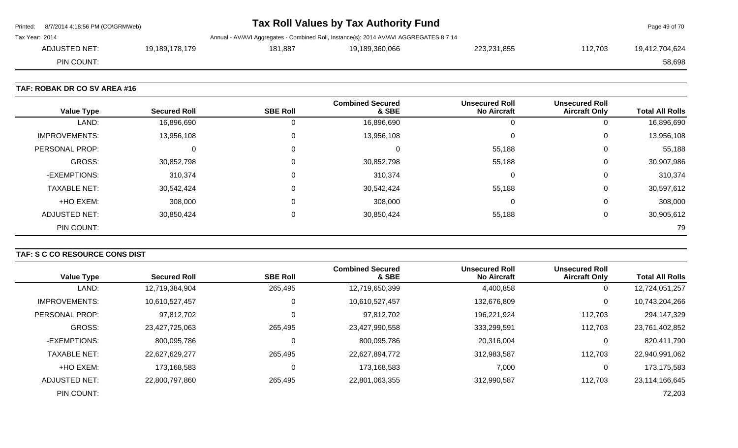| | | | | | |
|---|---|---|---|---|---|
| ADJUSTED NET: | 19,189,178,179 | 181,887 | 19,189,360,066 | 223,231,855 | 112,703 | 19,412,704,624 |
| PIN COUNT: | | | | | | 58,698 |

**TAF: ROBAK DR CO SV AREA #16**

| Value Type | Secured Roll | SBE Roll | Combined Secured & SBE | Unsecured Roll No Aircraft | Unsecured Roll Aircraft Only | Total All Rolls |
|---|---|---|---|---|---|---|
| LAND: | 16,896,690 | 0 | 16,896,690 | 0 | 0 | 16,896,690 |
| IMPROVEMENTS: | 13,956,108 | 0 | 13,956,108 | 0 | 0 | 13,956,108 |
| PERSONAL PROP: | 0 | 0 | 0 | 55,188 | 0 | 55,188 |
| GROSS: | 30,852,798 | 0 | 30,852,798 | 55,188 | 0 | 30,907,986 |
| -EXEMPTIONS: | 310,374 | 0 | 310,374 | 0 | 0 | 310,374 |
| TAXABLE NET: | 30,542,424 | 0 | 30,542,424 | 55,188 | 0 | 30,597,612 |
| +HO EXEM: | 308,000 | 0 | 308,000 | 0 | 0 | 308,000 |
| ADJUSTED NET: | 30,850,424 | 0 | 30,850,424 | 55,188 | 0 | 30,905,612 |
| PIN COUNT: | | | | | | 79 |

**TAF: S C CO RESOURCE CONS DIST**

| Value Type | Secured Roll | SBE Roll | Combined Secured & SBE | Unsecured Roll No Aircraft | Unsecured Roll Aircraft Only | Total All Rolls |
|---|---|---|---|---|---|---|
| LAND: | 12,719,384,904 | 265,495 | 12,719,650,399 | 4,400,858 | 0 | 12,724,051,257 |
| IMPROVEMENTS: | 10,610,527,457 | 0 | 10,610,527,457 | 132,676,809 | 0 | 10,743,204,266 |
| PERSONAL PROP: | 97,812,702 | 0 | 97,812,702 | 196,221,924 | 112,703 | 294,147,329 |
| GROSS: | 23,427,725,063 | 265,495 | 23,427,990,558 | 333,299,591 | 112,703 | 23,761,402,852 |
| -EXEMPTIONS: | 800,095,786 | 0 | 800,095,786 | 20,316,004 | 0 | 820,411,790 |
| TAXABLE NET: | 22,627,629,277 | 265,495 | 22,627,894,772 | 312,983,587 | 112,703 | 22,940,991,062 |
| +HO EXEM: | 173,168,583 | 0 | 173,168,583 | 7,000 | 0 | 173,175,583 |
| ADJUSTED NET: | 22,800,797,860 | 265,495 | 22,801,063,355 | 312,990,587 | 112,703 | 23,114,166,645 |
| PIN COUNT: | | | | | | 72,203 |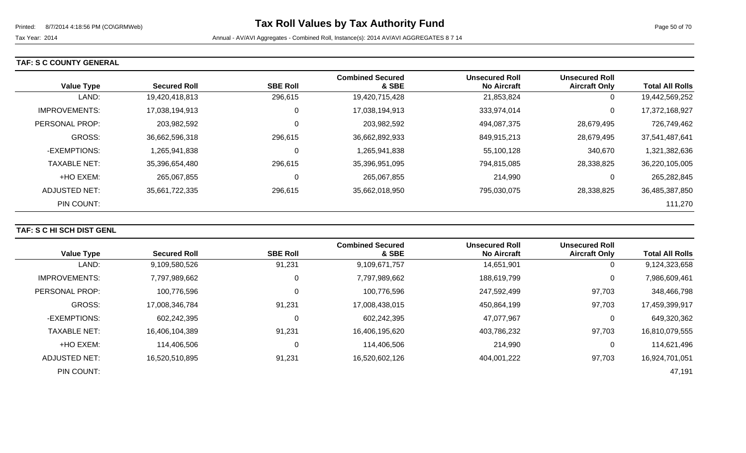# Tax Roll Values by Tax Authority Fund

Tax Year: 2014

Annual - AV/AVI Aggregates - Combined Roll, Instance(s): 2014 AV/AVI AGGREGATES 8 7 14

## TAF: S C COUNTY GENERAL

| Value Type | Secured Roll | SBE Roll | Combined Secured & SBE | Unsecured Roll No Aircraft | Unsecured Roll Aircraft Only | Total All Rolls |
|---|---|---|---|---|---|---|
| LAND: | 19,420,418,813 | 296,615 | 19,420,715,428 | 21,853,824 | 0 | 19,442,569,252 |
| IMPROVEMENTS: | 17,038,194,913 | 0 | 17,038,194,913 | 333,974,014 | 0 | 17,372,168,927 |
| PERSONAL PROP: | 203,982,592 | 0 | 203,982,592 | 494,087,375 | 28,679,495 | 726,749,462 |
| GROSS: | 36,662,596,318 | 296,615 | 36,662,892,933 | 849,915,213 | 28,679,495 | 37,541,487,641 |
| -EXEMPTIONS: | 1,265,941,838 | 0 | 1,265,941,838 | 55,100,128 | 340,670 | 1,321,382,636 |
| TAXABLE NET: | 35,396,654,480 | 296,615 | 35,396,951,095 | 794,815,085 | 28,338,825 | 36,220,105,005 |
| +HO EXEM: | 265,067,855 | 0 | 265,067,855 | 214,990 | 0 | 265,282,845 |
| ADJUSTED NET: | 35,661,722,335 | 296,615 | 35,662,018,950 | 795,030,075 | 28,338,825 | 36,485,387,850 |
| PIN COUNT: | | | | | | 111,270 |

## TAF: S C HI SCH DIST GENL

| Value Type | Secured Roll | SBE Roll | Combined Secured & SBE | Unsecured Roll No Aircraft | Unsecured Roll Aircraft Only | Total All Rolls |
|---|---|---|---|---|---|---|
| LAND: | 9,109,580,526 | 91,231 | 9,109,671,757 | 14,651,901 | 0 | 9,124,323,658 |
| IMPROVEMENTS: | 7,797,989,662 | 0 | 7,797,989,662 | 188,619,799 | 0 | 7,986,609,461 |
| PERSONAL PROP: | 100,776,596 | 0 | 100,776,596 | 247,592,499 | 97,703 | 348,466,798 |
| GROSS: | 17,008,346,784 | 91,231 | 17,008,438,015 | 450,864,199 | 97,703 | 17,459,399,917 |
| -EXEMPTIONS: | 602,242,395 | 0 | 602,242,395 | 47,077,967 | 0 | 649,320,362 |
| TAXABLE NET: | 16,406,104,389 | 91,231 | 16,406,195,620 | 403,786,232 | 97,703 | 16,810,079,555 |
| +HO EXEM: | 114,406,506 | 0 | 114,406,506 | 214,990 | 0 | 114,621,496 |
| ADJUSTED NET: | 16,520,510,895 | 91,231 | 16,520,602,126 | 404,001,222 | 97,703 | 16,924,701,051 |
| PIN COUNT: | | | | | | 47,191 |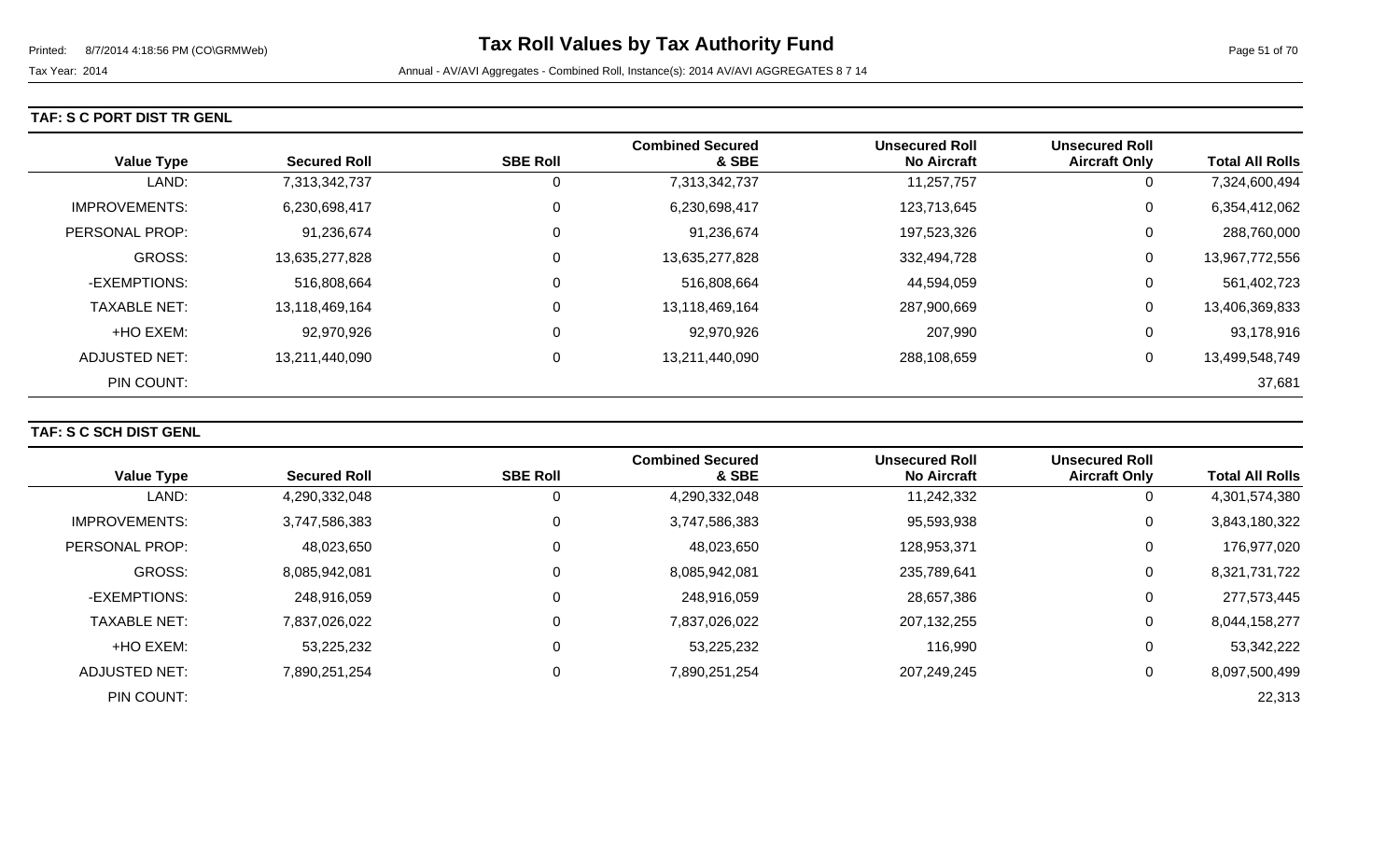# Tax Roll Values by Tax Authority Fund

Tax Year: 2014

Annual - AV/AVI Aggregates - Combined Roll, Instance(s): 2014 AV/AVI AGGREGATES 8 7 14

## TAF: S C PORT DIST TR GENL

| Value Type | Secured Roll | SBE Roll | Combined Secured & SBE | Unsecured Roll No Aircraft | Unsecured Roll Aircraft Only | Total All Rolls |
|---|---|---|---|---|---|---|
| LAND: | 7,313,342,737 | 0 | 7,313,342,737 | 11,257,757 | 0 | 7,324,600,494 |
| IMPROVEMENTS: | 6,230,698,417 | 0 | 6,230,698,417 | 123,713,645 | 0 | 6,354,412,062 |
| PERSONAL PROP: | 91,236,674 | 0 | 91,236,674 | 197,523,326 | 0 | 288,760,000 |
| GROSS: | 13,635,277,828 | 0 | 13,635,277,828 | 332,494,728 | 0 | 13,967,772,556 |
| -EXEMPTIONS: | 516,808,664 | 0 | 516,808,664 | 44,594,059 | 0 | 561,402,723 |
| TAXABLE NET: | 13,118,469,164 | 0 | 13,118,469,164 | 287,900,669 | 0 | 13,406,369,833 |
| +HO EXEM: | 92,970,926 | 0 | 92,970,926 | 207,990 | 0 | 93,178,916 |
| ADJUSTED NET: | 13,211,440,090 | 0 | 13,211,440,090 | 288,108,659 | 0 | 13,499,548,749 |
| PIN COUNT: | | | | | | 37,681 |

## TAF: S C SCH DIST GENL

| Value Type | Secured Roll | SBE Roll | Combined Secured & SBE | Unsecured Roll No Aircraft | Unsecured Roll Aircraft Only | Total All Rolls |
|---|---|---|---|---|---|---|
| LAND: | 4,290,332,048 | 0 | 4,290,332,048 | 11,242,332 | 0 | 4,301,574,380 |
| IMPROVEMENTS: | 3,747,586,383 | 0 | 3,747,586,383 | 95,593,938 | 0 | 3,843,180,322 |
| PERSONAL PROP: | 48,023,650 | 0 | 48,023,650 | 128,953,371 | 0 | 176,977,020 |
| GROSS: | 8,085,942,081 | 0 | 8,085,942,081 | 235,789,641 | 0 | 8,321,731,722 |
| -EXEMPTIONS: | 248,916,059 | 0 | 248,916,059 | 28,657,386 | 0 | 277,573,445 |
| TAXABLE NET: | 7,837,026,022 | 0 | 7,837,026,022 | 207,132,255 | 0 | 8,044,158,277 |
| +HO EXEM: | 53,225,232 | 0 | 53,225,232 | 116,990 | 0 | 53,342,222 |
| ADJUSTED NET: | 7,890,251,254 | 0 | 7,890,251,254 | 207,249,245 | 0 | 8,097,500,499 |
| PIN COUNT: | | | | | | 22,313 |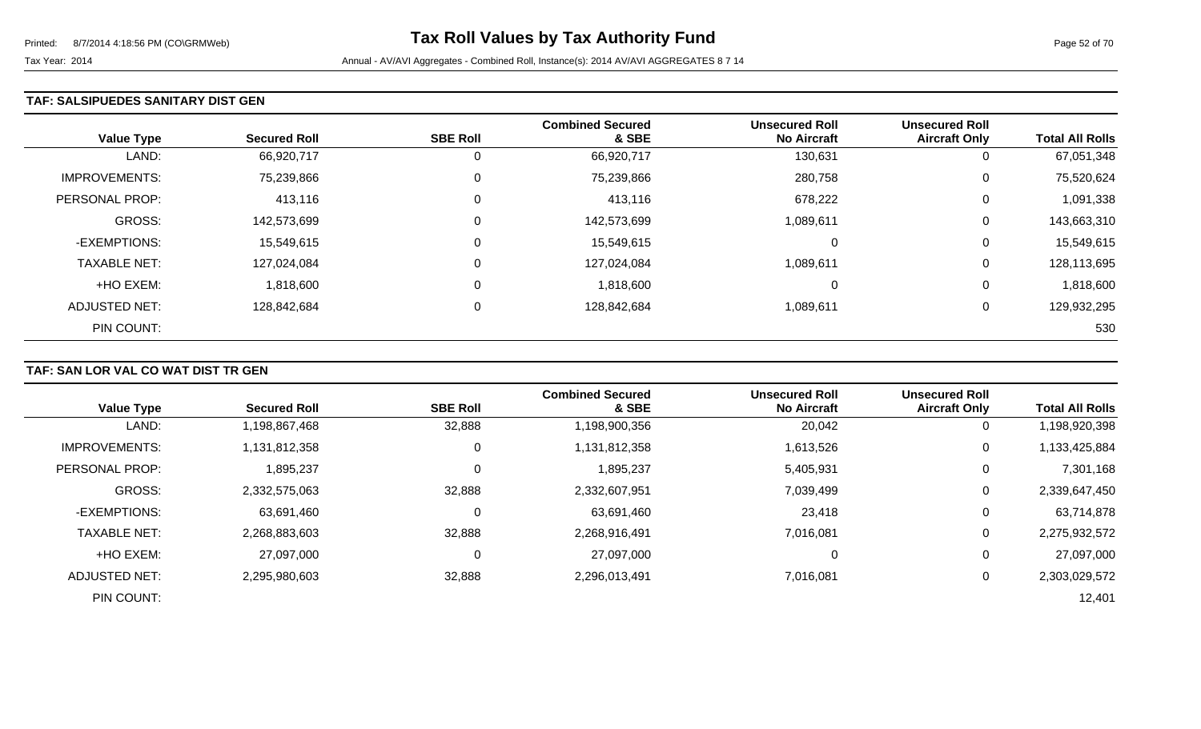Tax Roll Values by Tax Authority Fund

Tax Year: 2014

Annual - AV/AVI Aggregates - Combined Roll, Instance(s): 2014 AV/AVI AGGREGATES 8 7 14

### TAF: SALSIPUEDES SANITARY DIST GEN

| Value Type | Secured Roll | SBE Roll | Combined Secured & SBE | Unsecured Roll No Aircraft | Unsecured Roll Aircraft Only | Total All Rolls |
|---|---|---|---|---|---|---|
| LAND: | 66,920,717 | 0 | 66,920,717 | 130,631 | 0 | 67,051,348 |
| IMPROVEMENTS: | 75,239,866 | 0 | 75,239,866 | 280,758 | 0 | 75,520,624 |
| PERSONAL PROP: | 413,116 | 0 | 413,116 | 678,222 | 0 | 1,091,338 |
| GROSS: | 142,573,699 | 0 | 142,573,699 | 1,089,611 | 0 | 143,663,310 |
| -EXEMPTIONS: | 15,549,615 | 0 | 15,549,615 | 0 | 0 | 15,549,615 |
| TAXABLE NET: | 127,024,084 | 0 | 127,024,084 | 1,089,611 | 0 | 128,113,695 |
| +HO EXEM: | 1,818,600 | 0 | 1,818,600 | 0 | 0 | 1,818,600 |
| ADJUSTED NET: | 128,842,684 | 0 | 128,842,684 | 1,089,611 | 0 | 129,932,295 |
| PIN COUNT: | | | | | | 530 |

### TAF: SAN LOR VAL CO WAT DIST TR GEN

| Value Type | Secured Roll | SBE Roll | Combined Secured & SBE | Unsecured Roll No Aircraft | Unsecured Roll Aircraft Only | Total All Rolls |
|---|---|---|---|---|---|---|
| LAND: | 1,198,867,468 | 32,888 | 1,198,900,356 | 20,042 | 0 | 1,198,920,398 |
| IMPROVEMENTS: | 1,131,812,358 | 0 | 1,131,812,358 | 1,613,526 | 0 | 1,133,425,884 |
| PERSONAL PROP: | 1,895,237 | 0 | 1,895,237 | 5,405,931 | 0 | 7,301,168 |
| GROSS: | 2,332,575,063 | 32,888 | 2,332,607,951 | 7,039,499 | 0 | 2,339,647,450 |
| -EXEMPTIONS: | 63,691,460 | 0 | 63,691,460 | 23,418 | 0 | 63,714,878 |
| TAXABLE NET: | 2,268,883,603 | 32,888 | 2,268,916,491 | 7,016,081 | 0 | 2,275,932,572 |
| +HO EXEM: | 27,097,000 | 0 | 27,097,000 | 0 | 0 | 27,097,000 |
| ADJUSTED NET: | 2,295,980,603 | 32,888 | 2,296,013,491 | 7,016,081 | 0 | 2,303,029,572 |
| PIN COUNT: | | | | | | 12,401 |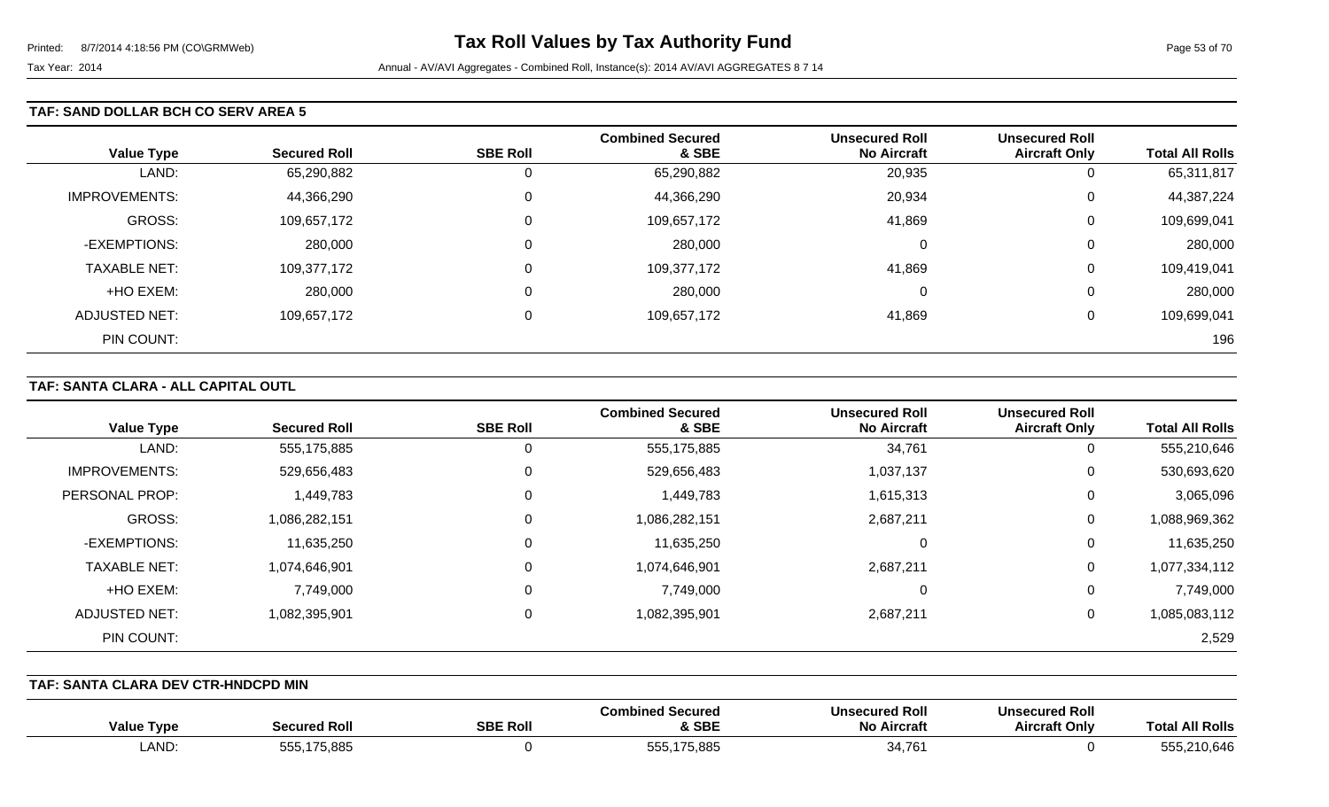### TAF: SAND DOLLAR BCH CO SERV AREA 5

| Value Type | Secured Roll | SBE Roll | Combined Secured & SBE | Unsecured Roll No Aircraft | Unsecured Roll Aircraft Only | Total All Rolls |
|---|---|---|---|---|---|---|
| LAND: | 65,290,882 | 0 | 65,290,882 | 20,935 | 0 | 65,311,817 |
| IMPROVEMENTS: | 44,366,290 | 0 | 44,366,290 | 20,934 | 0 | 44,387,224 |
| GROSS: | 109,657,172 | 0 | 109,657,172 | 41,869 | 0 | 109,699,041 |
| -EXEMPTIONS: | 280,000 | 0 | 280,000 | 0 | 0 | 280,000 |
| TAXABLE NET: | 109,377,172 | 0 | 109,377,172 | 41,869 | 0 | 109,419,041 |
| +HO EXEM: | 280,000 | 0 | 280,000 | 0 | 0 | 280,000 |
| ADJUSTED NET: | 109,657,172 | 0 | 109,657,172 | 41,869 | 0 | 109,699,041 |
| PIN COUNT: | | | | | | 196 |

### TAF: SANTA CLARA - ALL CAPITAL OUTL

| Value Type | Secured Roll | SBE Roll | Combined Secured & SBE | Unsecured Roll No Aircraft | Unsecured Roll Aircraft Only | Total All Rolls |
|---|---|---|---|---|---|---|
| LAND: | 555,175,885 | 0 | 555,175,885 | 34,761 | 0 | 555,210,646 |
| IMPROVEMENTS: | 529,656,483 | 0 | 529,656,483 | 1,037,137 | 0 | 530,693,620 |
| PERSONAL PROP: | 1,449,783 | 0 | 1,449,783 | 1,615,313 | 0 | 3,065,096 |
| GROSS: | 1,086,282,151 | 0 | 1,086,282,151 | 2,687,211 | 0 | 1,088,969,362 |
| -EXEMPTIONS: | 11,635,250 | 0 | 11,635,250 | 0 | 0 | 11,635,250 |
| TAXABLE NET: | 1,074,646,901 | 0 | 1,074,646,901 | 2,687,211 | 0 | 1,077,334,112 |
| +HO EXEM: | 7,749,000 | 0 | 7,749,000 | 0 | 0 | 7,749,000 |
| ADJUSTED NET: | 1,082,395,901 | 0 | 1,082,395,901 | 2,687,211 | 0 | 1,085,083,112 |
| PIN COUNT: | | | | | | 2,529 |

### TAF: SANTA CLARA DEV CTR-HNDCPD MIN

| Value Type | Secured Roll | SBE Roll | Combined Secured & SBE | Unsecured Roll No Aircraft | Unsecured Roll Aircraft Only | Total All Rolls |
|---|---|---|---|---|---|---|
| LAND: | 555,175,885 | 0 | 555,175,885 | 34,761 | 0 | 555,210,646 |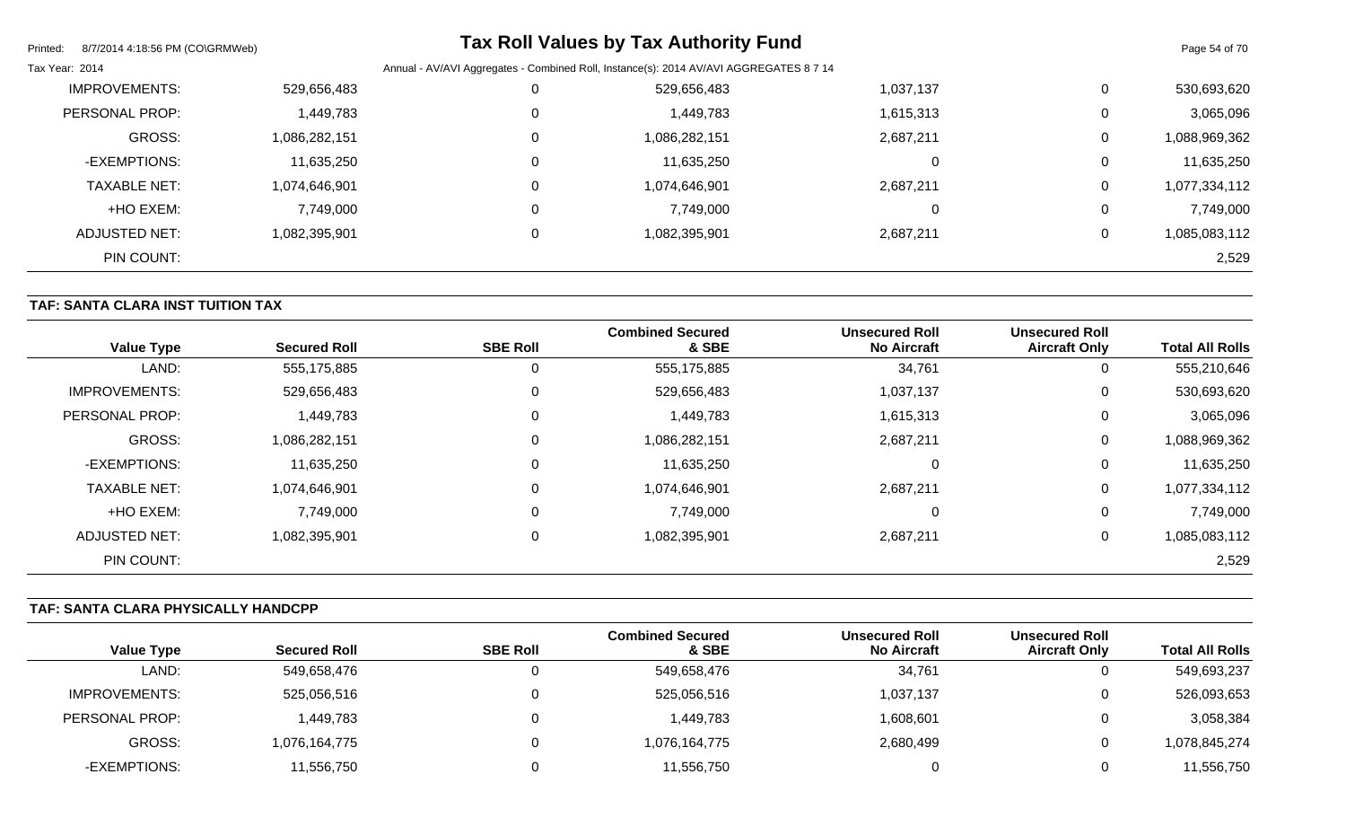| | | | | | | |
|---|---|---|---|---|---|---|
| IMPROVEMENTS: | 529,656,483 | 0 | 529,656,483 | 1,037,137 | 0 | 530,693,620 |
| PERSONAL PROP: | 1,449,783 | 0 | 1,449,783 | 1,615,313 | 0 | 3,065,096 |
| GROSS: | 1,086,282,151 | 0 | 1,086,282,151 | 2,687,211 | 0 | 1,088,969,362 |
| -EXEMPTIONS: | 11,635,250 | 0 | 11,635,250 | 0 | 0 | 11,635,250 |
| TAXABLE NET: | 1,074,646,901 | 0 | 1,074,646,901 | 2,687,211 | 0 | 1,077,334,112 |
| +HO EXEM: | 7,749,000 | 0 | 7,749,000 | 0 | 0 | 7,749,000 |
| ADJUSTED NET: | 1,082,395,901 | 0 | 1,082,395,901 | 2,687,211 | 0 | 1,085,083,112 |
| PIN COUNT: | | | | | | 2,529 |

### TAF: SANTA CLARA INST TUITION TAX

| Value Type | Secured Roll | SBE Roll | Combined Secured & SBE | Unsecured Roll No Aircraft | Unsecured Roll Aircraft Only | Total All Rolls |
|---|---|---|---|---|---|---|
| LAND: | 555,175,885 | 0 | 555,175,885 | 34,761 | 0 | 555,210,646 |
| IMPROVEMENTS: | 529,656,483 | 0 | 529,656,483 | 1,037,137 | 0 | 530,693,620 |
| PERSONAL PROP: | 1,449,783 | 0 | 1,449,783 | 1,615,313 | 0 | 3,065,096 |
| GROSS: | 1,086,282,151 | 0 | 1,086,282,151 | 2,687,211 | 0 | 1,088,969,362 |
| -EXEMPTIONS: | 11,635,250 | 0 | 11,635,250 | 0 | 0 | 11,635,250 |
| TAXABLE NET: | 1,074,646,901 | 0 | 1,074,646,901 | 2,687,211 | 0 | 1,077,334,112 |
| +HO EXEM: | 7,749,000 | 0 | 7,749,000 | 0 | 0 | 7,749,000 |
| ADJUSTED NET: | 1,082,395,901 | 0 | 1,082,395,901 | 2,687,211 | 0 | 1,085,083,112 |
| PIN COUNT: | | | | | | 2,529 |

### TAF: SANTA CLARA PHYSICALLY HANDCPP

| Value Type | Secured Roll | SBE Roll | Combined Secured & SBE | Unsecured Roll No Aircraft | Unsecured Roll Aircraft Only | Total All Rolls |
|---|---|---|---|---|---|---|
| LAND: | 549,658,476 | 0 | 549,658,476 | 34,761 | 0 | 549,693,237 |
| IMPROVEMENTS: | 525,056,516 | 0 | 525,056,516 | 1,037,137 | 0 | 526,093,653 |
| PERSONAL PROP: | 1,449,783 | 0 | 1,449,783 | 1,608,601 | 0 | 3,058,384 |
| GROSS: | 1,076,164,775 | 0 | 1,076,164,775 | 2,680,499 | 0 | 1,078,845,274 |
| -EXEMPTIONS: | 11,556,750 | 0 | 11,556,750 | 0 | 0 | 11,556,750 |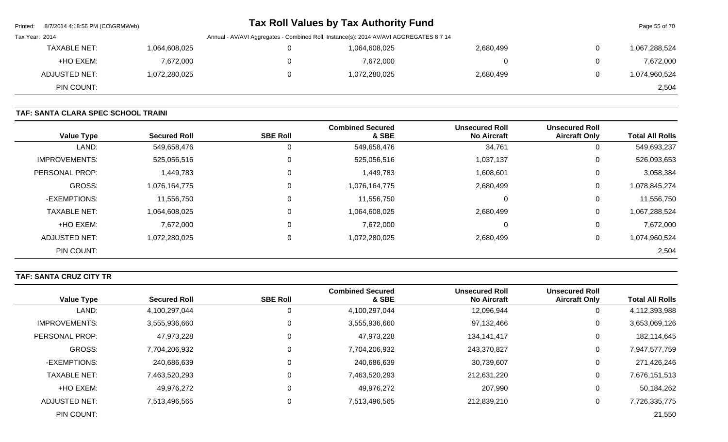| | | | | | | |
|---|---|---|---|---|---|---|
| TAXABLE NET: | 1,064,608,025 | 0 | 1,064,608,025 | 2,680,499 | 0 | 1,067,288,524 |
| +HO EXEM: | 7,672,000 | 0 | 7,672,000 | 0 | 0 | 7,672,000 |
| ADJUSTED NET: | 1,072,280,025 | 0 | 1,072,280,025 | 2,680,499 | 0 | 1,074,960,524 |
| PIN COUNT: | | | | | | 2,504 |

**TAF: SANTA CLARA SPEC SCHOOL TRAINI**

| Value Type | Secured Roll | SBE Roll | Combined Secured & SBE | Unsecured Roll No Aircraft | Unsecured Roll Aircraft Only | Total All Rolls |
|---|---|---|---|---|---|---|
| LAND: | 549,658,476 | 0 | 549,658,476 | 34,761 | 0 | 549,693,237 |
| IMPROVEMENTS: | 525,056,516 | 0 | 525,056,516 | 1,037,137 | 0 | 526,093,653 |
| PERSONAL PROP: | 1,449,783 | 0 | 1,449,783 | 1,608,601 | 0 | 3,058,384 |
| GROSS: | 1,076,164,775 | 0 | 1,076,164,775 | 2,680,499 | 0 | 1,078,845,274 |
| -EXEMPTIONS: | 11,556,750 | 0 | 11,556,750 | 0 | 0 | 11,556,750 |
| TAXABLE NET: | 1,064,608,025 | 0 | 1,064,608,025 | 2,680,499 | 0 | 1,067,288,524 |
| +HO EXEM: | 7,672,000 | 0 | 7,672,000 | 0 | 0 | 7,672,000 |
| ADJUSTED NET: | 1,072,280,025 | 0 | 1,072,280,025 | 2,680,499 | 0 | 1,074,960,524 |
| PIN COUNT: | | | | | | 2,504 |

**TAF: SANTA CRUZ CITY TR**

| Value Type | Secured Roll | SBE Roll | Combined Secured & SBE | Unsecured Roll No Aircraft | Unsecured Roll Aircraft Only | Total All Rolls |
|---|---|---|---|---|---|---|
| LAND: | 4,100,297,044 | 0 | 4,100,297,044 | 12,096,944 | 0 | 4,112,393,988 |
| IMPROVEMENTS: | 3,555,936,660 | 0 | 3,555,936,660 | 97,132,466 | 0 | 3,653,069,126 |
| PERSONAL PROP: | 47,973,228 | 0 | 47,973,228 | 134,141,417 | 0 | 182,114,645 |
| GROSS: | 7,704,206,932 | 0 | 7,704,206,932 | 243,370,827 | 0 | 7,947,577,759 |
| -EXEMPTIONS: | 240,686,639 | 0 | 240,686,639 | 30,739,607 | 0 | 271,426,246 |
| TAXABLE NET: | 7,463,520,293 | 0 | 7,463,520,293 | 212,631,220 | 0 | 7,676,151,513 |
| +HO EXEM: | 49,976,272 | 0 | 49,976,272 | 207,990 | 0 | 50,184,262 |
| ADJUSTED NET: | 7,513,496,565 | 0 | 7,513,496,565 | 212,839,210 | 0 | 7,726,335,775 |
| PIN COUNT: | | | | | | 21,550 |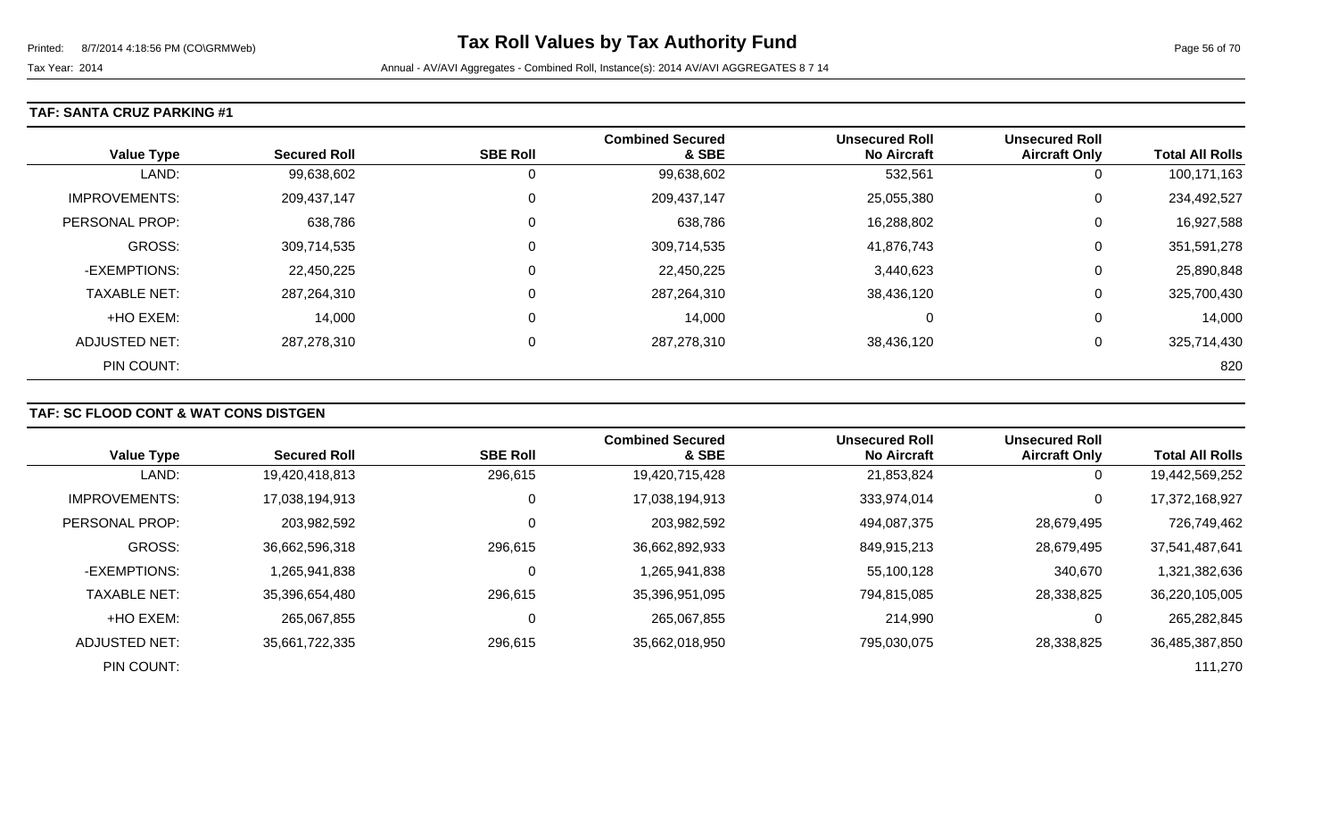**TAF: SANTA CRUZ PARKING #1**

| Value Type | Secured Roll | SBE Roll | Combined Secured & SBE | Unsecured Roll No Aircraft | Unsecured Roll Aircraft Only | Total All Rolls |
|---|---|---|---|---|---|---|
| LAND: | 99,638,602 | 0 | 99,638,602 | 532,561 | 0 | 100,171,163 |
| IMPROVEMENTS: | 209,437,147 | 0 | 209,437,147 | 25,055,380 | 0 | 234,492,527 |
| PERSONAL PROP: | 638,786 | 0 | 638,786 | 16,288,802 | 0 | 16,927,588 |
| GROSS: | 309,714,535 | 0 | 309,714,535 | 41,876,743 | 0 | 351,591,278 |
| -EXEMPTIONS: | 22,450,225 | 0 | 22,450,225 | 3,440,623 | 0 | 25,890,848 |
| TAXABLE NET: | 287,264,310 | 0 | 287,264,310 | 38,436,120 | 0 | 325,700,430 |
| +HO EXEM: | 14,000 | 0 | 14,000 | 0 | 0 | 14,000 |
| ADJUSTED NET: | 287,278,310 | 0 | 287,278,310 | 38,436,120 | 0 | 325,714,430 |
| PIN COUNT: | | | | | | 820 |

**TAF: SC FLOOD CONT & WAT CONS DISTGEN**

| Value Type | Secured Roll | SBE Roll | Combined Secured & SBE | Unsecured Roll No Aircraft | Unsecured Roll Aircraft Only | Total All Rolls |
|---|---|---|---|---|---|---|
| LAND: | 19,420,418,813 | 296,615 | 19,420,715,428 | 21,853,824 | 0 | 19,442,569,252 |
| IMPROVEMENTS: | 17,038,194,913 | 0 | 17,038,194,913 | 333,974,014 | 0 | 17,372,168,927 |
| PERSONAL PROP: | 203,982,592 | 0 | 203,982,592 | 494,087,375 | 28,679,495 | 726,749,462 |
| GROSS: | 36,662,596,318 | 296,615 | 36,662,892,933 | 849,915,213 | 28,679,495 | 37,541,487,641 |
| -EXEMPTIONS: | 1,265,941,838 | 0 | 1,265,941,838 | 55,100,128 | 340,670 | 1,321,382,636 |
| TAXABLE NET: | 35,396,654,480 | 296,615 | 35,396,951,095 | 794,815,085 | 28,338,825 | 36,220,105,005 |
| +HO EXEM: | 265,067,855 | 0 | 265,067,855 | 214,990 | 0 | 265,282,845 |
| ADJUSTED NET: | 35,661,722,335 | 296,615 | 35,662,018,950 | 795,030,075 | 28,338,825 | 36,485,387,850 |
| PIN COUNT: | | | | | | 111,270 |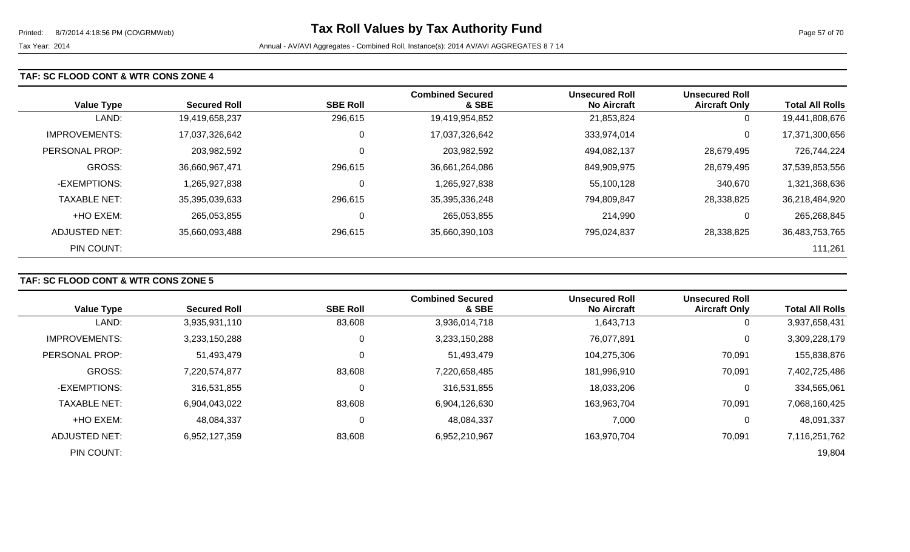Tax Year: 2014

# Tax Roll Values by Tax Authority Fund

Annual - AV/AVI Aggregates - Combined Roll, Instance(s): 2014 AV/AVI AGGREGATES 8 7 14

## TAF: SC FLOOD CONT & WTR CONS ZONE 4

| Value Type | Secured Roll | SBE Roll | Combined Secured & SBE | Unsecured Roll No Aircraft | Unsecured Roll Aircraft Only | Total All Rolls |
|---|---|---|---|---|---|---|
| LAND: | 19,419,658,237 | 296,615 | 19,419,954,852 | 21,853,824 | 0 | 19,441,808,676 |
| IMPROVEMENTS: | 17,037,326,642 | 0 | 17,037,326,642 | 333,974,014 | 0 | 17,371,300,656 |
| PERSONAL PROP: | 203,982,592 | 0 | 203,982,592 | 494,082,137 | 28,679,495 | 726,744,224 |
| GROSS: | 36,660,967,471 | 296,615 | 36,661,264,086 | 849,909,975 | 28,679,495 | 37,539,853,556 |
| -EXEMPTIONS: | 1,265,927,838 | 0 | 1,265,927,838 | 55,100,128 | 340,670 | 1,321,368,636 |
| TAXABLE NET: | 35,395,039,633 | 296,615 | 35,395,336,248 | 794,809,847 | 28,338,825 | 36,218,484,920 |
| +HO EXEM: | 265,053,855 | 0 | 265,053,855 | 214,990 | 0 | 265,268,845 |
| ADJUSTED NET: | 35,660,093,488 | 296,615 | 35,660,390,103 | 795,024,837 | 28,338,825 | 36,483,753,765 |
| PIN COUNT: | | | | | | 111,261 |

## TAF: SC FLOOD CONT & WTR CONS ZONE 5

| Value Type | Secured Roll | SBE Roll | Combined Secured & SBE | Unsecured Roll No Aircraft | Unsecured Roll Aircraft Only | Total All Rolls |
|---|---|---|---|---|---|---|
| LAND: | 3,935,931,110 | 83,608 | 3,936,014,718 | 1,643,713 | 0 | 3,937,658,431 |
| IMPROVEMENTS: | 3,233,150,288 | 0 | 3,233,150,288 | 76,077,891 | 0 | 3,309,228,179 |
| PERSONAL PROP: | 51,493,479 | 0 | 51,493,479 | 104,275,306 | 70,091 | 155,838,876 |
| GROSS: | 7,220,574,877 | 83,608 | 7,220,658,485 | 181,996,910 | 70,091 | 7,402,725,486 |
| -EXEMPTIONS: | 316,531,855 | 0 | 316,531,855 | 18,033,206 | 0 | 334,565,061 |
| TAXABLE NET: | 6,904,043,022 | 83,608 | 6,904,126,630 | 163,963,704 | 70,091 | 7,068,160,425 |
| +HO EXEM: | 48,084,337 | 0 | 48,084,337 | 7,000 | 0 | 48,091,337 |
| ADJUSTED NET: | 6,952,127,359 | 83,608 | 6,952,210,967 | 163,970,704 | 70,091 | 7,116,251,762 |
| PIN COUNT: | | | | | | 19,804 |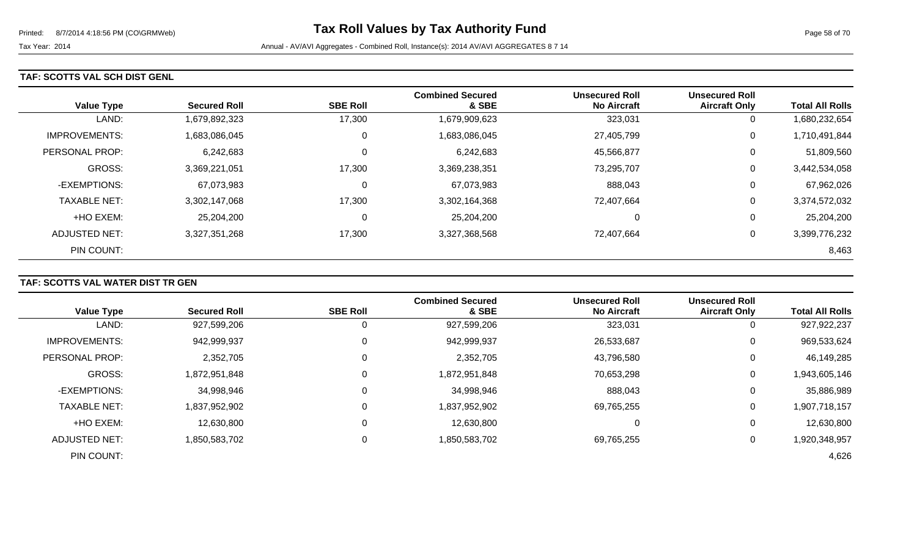**TAF: SCOTTS VAL SCH DIST GENL**

| Value Type | Secured Roll | SBE Roll | Combined Secured & SBE | Unsecured Roll No Aircraft | Unsecured Roll Aircraft Only | Total All Rolls |
|---|---|---|---|---|---|---|
| LAND: | 1,679,892,323 | 17,300 | 1,679,909,623 | 323,031 | 0 | 1,680,232,654 |
| IMPROVEMENTS: | 1,683,086,045 | 0 | 1,683,086,045 | 27,405,799 | 0 | 1,710,491,844 |
| PERSONAL PROP: | 6,242,683 | 0 | 6,242,683 | 45,566,877 | 0 | 51,809,560 |
| GROSS: | 3,369,221,051 | 17,300 | 3,369,238,351 | 73,295,707 | 0 | 3,442,534,058 |
| -EXEMPTIONS: | 67,073,983 | 0 | 67,073,983 | 888,043 | 0 | 67,962,026 |
| TAXABLE NET: | 3,302,147,068 | 17,300 | 3,302,164,368 | 72,407,664 | 0 | 3,374,572,032 |
| +HO EXEM: | 25,204,200 | 0 | 25,204,200 | 0 | 0 | 25,204,200 |
| ADJUSTED NET: | 3,327,351,268 | 17,300 | 3,327,368,568 | 72,407,664 | 0 | 3,399,776,232 |
| PIN COUNT: | | | | | | 8,463 |

**TAF: SCOTTS VAL WATER DIST TR GEN**

| Value Type | Secured Roll | SBE Roll | Combined Secured & SBE | Unsecured Roll No Aircraft | Unsecured Roll Aircraft Only | Total All Rolls |
|---|---|---|---|---|---|---|
| LAND: | 927,599,206 | 0 | 927,599,206 | 323,031 | 0 | 927,922,237 |
| IMPROVEMENTS: | 942,999,937 | 0 | 942,999,937 | 26,533,687 | 0 | 969,533,624 |
| PERSONAL PROP: | 2,352,705 | 0 | 2,352,705 | 43,796,580 | 0 | 46,149,285 |
| GROSS: | 1,872,951,848 | 0 | 1,872,951,848 | 70,653,298 | 0 | 1,943,605,146 |
| -EXEMPTIONS: | 34,998,946 | 0 | 34,998,946 | 888,043 | 0 | 35,886,989 |
| TAXABLE NET: | 1,837,952,902 | 0 | 1,837,952,902 | 69,765,255 | 0 | 1,907,718,157 |
| +HO EXEM: | 12,630,800 | 0 | 12,630,800 | 0 | 0 | 12,630,800 |
| ADJUSTED NET: | 1,850,583,702 | 0 | 1,850,583,702 | 69,765,255 | 0 | 1,920,348,957 |
| PIN COUNT: | | | | | | 4,626 |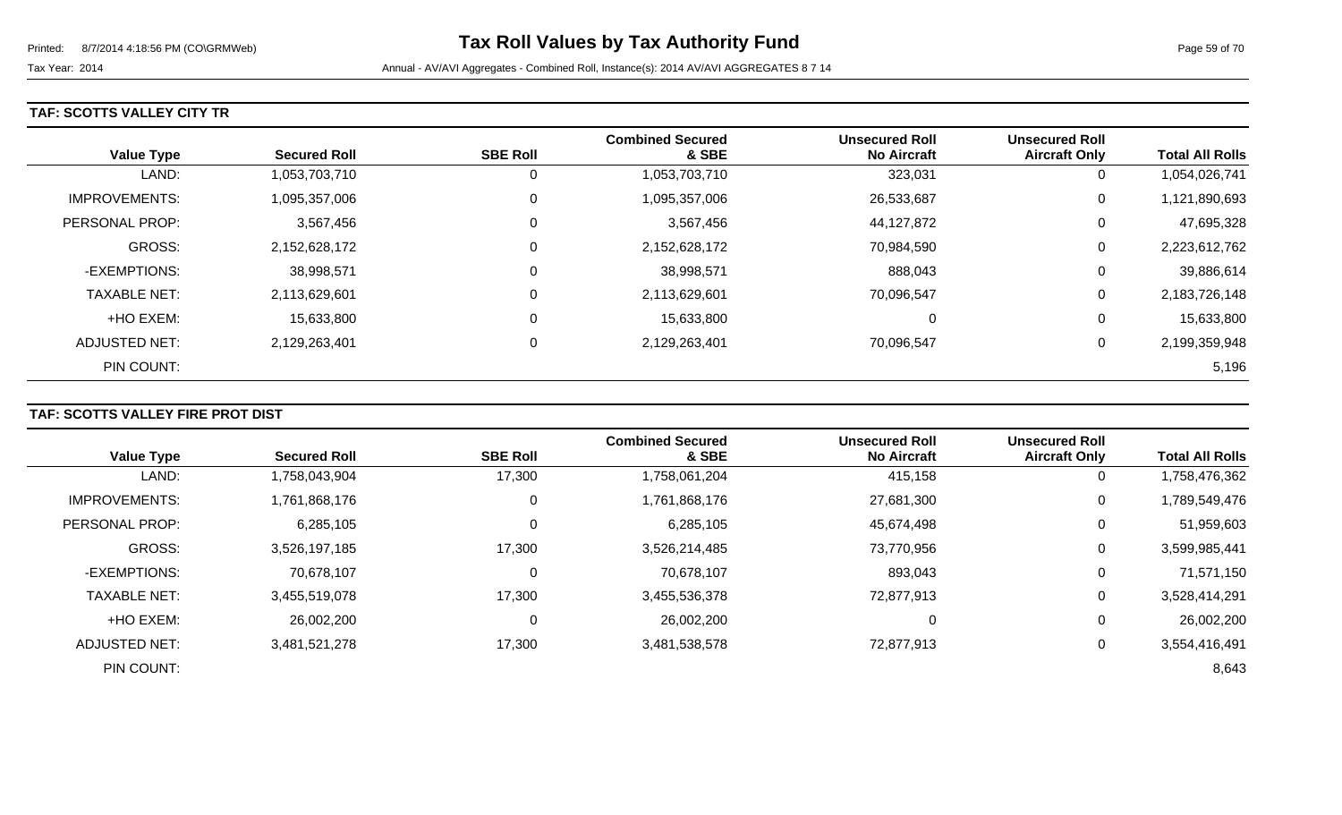# Tax Roll Values by Tax Authority Fund

Tax Year: 2014

Annual - AV/AVI Aggregates - Combined Roll, Instance(s): 2014 AV/AVI AGGREGATES 8 7 14

## TAF: SCOTTS VALLEY CITY TR

| Value Type | Secured Roll | SBE Roll | Combined Secured & SBE | Unsecured Roll No Aircraft | Unsecured Roll Aircraft Only | Total All Rolls |
|---|---|---|---|---|---|---|
| LAND: | 1,053,703,710 | 0 | 1,053,703,710 | 323,031 | 0 | 1,054,026,741 |
| IMPROVEMENTS: | 1,095,357,006 | 0 | 1,095,357,006 | 26,533,687 | 0 | 1,121,890,693 |
| PERSONAL PROP: | 3,567,456 | 0 | 3,567,456 | 44,127,872 | 0 | 47,695,328 |
| GROSS: | 2,152,628,172 | 0 | 2,152,628,172 | 70,984,590 | 0 | 2,223,612,762 |
| -EXEMPTIONS: | 38,998,571 | 0 | 38,998,571 | 888,043 | 0 | 39,886,614 |
| TAXABLE NET: | 2,113,629,601 | 0 | 2,113,629,601 | 70,096,547 | 0 | 2,183,726,148 |
| +HO EXEM: | 15,633,800 | 0 | 15,633,800 | 0 | 0 | 15,633,800 |
| ADJUSTED NET: | 2,129,263,401 | 0 | 2,129,263,401 | 70,096,547 | 0 | 2,199,359,948 |
| PIN COUNT: | | | | | | 5,196 |

## TAF: SCOTTS VALLEY FIRE PROT DIST

| Value Type | Secured Roll | SBE Roll | Combined Secured & SBE | Unsecured Roll No Aircraft | Unsecured Roll Aircraft Only | Total All Rolls |
|---|---|---|---|---|---|---|
| LAND: | 1,758,043,904 | 17,300 | 1,758,061,204 | 415,158 | 0 | 1,758,476,362 |
| IMPROVEMENTS: | 1,761,868,176 | 0 | 1,761,868,176 | 27,681,300 | 0 | 1,789,549,476 |
| PERSONAL PROP: | 6,285,105 | 0 | 6,285,105 | 45,674,498 | 0 | 51,959,603 |
| GROSS: | 3,526,197,185 | 17,300 | 3,526,214,485 | 73,770,956 | 0 | 3,599,985,441 |
| -EXEMPTIONS: | 70,678,107 | 0 | 70,678,107 | 893,043 | 0 | 71,571,150 |
| TAXABLE NET: | 3,455,519,078 | 17,300 | 3,455,536,378 | 72,877,913 | 0 | 3,528,414,291 |
| +HO EXEM: | 26,002,200 | 0 | 26,002,200 | 0 | 0 | 26,002,200 |
| ADJUSTED NET: | 3,481,521,278 | 17,300 | 3,481,538,578 | 72,877,913 | 0 | 3,554,416,491 |
| PIN COUNT: | | | | | | 8,643 |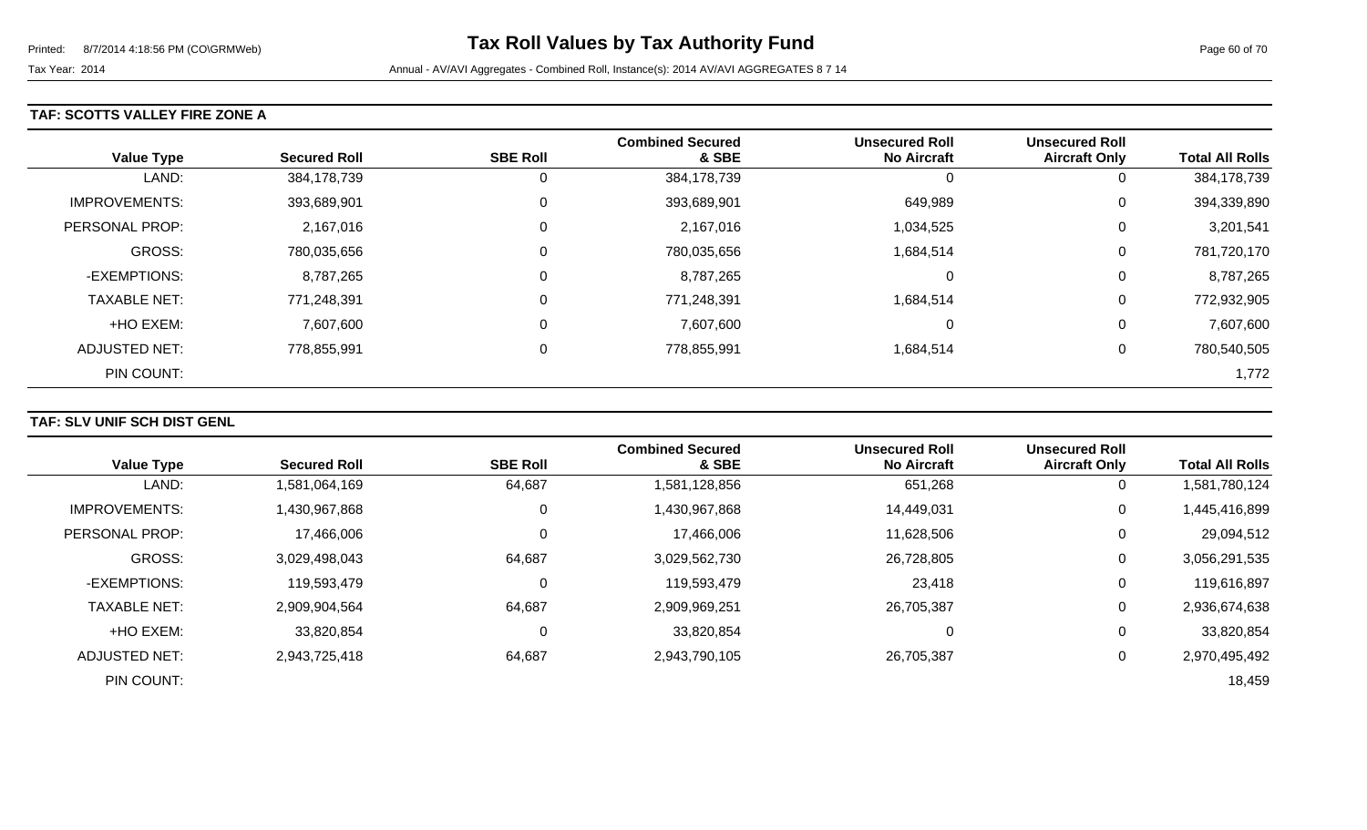**TAF: SCOTTS VALLEY FIRE ZONE A**

| Value Type | Secured Roll | SBE Roll | Combined Secured & SBE | Unsecured Roll No Aircraft | Unsecured Roll Aircraft Only | Total All Rolls |
|---|---|---|---|---|---|---|
| LAND: | 384,178,739 | 0 | 384,178,739 | 0 | 0 | 384,178,739 |
| IMPROVEMENTS: | 393,689,901 | 0 | 393,689,901 | 649,989 | 0 | 394,339,890 |
| PERSONAL PROP: | 2,167,016 | 0 | 2,167,016 | 1,034,525 | 0 | 3,201,541 |
| GROSS: | 780,035,656 | 0 | 780,035,656 | 1,684,514 | 0 | 781,720,170 |
| -EXEMPTIONS: | 8,787,265 | 0 | 8,787,265 | 0 | 0 | 8,787,265 |
| TAXABLE NET: | 771,248,391 | 0 | 771,248,391 | 1,684,514 | 0 | 772,932,905 |
| +HO EXEM: | 7,607,600 | 0 | 7,607,600 | 0 | 0 | 7,607,600 |
| ADJUSTED NET: | 778,855,991 | 0 | 778,855,991 | 1,684,514 | 0 | 780,540,505 |
| PIN COUNT: | | | | | | 1,772 |

**TAF: SLV UNIF SCH DIST GENL**

| Value Type | Secured Roll | SBE Roll | Combined Secured & SBE | Unsecured Roll No Aircraft | Unsecured Roll Aircraft Only | Total All Rolls |
|---|---|---|---|---|---|---|
| LAND: | 1,581,064,169 | 64,687 | 1,581,128,856 | 651,268 | 0 | 1,581,780,124 |
| IMPROVEMENTS: | 1,430,967,868 | 0 | 1,430,967,868 | 14,449,031 | 0 | 1,445,416,899 |
| PERSONAL PROP: | 17,466,006 | 0 | 17,466,006 | 11,628,506 | 0 | 29,094,512 |
| GROSS: | 3,029,498,043 | 64,687 | 3,029,562,730 | 26,728,805 | 0 | 3,056,291,535 |
| -EXEMPTIONS: | 119,593,479 | 0 | 119,593,479 | 23,418 | 0 | 119,616,897 |
| TAXABLE NET: | 2,909,904,564 | 64,687 | 2,909,969,251 | 26,705,387 | 0 | 2,936,674,638 |
| +HO EXEM: | 33,820,854 | 0 | 33,820,854 | 0 | 0 | 33,820,854 |
| ADJUSTED NET: | 2,943,725,418 | 64,687 | 2,943,790,105 | 26,705,387 | 0 | 2,970,495,492 |
| PIN COUNT: | | | | | | 18,459 |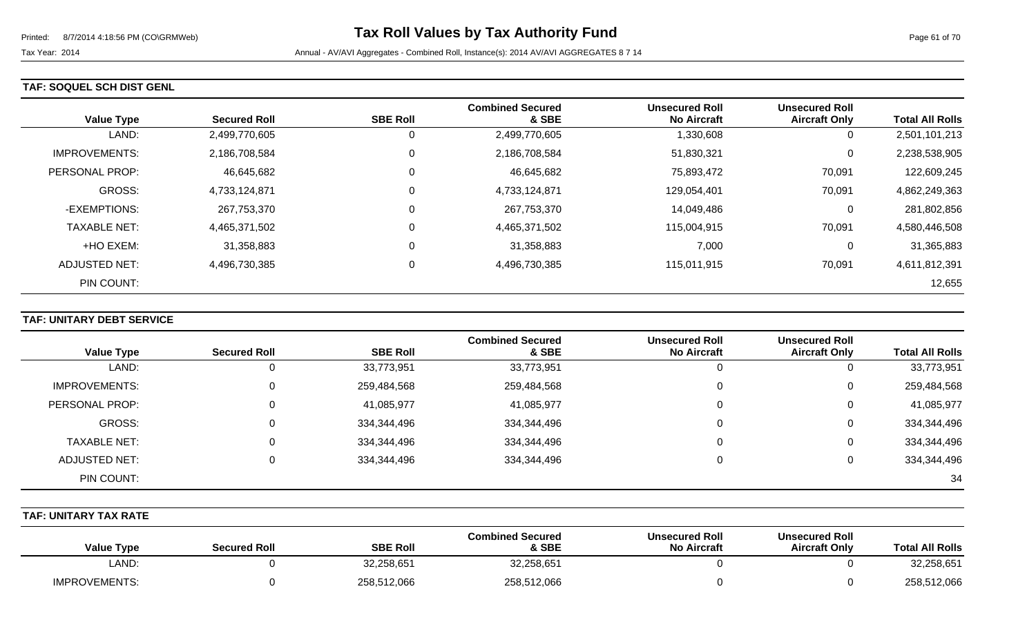### TAF: SOQUEL SCH DIST GENL

| Value Type | Secured Roll | SBE Roll | Combined Secured & SBE | Unsecured Roll No Aircraft | Unsecured Roll Aircraft Only | Total All Rolls |
|---|---|---|---|---|---|---|
| LAND: | 2,499,770,605 | 0 | 2,499,770,605 | 1,330,608 | 0 | 2,501,101,213 |
| IMPROVEMENTS: | 2,186,708,584 | 0 | 2,186,708,584 | 51,830,321 | 0 | 2,238,538,905 |
| PERSONAL PROP: | 46,645,682 | 0 | 46,645,682 | 75,893,472 | 70,091 | 122,609,245 |
| GROSS: | 4,733,124,871 | 0 | 4,733,124,871 | 129,054,401 | 70,091 | 4,862,249,363 |
| -EXEMPTIONS: | 267,753,370 | 0 | 267,753,370 | 14,049,486 | 0 | 281,802,856 |
| TAXABLE NET: | 4,465,371,502 | 0 | 4,465,371,502 | 115,004,915 | 70,091 | 4,580,446,508 |
| +HO EXEM: | 31,358,883 | 0 | 31,358,883 | 7,000 | 0 | 31,365,883 |
| ADJUSTED NET: | 4,496,730,385 | 0 | 4,496,730,385 | 115,011,915 | 70,091 | 4,611,812,391 |
| PIN COUNT: | | | | | | 12,655 |

### TAF: UNITARY DEBT SERVICE

| Value Type | Secured Roll | SBE Roll | Combined Secured & SBE | Unsecured Roll No Aircraft | Unsecured Roll Aircraft Only | Total All Rolls |
|---|---|---|---|---|---|---|
| LAND: | 0 | 33,773,951 | 33,773,951 | 0 | 0 | 33,773,951 |
| IMPROVEMENTS: | 0 | 259,484,568 | 259,484,568 | 0 | 0 | 259,484,568 |
| PERSONAL PROP: | 0 | 41,085,977 | 41,085,977 | 0 | 0 | 41,085,977 |
| GROSS: | 0 | 334,344,496 | 334,344,496 | 0 | 0 | 334,344,496 |
| TAXABLE NET: | 0 | 334,344,496 | 334,344,496 | 0 | 0 | 334,344,496 |
| ADJUSTED NET: | 0 | 334,344,496 | 334,344,496 | 0 | 0 | 334,344,496 |
| PIN COUNT: | | | | | | 34 |

### TAF: UNITARY TAX RATE

| Value Type | Secured Roll | SBE Roll | Combined Secured & SBE | Unsecured Roll No Aircraft | Unsecured Roll Aircraft Only | Total All Rolls |
|---|---|---|---|---|---|---|
| LAND: | 0 | 32,258,651 | 32,258,651 | 0 | 0 | 32,258,651 |
| IMPROVEMENTS: | 0 | 258,512,066 | 258,512,066 | 0 | 0 | 258,512,066 |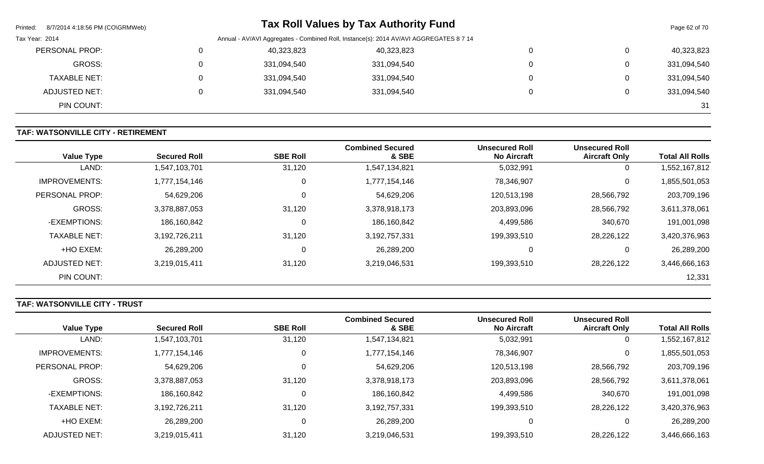| | | | | | | |
|---|---|---|---|---|---|---|
| PERSONAL PROP: | 0 | 40,323,823 | 40,323,823 | 0 | 0 | 40,323,823 |
| GROSS: | 0 | 331,094,540 | 331,094,540 | 0 | 0 | 331,094,540 |
| TAXABLE NET: | 0 | 331,094,540 | 331,094,540 | 0 | 0 | 331,094,540 |
| ADJUSTED NET: | 0 | 331,094,540 | 331,094,540 | 0 | 0 | 331,094,540 |
| PIN COUNT: | | | | | | 31 |

### TAF: WATSONVILLE CITY - RETIREMENT

| Value Type | Secured Roll | SBE Roll | Combined Secured & SBE | Unsecured Roll No Aircraft | Unsecured Roll Aircraft Only | Total All Rolls |
|---|---|---|---|---|---|---|
| LAND: | 1,547,103,701 | 31,120 | 1,547,134,821 | 5,032,991 | 0 | 1,552,167,812 |
| IMPROVEMENTS: | 1,777,154,146 | 0 | 1,777,154,146 | 78,346,907 | 0 | 1,855,501,053 |
| PERSONAL PROP: | 54,629,206 | 0 | 54,629,206 | 120,513,198 | 28,566,792 | 203,709,196 |
| GROSS: | 3,378,887,053 | 31,120 | 3,378,918,173 | 203,893,096 | 28,566,792 | 3,611,378,061 |
| -EXEMPTIONS: | 186,160,842 | 0 | 186,160,842 | 4,499,586 | 340,670 | 191,001,098 |
| TAXABLE NET: | 3,192,726,211 | 31,120 | 3,192,757,331 | 199,393,510 | 28,226,122 | 3,420,376,963 |
| +HO EXEM: | 26,289,200 | 0 | 26,289,200 | 0 | 0 | 26,289,200 |
| ADJUSTED NET: | 3,219,015,411 | 31,120 | 3,219,046,531 | 199,393,510 | 28,226,122 | 3,446,666,163 |
| PIN COUNT: | | | | | | 12,331 |

### TAF: WATSONVILLE CITY - TRUST

| Value Type | Secured Roll | SBE Roll | Combined Secured & SBE | Unsecured Roll No Aircraft | Unsecured Roll Aircraft Only | Total All Rolls |
|---|---|---|---|---|---|---|
| LAND: | 1,547,103,701 | 31,120 | 1,547,134,821 | 5,032,991 | 0 | 1,552,167,812 |
| IMPROVEMENTS: | 1,777,154,146 | 0 | 1,777,154,146 | 78,346,907 | 0 | 1,855,501,053 |
| PERSONAL PROP: | 54,629,206 | 0 | 54,629,206 | 120,513,198 | 28,566,792 | 203,709,196 |
| GROSS: | 3,378,887,053 | 31,120 | 3,378,918,173 | 203,893,096 | 28,566,792 | 3,611,378,061 |
| -EXEMPTIONS: | 186,160,842 | 0 | 186,160,842 | 4,499,586 | 340,670 | 191,001,098 |
| TAXABLE NET: | 3,192,726,211 | 31,120 | 3,192,757,331 | 199,393,510 | 28,226,122 | 3,420,376,963 |
| +HO EXEM: | 26,289,200 | 0 | 26,289,200 | 0 | 0 | 26,289,200 |
| ADJUSTED NET: | 3,219,015,411 | 31,120 | 3,219,046,531 | 199,393,510 | 28,226,122 | 3,446,666,163 |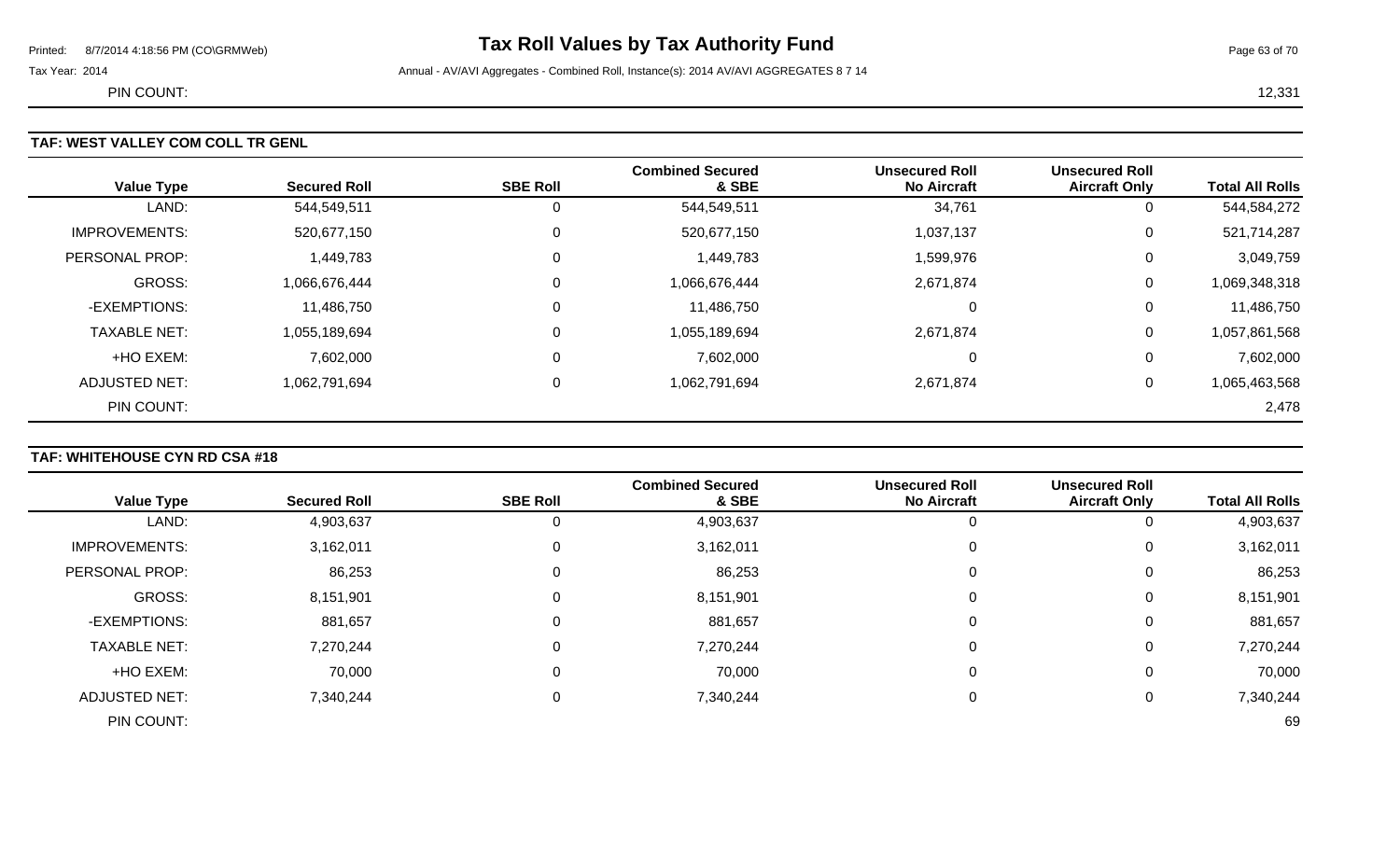PIN COUNT: 12,331

## TAF: WEST VALLEY COM COLL TR GENL

| Value Type | Secured Roll | SBE Roll | Combined Secured & SBE | Unsecured Roll No Aircraft | Unsecured Roll Aircraft Only | Total All Rolls |
|---|---|---|---|---|---|---|
| LAND: | 544,549,511 | 0 | 544,549,511 | 34,761 | 0 | 544,584,272 |
| IMPROVEMENTS: | 520,677,150 | 0 | 520,677,150 | 1,037,137 | 0 | 521,714,287 |
| PERSONAL PROP: | 1,449,783 | 0 | 1,449,783 | 1,599,976 | 0 | 3,049,759 |
| GROSS: | 1,066,676,444 | 0 | 1,066,676,444 | 2,671,874 | 0 | 1,069,348,318 |
| -EXEMPTIONS: | 11,486,750 | 0 | 11,486,750 | 0 | 0 | 11,486,750 |
| TAXABLE NET: | 1,055,189,694 | 0 | 1,055,189,694 | 2,671,874 | 0 | 1,057,861,568 |
| +HO EXEM: | 7,602,000 | 0 | 7,602,000 | 0 | 0 | 7,602,000 |
| ADJUSTED NET: | 1,062,791,694 | 0 | 1,062,791,694 | 2,671,874 | 0 | 1,065,463,568 |
| PIN COUNT: | | | | | | 2,478 |

## TAF: WHITEHOUSE CYN RD CSA #18

| Value Type | Secured Roll | SBE Roll | Combined Secured & SBE | Unsecured Roll No Aircraft | Unsecured Roll Aircraft Only | Total All Rolls |
|---|---|---|---|---|---|---|
| LAND: | 4,903,637 | 0 | 4,903,637 | 0 | 0 | 4,903,637 |
| IMPROVEMENTS: | 3,162,011 | 0 | 3,162,011 | 0 | 0 | 3,162,011 |
| PERSONAL PROP: | 86,253 | 0 | 86,253 | 0 | 0 | 86,253 |
| GROSS: | 8,151,901 | 0 | 8,151,901 | 0 | 0 | 8,151,901 |
| -EXEMPTIONS: | 881,657 | 0 | 881,657 | 0 | 0 | 881,657 |
| TAXABLE NET: | 7,270,244 | 0 | 7,270,244 | 0 | 0 | 7,270,244 |
| +HO EXEM: | 70,000 | 0 | 70,000 | 0 | 0 | 70,000 |
| ADJUSTED NET: | 7,340,244 | 0 | 7,340,244 | 0 | 0 | 7,340,244 |
| PIN COUNT: | | | | | | 69 |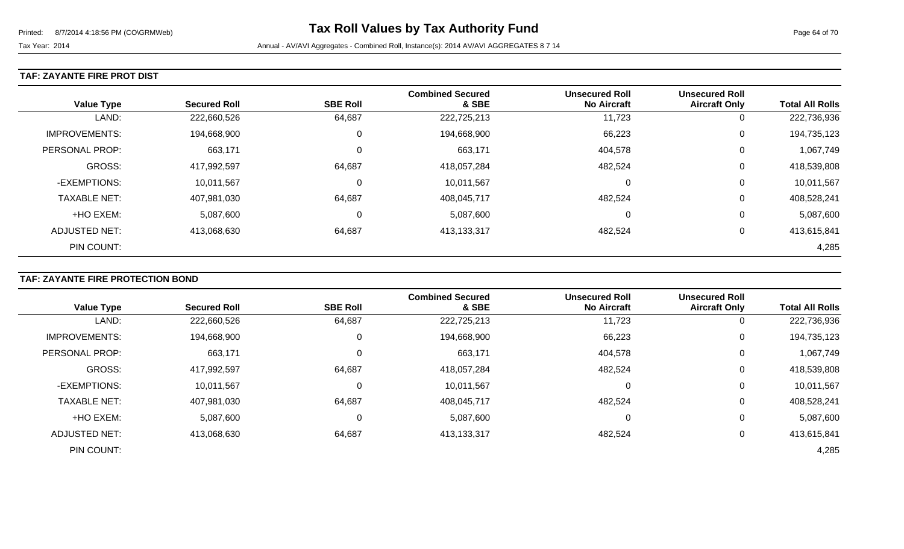### TAF: ZAYANTE FIRE PROT DIST

| Value Type | Secured Roll | SBE Roll | Combined Secured & SBE | Unsecured Roll No Aircraft | Unsecured Roll Aircraft Only | Total All Rolls |
|---|---|---|---|---|---|---|
| LAND: | 222,660,526 | 64,687 | 222,725,213 | 11,723 | 0 | 222,736,936 |
| IMPROVEMENTS: | 194,668,900 | 0 | 194,668,900 | 66,223 | 0 | 194,735,123 |
| PERSONAL PROP: | 663,171 | 0 | 663,171 | 404,578 | 0 | 1,067,749 |
| GROSS: | 417,992,597 | 64,687 | 418,057,284 | 482,524 | 0 | 418,539,808 |
| -EXEMPTIONS: | 10,011,567 | 0 | 10,011,567 | 0 | 0 | 10,011,567 |
| TAXABLE NET: | 407,981,030 | 64,687 | 408,045,717 | 482,524 | 0 | 408,528,241 |
| +HO EXEM: | 5,087,600 | 0 | 5,087,600 | 0 | 0 | 5,087,600 |
| ADJUSTED NET: | 413,068,630 | 64,687 | 413,133,317 | 482,524 | 0 | 413,615,841 |
| PIN COUNT: | | | | | | 4,285 |

### TAF: ZAYANTE FIRE PROTECTION BOND

| Value Type | Secured Roll | SBE Roll | Combined Secured & SBE | Unsecured Roll No Aircraft | Unsecured Roll Aircraft Only | Total All Rolls |
|---|---|---|---|---|---|---|
| LAND: | 222,660,526 | 64,687 | 222,725,213 | 11,723 | 0 | 222,736,936 |
| IMPROVEMENTS: | 194,668,900 | 0 | 194,668,900 | 66,223 | 0 | 194,735,123 |
| PERSONAL PROP: | 663,171 | 0 | 663,171 | 404,578 | 0 | 1,067,749 |
| GROSS: | 417,992,597 | 64,687 | 418,057,284 | 482,524 | 0 | 418,539,808 |
| -EXEMPTIONS: | 10,011,567 | 0 | 10,011,567 | 0 | 0 | 10,011,567 |
| TAXABLE NET: | 407,981,030 | 64,687 | 408,045,717 | 482,524 | 0 | 408,528,241 |
| +HO EXEM: | 5,087,600 | 0 | 5,087,600 | 0 | 0 | 5,087,600 |
| ADJUSTED NET: | 413,068,630 | 64,687 | 413,133,317 | 482,524 | 0 | 413,615,841 |
| PIN COUNT: | | | | | | 4,285 |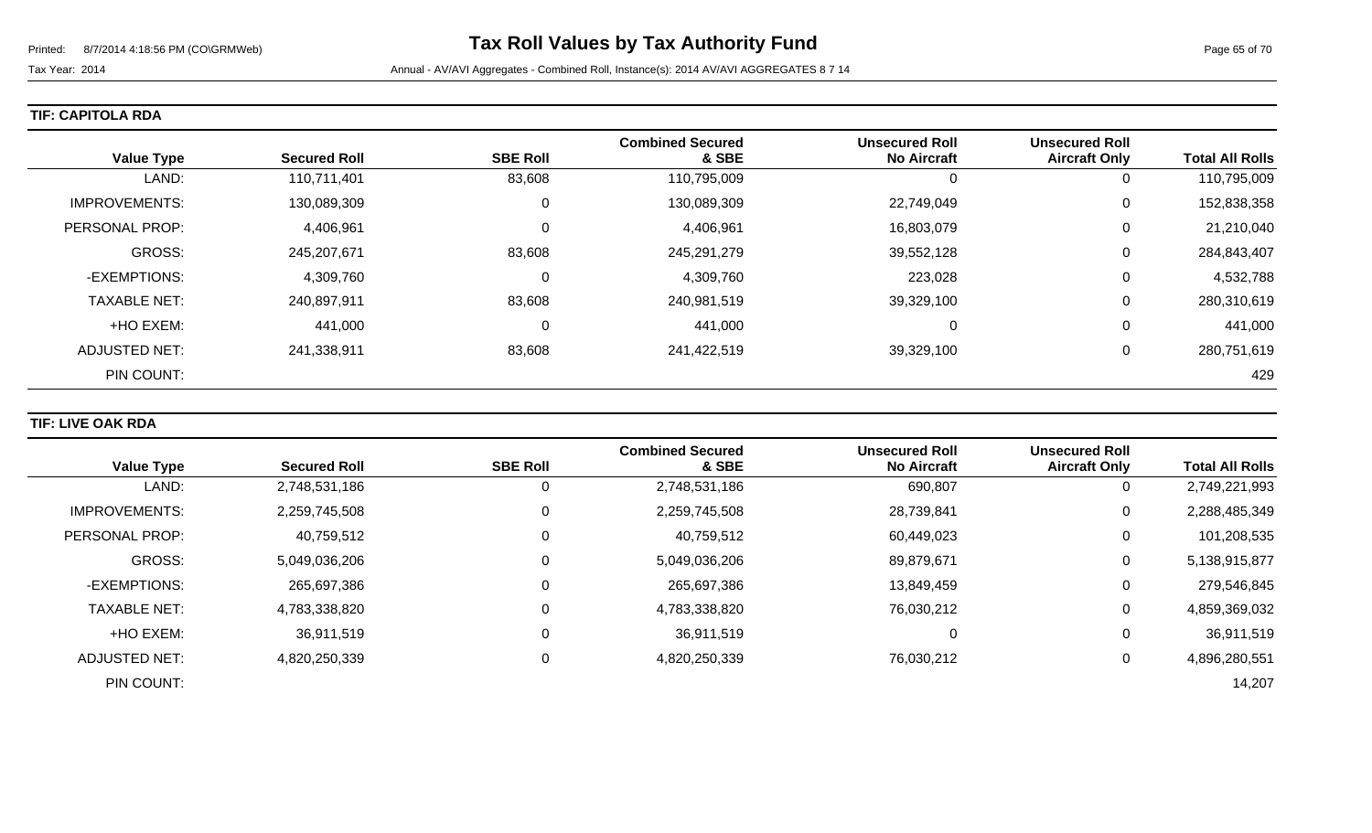**TIF: CAPITOLA RDA**

| Value Type | Secured Roll | SBE Roll | Combined Secured & SBE | Unsecured Roll No Aircraft | Unsecured Roll Aircraft Only | Total All Rolls |
|---|---|---|---|---|---|---|
| LAND: | 110,711,401 | 83,608 | 110,795,009 | 0 | 0 | 110,795,009 |
| IMPROVEMENTS: | 130,089,309 | 0 | 130,089,309 | 22,749,049 | 0 | 152,838,358 |
| PERSONAL PROP: | 4,406,961 | 0 | 4,406,961 | 16,803,079 | 0 | 21,210,040 |
| GROSS: | 245,207,671 | 83,608 | 245,291,279 | 39,552,128 | 0 | 284,843,407 |
| -EXEMPTIONS: | 4,309,760 | 0 | 4,309,760 | 223,028 | 0 | 4,532,788 |
| TAXABLE NET: | 240,897,911 | 83,608 | 240,981,519 | 39,329,100 | 0 | 280,310,619 |
| +HO EXEM: | 441,000 | 0 | 441,000 | 0 | 0 | 441,000 |
| ADJUSTED NET: | 241,338,911 | 83,608 | 241,422,519 | 39,329,100 | 0 | 280,751,619 |
| PIN COUNT: | | | | | | 429 |

**TIF: LIVE OAK RDA**

| Value Type | Secured Roll | SBE Roll | Combined Secured & SBE | Unsecured Roll No Aircraft | Unsecured Roll Aircraft Only | Total All Rolls |
|---|---|---|---|---|---|---|
| LAND: | 2,748,531,186 | 0 | 2,748,531,186 | 690,807 | 0 | 2,749,221,993 |
| IMPROVEMENTS: | 2,259,745,508 | 0 | 2,259,745,508 | 28,739,841 | 0 | 2,288,485,349 |
| PERSONAL PROP: | 40,759,512 | 0 | 40,759,512 | 60,449,023 | 0 | 101,208,535 |
| GROSS: | 5,049,036,206 | 0 | 5,049,036,206 | 89,879,671 | 0 | 5,138,915,877 |
| -EXEMPTIONS: | 265,697,386 | 0 | 265,697,386 | 13,849,459 | 0 | 279,546,845 |
| TAXABLE NET: | 4,783,338,820 | 0 | 4,783,338,820 | 76,030,212 | 0 | 4,859,369,032 |
| +HO EXEM: | 36,911,519 | 0 | 36,911,519 | 0 | 0 | 36,911,519 |
| ADJUSTED NET: | 4,820,250,339 | 0 | 4,820,250,339 | 76,030,212 | 0 | 4,896,280,551 |
| PIN COUNT: | | | | | | 14,207 |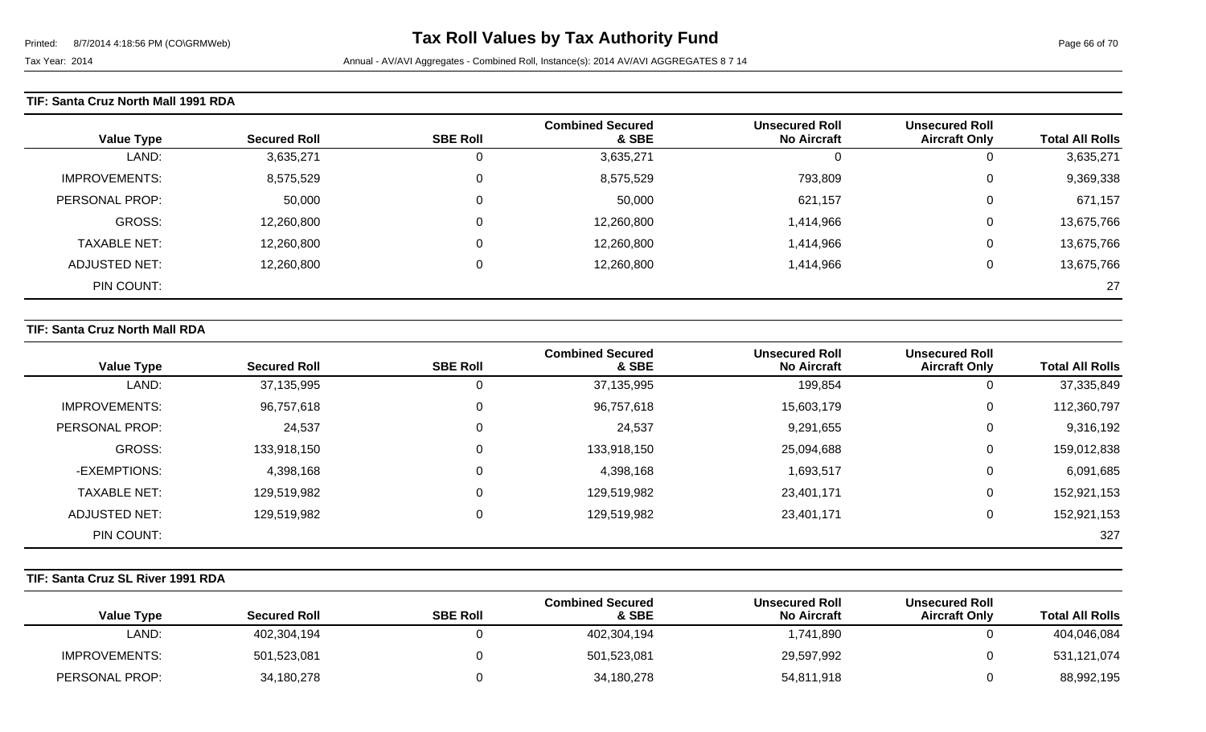# Tax Roll Values by Tax Authority Fund

Tax Year: 2014

Annual - AV/AVI Aggregates - Combined Roll, Instance(s): 2014 AV/AVI AGGREGATES 8 7 14

### TIF: Santa Cruz North Mall 1991 RDA

| Value Type | Secured Roll | SBE Roll | Combined Secured & SBE | Unsecured Roll No Aircraft | Unsecured Roll Aircraft Only | Total All Rolls |
|---|---|---|---|---|---|---|
| LAND: | 3,635,271 | 0 | 3,635,271 | 0 | 0 | 3,635,271 |
| IMPROVEMENTS: | 8,575,529 | 0 | 8,575,529 | 793,809 | 0 | 9,369,338 |
| PERSONAL PROP: | 50,000 | 0 | 50,000 | 621,157 | 0 | 671,157 |
| GROSS: | 12,260,800 | 0 | 12,260,800 | 1,414,966 | 0 | 13,675,766 |
| TAXABLE NET: | 12,260,800 | 0 | 12,260,800 | 1,414,966 | 0 | 13,675,766 |
| ADJUSTED NET: | 12,260,800 | 0 | 12,260,800 | 1,414,966 | 0 | 13,675,766 |
| PIN COUNT: | | | | | | 27 |

### TIF: Santa Cruz North Mall RDA

| Value Type | Secured Roll | SBE Roll | Combined Secured & SBE | Unsecured Roll No Aircraft | Unsecured Roll Aircraft Only | Total All Rolls |
|---|---|---|---|---|---|---|
| LAND: | 37,135,995 | 0 | 37,135,995 | 199,854 | 0 | 37,335,849 |
| IMPROVEMENTS: | 96,757,618 | 0 | 96,757,618 | 15,603,179 | 0 | 112,360,797 |
| PERSONAL PROP: | 24,537 | 0 | 24,537 | 9,291,655 | 0 | 9,316,192 |
| GROSS: | 133,918,150 | 0 | 133,918,150 | 25,094,688 | 0 | 159,012,838 |
| -EXEMPTIONS: | 4,398,168 | 0 | 4,398,168 | 1,693,517 | 0 | 6,091,685 |
| TAXABLE NET: | 129,519,982 | 0 | 129,519,982 | 23,401,171 | 0 | 152,921,153 |
| ADJUSTED NET: | 129,519,982 | 0 | 129,519,982 | 23,401,171 | 0 | 152,921,153 |
| PIN COUNT: | | | | | | 327 |

### TIF: Santa Cruz SL River 1991 RDA

| Value Type | Secured Roll | SBE Roll | Combined Secured & SBE | Unsecured Roll No Aircraft | Unsecured Roll Aircraft Only | Total All Rolls |
|---|---|---|---|---|---|---|
| LAND: | 402,304,194 | 0 | 402,304,194 | 1,741,890 | 0 | 404,046,084 |
| IMPROVEMENTS: | 501,523,081 | 0 | 501,523,081 | 29,597,992 | 0 | 531,121,074 |
| PERSONAL PROP: | 34,180,278 | 0 | 34,180,278 | 54,811,918 | 0 | 88,992,195 |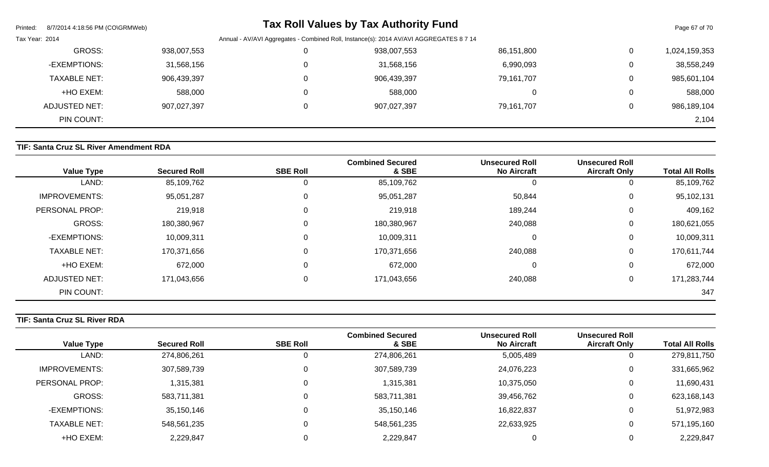| Value Type | Secured Roll | SBE Roll | Combined Secured & SBE | Unsecured Roll No Aircraft | Unsecured Roll Aircraft Only | Total All Rolls |
|---|---|---|---|---|---|---|
| GROSS: | 938,007,553 | 0 | 938,007,553 | 86,151,800 | 0 | 1,024,159,353 |
| -EXEMPTIONS: | 31,568,156 | 0 | 31,568,156 | 6,990,093 | 0 | 38,558,249 |
| TAXABLE NET: | 906,439,397 | 0 | 906,439,397 | 79,161,707 | 0 | 985,601,104 |
| +HO EXEM: | 588,000 | 0 | 588,000 | 0 | 0 | 588,000 |
| ADJUSTED NET: | 907,027,397 | 0 | 907,027,397 | 79,161,707 | 0 | 986,189,104 |
| PIN COUNT: | | | | | | 2,104 |

**TIF: Santa Cruz SL River Amendment RDA**

| Value Type | Secured Roll | SBE Roll | Combined Secured & SBE | Unsecured Roll No Aircraft | Unsecured Roll Aircraft Only | Total All Rolls |
|---|---|---|---|---|---|---|
| LAND: | 85,109,762 | 0 | 85,109,762 | 0 | 0 | 85,109,762 |
| IMPROVEMENTS: | 95,051,287 | 0 | 95,051,287 | 50,844 | 0 | 95,102,131 |
| PERSONAL PROP: | 219,918 | 0 | 219,918 | 189,244 | 0 | 409,162 |
| GROSS: | 180,380,967 | 0 | 180,380,967 | 240,088 | 0 | 180,621,055 |
| -EXEMPTIONS: | 10,009,311 | 0 | 10,009,311 | 0 | 0 | 10,009,311 |
| TAXABLE NET: | 170,371,656 | 0 | 170,371,656 | 240,088 | 0 | 170,611,744 |
| +HO EXEM: | 672,000 | 0 | 672,000 | 0 | 0 | 672,000 |
| ADJUSTED NET: | 171,043,656 | 0 | 171,043,656 | 240,088 | 0 | 171,283,744 |
| PIN COUNT: | | | | | | 347 |

**TIF: Santa Cruz SL River RDA**

| Value Type | Secured Roll | SBE Roll | Combined Secured & SBE | Unsecured Roll No Aircraft | Unsecured Roll Aircraft Only | Total All Rolls |
|---|---|---|---|---|---|---|
| LAND: | 274,806,261 | 0 | 274,806,261 | 5,005,489 | 0 | 279,811,750 |
| IMPROVEMENTS: | 307,589,739 | 0 | 307,589,739 | 24,076,223 | 0 | 331,665,962 |
| PERSONAL PROP: | 1,315,381 | 0 | 1,315,381 | 10,375,050 | 0 | 11,690,431 |
| GROSS: | 583,711,381 | 0 | 583,711,381 | 39,456,762 | 0 | 623,168,143 |
| -EXEMPTIONS: | 35,150,146 | 0 | 35,150,146 | 16,822,837 | 0 | 51,972,983 |
| TAXABLE NET: | 548,561,235 | 0 | 548,561,235 | 22,633,925 | 0 | 571,195,160 |
| +HO EXEM: | 2,229,847 | 0 | 2,229,847 | 0 | 0 | 2,229,847 |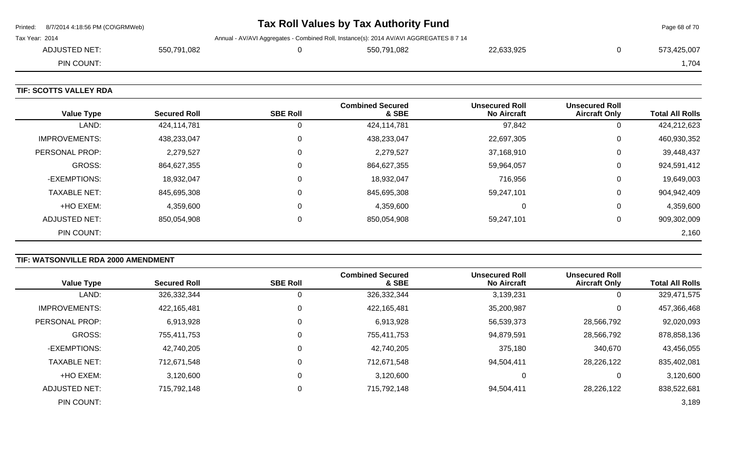| | | | | | | |
|---|---|---|---|---|---|---|
| ADJUSTED NET: | 550,791,082 | 0 | 550,791,082 | 22,633,925 | 0 | 573,425,007 |
| PIN COUNT: | | | | | | 1,704 |

**TIF: SCOTTS VALLEY RDA**

| Value Type | Secured Roll | SBE Roll | Combined Secured & SBE | Unsecured Roll No Aircraft | Unsecured Roll Aircraft Only | Total All Rolls |
|---|---|---|---|---|---|---|
| LAND: | 424,114,781 | 0 | 424,114,781 | 97,842 | 0 | 424,212,623 |
| IMPROVEMENTS: | 438,233,047 | 0 | 438,233,047 | 22,697,305 | 0 | 460,930,352 |
| PERSONAL PROP: | 2,279,527 | 0 | 2,279,527 | 37,168,910 | 0 | 39,448,437 |
| GROSS: | 864,627,355 | 0 | 864,627,355 | 59,964,057 | 0 | 924,591,412 |
| -EXEMPTIONS: | 18,932,047 | 0 | 18,932,047 | 716,956 | 0 | 19,649,003 |
| TAXABLE NET: | 845,695,308 | 0 | 845,695,308 | 59,247,101 | 0 | 904,942,409 |
| +HO EXEM: | 4,359,600 | 0 | 4,359,600 | 0 | 0 | 4,359,600 |
| ADJUSTED NET: | 850,054,908 | 0 | 850,054,908 | 59,247,101 | 0 | 909,302,009 |
| PIN COUNT: | | | | | | 2,160 |

**TIF: WATSONVILLE RDA 2000 AMENDMENT**

| Value Type | Secured Roll | SBE Roll | Combined Secured & SBE | Unsecured Roll No Aircraft | Unsecured Roll Aircraft Only | Total All Rolls |
|---|---|---|---|---|---|---|
| LAND: | 326,332,344 | 0 | 326,332,344 | 3,139,231 | 0 | 329,471,575 |
| IMPROVEMENTS: | 422,165,481 | 0 | 422,165,481 | 35,200,987 | 0 | 457,366,468 |
| PERSONAL PROP: | 6,913,928 | 0 | 6,913,928 | 56,539,373 | 28,566,792 | 92,020,093 |
| GROSS: | 755,411,753 | 0 | 755,411,753 | 94,879,591 | 28,566,792 | 878,858,136 |
| -EXEMPTIONS: | 42,740,205 | 0 | 42,740,205 | 375,180 | 340,670 | 43,456,055 |
| TAXABLE NET: | 712,671,548 | 0 | 712,671,548 | 94,504,411 | 28,226,122 | 835,402,081 |
| +HO EXEM: | 3,120,600 | 0 | 3,120,600 | 0 | 0 | 3,120,600 |
| ADJUSTED NET: | 715,792,148 | 0 | 715,792,148 | 94,504,411 | 28,226,122 | 838,522,681 |
| PIN COUNT: | | | | | | 3,189 |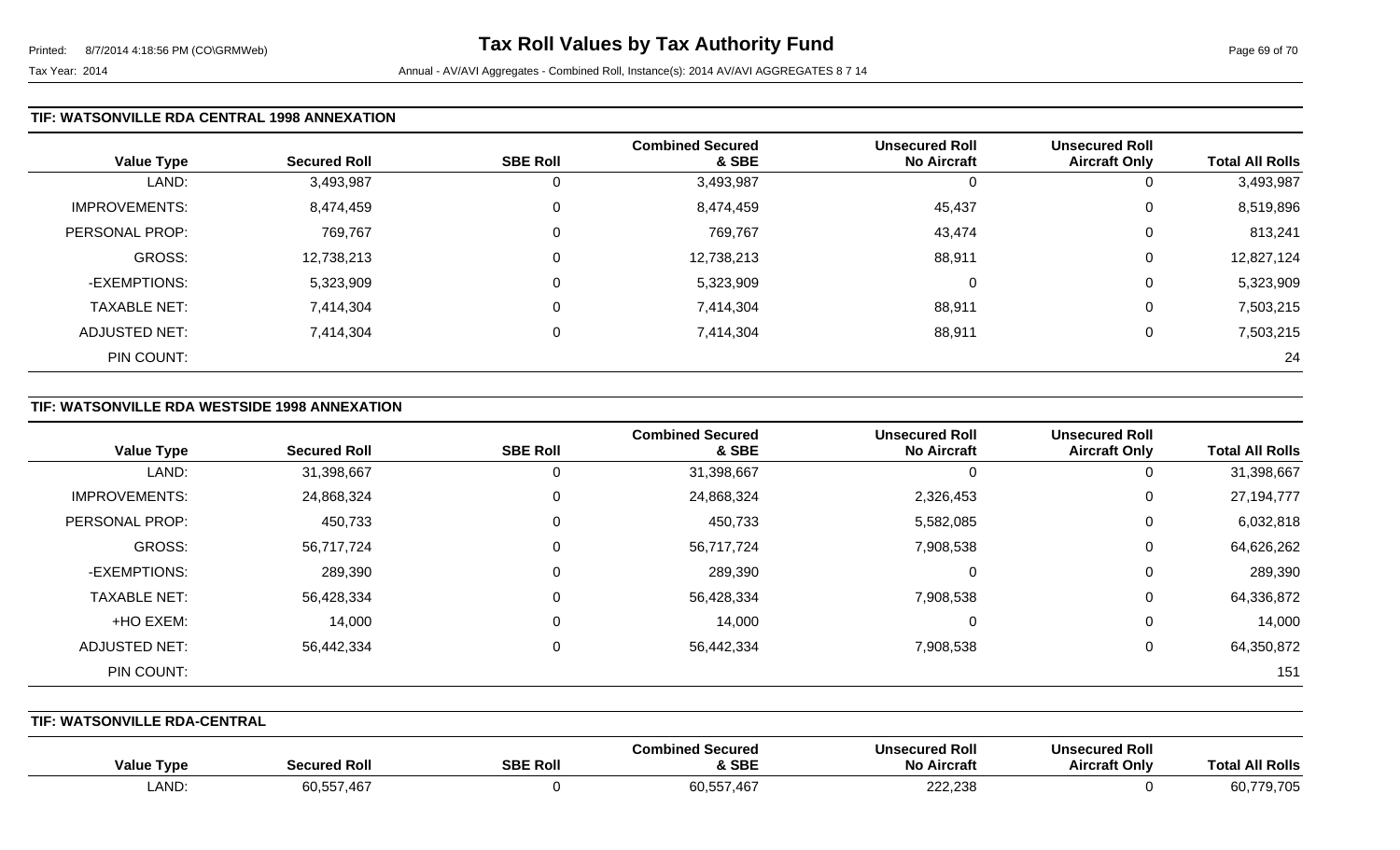### TIF: WATSONVILLE RDA CENTRAL 1998 ANNEXATION

| Value Type | Secured Roll | SBE Roll | Combined Secured & SBE | Unsecured Roll No Aircraft | Unsecured Roll Aircraft Only | Total All Rolls |
|---|---|---|---|---|---|---|
| LAND: | 3,493,987 | 0 | 3,493,987 | 0 | 0 | 3,493,987 |
| IMPROVEMENTS: | 8,474,459 | 0 | 8,474,459 | 45,437 | 0 | 8,519,896 |
| PERSONAL PROP: | 769,767 | 0 | 769,767 | 43,474 | 0 | 813,241 |
| GROSS: | 12,738,213 | 0 | 12,738,213 | 88,911 | 0 | 12,827,124 |
| -EXEMPTIONS: | 5,323,909 | 0 | 5,323,909 | 0 | 0 | 5,323,909 |
| TAXABLE NET: | 7,414,304 | 0 | 7,414,304 | 88,911 | 0 | 7,503,215 |
| ADJUSTED NET: | 7,414,304 | 0 | 7,414,304 | 88,911 | 0 | 7,503,215 |
| PIN COUNT: | | | | | | 24 |

### TIF: WATSONVILLE RDA WESTSIDE 1998 ANNEXATION

| Value Type | Secured Roll | SBE Roll | Combined Secured & SBE | Unsecured Roll No Aircraft | Unsecured Roll Aircraft Only | Total All Rolls |
|---|---|---|---|---|---|---|
| LAND: | 31,398,667 | 0 | 31,398,667 | 0 | 0 | 31,398,667 |
| IMPROVEMENTS: | 24,868,324 | 0 | 24,868,324 | 2,326,453 | 0 | 27,194,777 |
| PERSONAL PROP: | 450,733 | 0 | 450,733 | 5,582,085 | 0 | 6,032,818 |
| GROSS: | 56,717,724 | 0 | 56,717,724 | 7,908,538 | 0 | 64,626,262 |
| -EXEMPTIONS: | 289,390 | 0 | 289,390 | 0 | 0 | 289,390 |
| TAXABLE NET: | 56,428,334 | 0 | 56,428,334 | 7,908,538 | 0 | 64,336,872 |
| +HO EXEM: | 14,000 | 0 | 14,000 | 0 | 0 | 14,000 |
| ADJUSTED NET: | 56,442,334 | 0 | 56,442,334 | 7,908,538 | 0 | 64,350,872 |
| PIN COUNT: | | | | | | 151 |

### TIF: WATSONVILLE RDA-CENTRAL

| Value Type | Secured Roll | SBE Roll | Combined Secured & SBE | Unsecured Roll No Aircraft | Unsecured Roll Aircraft Only | Total All Rolls |
|---|---|---|---|---|---|---|
| LAND: | 60,557,467 | 0 | 60,557,467 | 222,238 | 0 | 60,779,705 |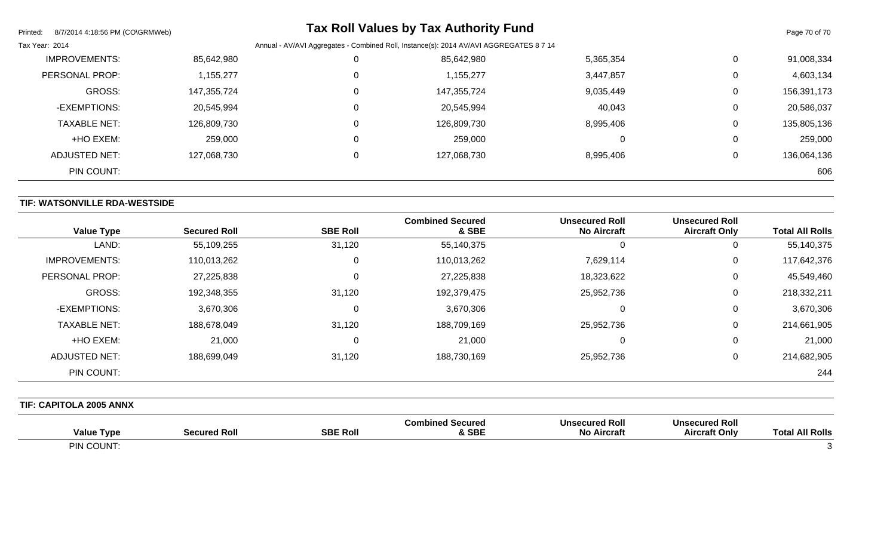| Value Type | Secured Roll | SBE Roll | Combined Secured & SBE | Unsecured Roll No Aircraft | Unsecured Roll Aircraft Only | Total All Rolls |
|---|---|---|---|---|---|---|
| IMPROVEMENTS: | 85,642,980 | 0 | 85,642,980 | 5,365,354 | 0 | 91,008,334 |
| PERSONAL PROP: | 1,155,277 | 0 | 1,155,277 | 3,447,857 | 0 | 4,603,134 |
| GROSS: | 147,355,724 | 0 | 147,355,724 | 9,035,449 | 0 | 156,391,173 |
| -EXEMPTIONS: | 20,545,994 | 0 | 20,545,994 | 40,043 | 0 | 20,586,037 |
| TAXABLE NET: | 126,809,730 | 0 | 126,809,730 | 8,995,406 | 0 | 135,805,136 |
| +HO EXEM: | 259,000 | 0 | 259,000 | 0 | 0 | 259,000 |
| ADJUSTED NET: | 127,068,730 | 0 | 127,068,730 | 8,995,406 | 0 | 136,064,136 |
| PIN COUNT: | | | | | | 606 |

## TIF: WATSONVILLE RDA-WESTSIDE

| Value Type | Secured Roll | SBE Roll | Combined Secured & SBE | Unsecured Roll No Aircraft | Unsecured Roll Aircraft Only | Total All Rolls |
|---|---|---|---|---|---|---|
| LAND: | 55,109,255 | 31,120 | 55,140,375 | 0 | 0 | 55,140,375 |
| IMPROVEMENTS: | 110,013,262 | 0 | 110,013,262 | 7,629,114 | 0 | 117,642,376 |
| PERSONAL PROP: | 27,225,838 | 0 | 27,225,838 | 18,323,622 | 0 | 45,549,460 |
| GROSS: | 192,348,355 | 31,120 | 192,379,475 | 25,952,736 | 0 | 218,332,211 |
| -EXEMPTIONS: | 3,670,306 | 0 | 3,670,306 | 0 | 0 | 3,670,306 |
| TAXABLE NET: | 188,678,049 | 31,120 | 188,709,169 | 25,952,736 | 0 | 214,661,905 |
| +HO EXEM: | 21,000 | 0 | 21,000 | 0 | 0 | 21,000 |
| ADJUSTED NET: | 188,699,049 | 31,120 | 188,730,169 | 25,952,736 | 0 | 214,682,905 |
| PIN COUNT: | | | | | | 244 |

## TIF: CAPITOLA 2005 ANNX

| Value Type | Secured Roll | SBE Roll | Combined Secured & SBE | Unsecured Roll No Aircraft | Unsecured Roll Aircraft Only | Total All Rolls |
|---|---|---|---|---|---|---|
| PIN COUNT: | | | | | | 3 |